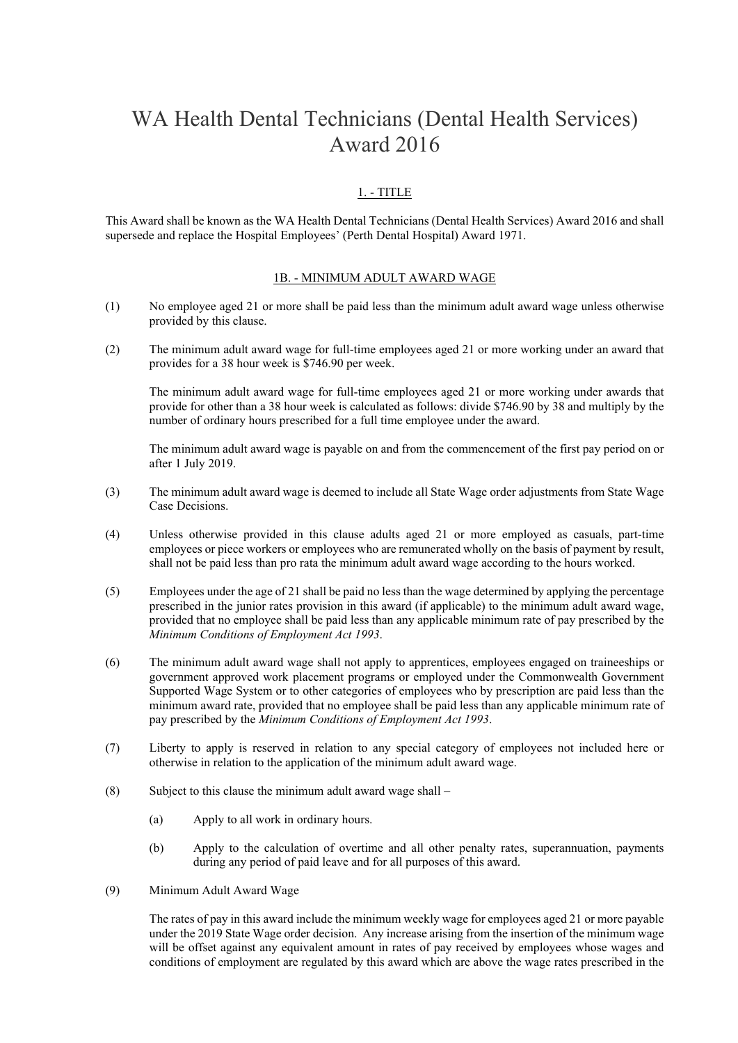# WA Health Dental Technicians (Dental Health Services) Award 2016

## 1. - TITLE

This Award shall be known as the WA Health Dental Technicians (Dental Health Services) Award 2016 and shall supersede and replace the Hospital Employees' (Perth Dental Hospital) Award 1971.

## 1B. - MINIMUM ADULT AWARD WAGE

(1) No employee aged 21 or more shall be paid less than the minimum adult award wage unless otherwise provided by this clause.

(2) The minimum adult award wage for full-time employees aged 21 or more working under an award that provides for a 38 hour week is $746.90 per week.

The minimum adult award wage for full-time employees aged 21 or more working under awards that provide for other than a 38 hour week is calculated as follows: divide $746.90 by 38 and multiply by the number of ordinary hours prescribed for a full time employee under the award.

The minimum adult award wage is payable on and from the commencement of the first pay period on or after 1 July 2019.

(3) The minimum adult award wage is deemed to include all State Wage order adjustments from State Wage Case Decisions.

(4) Unless otherwise provided in this clause adults aged 21 or more employed as casuals, part-time employees or piece workers or employees who are remunerated wholly on the basis of payment by result, shall not be paid less than pro rata the minimum adult award wage according to the hours worked.

(5) Employees under the age of 21 shall be paid no less than the wage determined by applying the percentage prescribed in the junior rates provision in this award (if applicable) to the minimum adult award wage, provided that no employee shall be paid less than any applicable minimum rate of pay prescribed by the *Minimum Conditions of Employment Act 1993*.

(6) The minimum adult award wage shall not apply to apprentices, employees engaged on traineeships or government approved work placement programs or employed under the Commonwealth Government Supported Wage System or to other categories of employees who by prescription are paid less than the minimum award rate, provided that no employee shall be paid less than any applicable minimum rate of pay prescribed by the *Minimum Conditions of Employment Act 1993*.

(7) Liberty to apply is reserved in relation to any special category of employees not included here or otherwise in relation to the application of the minimum adult award wage.

(8) Subject to this clause the minimum adult award wage shall –

(a) Apply to all work in ordinary hours.

(b) Apply to the calculation of overtime and all other penalty rates, superannuation, payments during any period of paid leave and for all purposes of this award.

(9) Minimum Adult Award Wage

The rates of pay in this award include the minimum weekly wage for employees aged 21 or more payable under the 2019 State Wage order decision. Any increase arising from the insertion of the minimum wage will be offset against any equivalent amount in rates of pay received by employees whose wages and conditions of employment are regulated by this award which are above the wage rates prescribed in the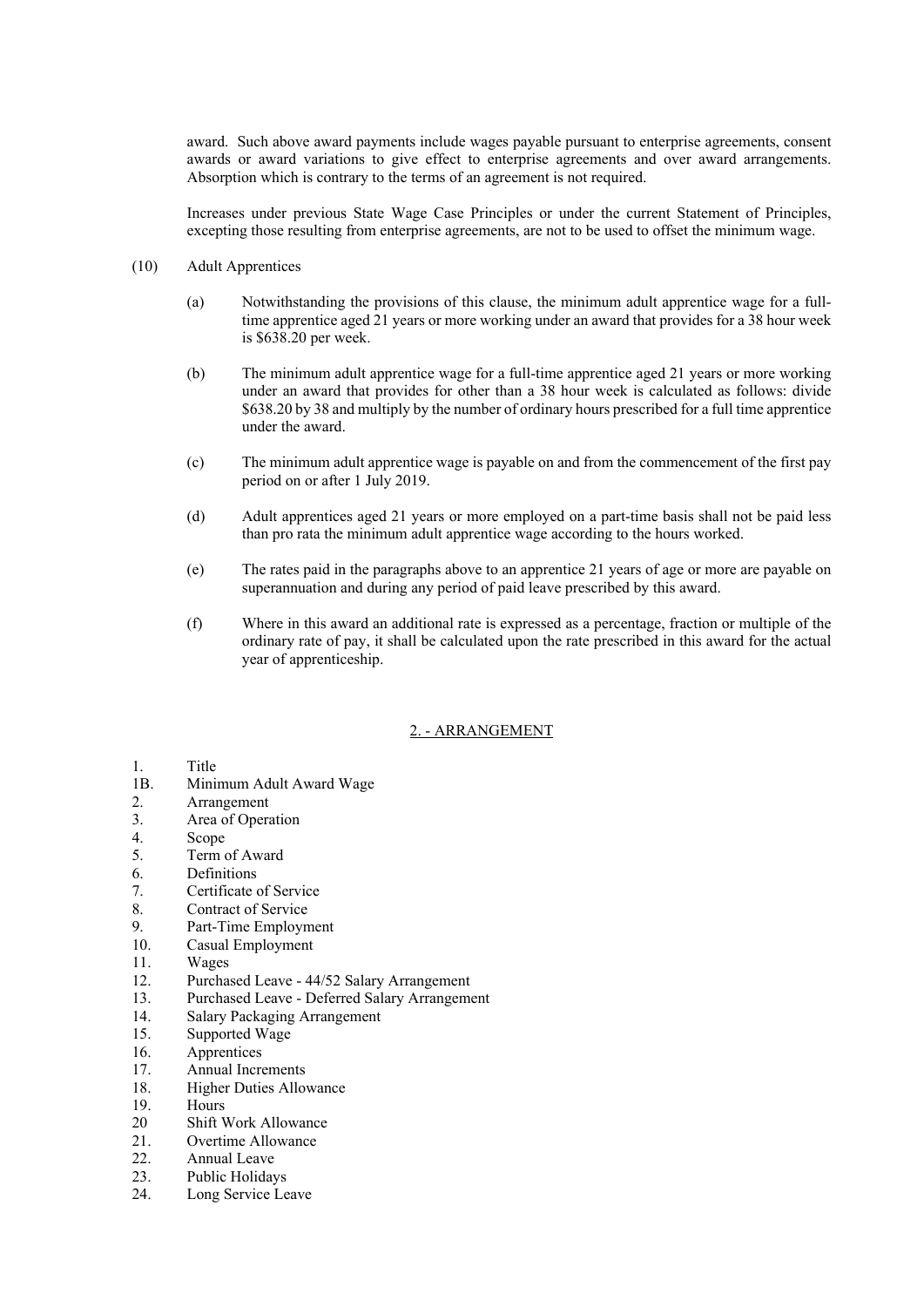award. Such above award payments include wages payable pursuant to enterprise agreements, consent awards or award variations to give effect to enterprise agreements and over award arrangements. Absorption which is contrary to the terms of an agreement is not required.

Increases under previous State Wage Case Principles or under the current Statement of Principles, excepting those resulting from enterprise agreements, are not to be used to offset the minimum wage.

(10) Adult Apprentices

(a) Notwithstanding the provisions of this clause, the minimum adult apprentice wage for a full-time apprentice aged 21 years or more working under an award that provides for a 38 hour week is $638.20 per week.

(b) The minimum adult apprentice wage for a full-time apprentice aged 21 years or more working under an award that provides for other than a 38 hour week is calculated as follows: divide $638.20 by 38 and multiply by the number of ordinary hours prescribed for a full time apprentice under the award.

(c) The minimum adult apprentice wage is payable on and from the commencement of the first pay period on or after 1 July 2019.

(d) Adult apprentices aged 21 years or more employed on a part-time basis shall not be paid less than pro rata the minimum adult apprentice wage according to the hours worked.

(e) The rates paid in the paragraphs above to an apprentice 21 years of age or more are payable on superannuation and during any period of paid leave prescribed by this award.

(f) Where in this award an additional rate is expressed as a percentage, fraction or multiple of the ordinary rate of pay, it shall be calculated upon the rate prescribed in this award for the actual year of apprenticeship.

## 2. - ARRANGEMENT

1. Title
1B. Minimum Adult Award Wage
2. Arrangement
3. Area of Operation
4. Scope
5. Term of Award
6. Definitions
7. Certificate of Service
8. Contract of Service
9. Part-Time Employment
10. Casual Employment
11. Wages
12. Purchased Leave - 44/52 Salary Arrangement
13. Purchased Leave - Deferred Salary Arrangement
14. Salary Packaging Arrangement
15. Supported Wage
16. Apprentices
17. Annual Increments
18. Higher Duties Allowance
19. Hours
20 Shift Work Allowance
21. Overtime Allowance
22. Annual Leave
23. Public Holidays
24. Long Service Leave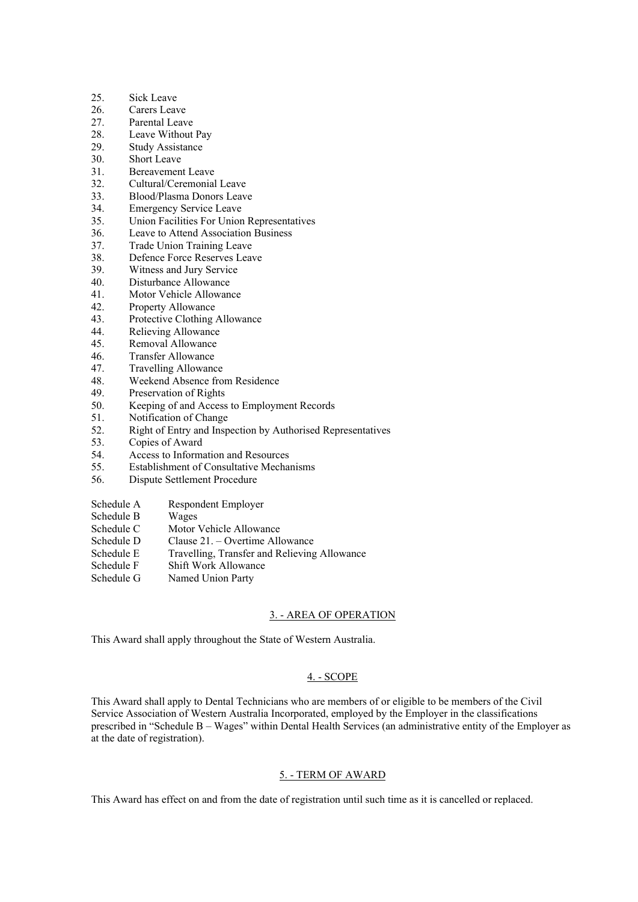25. Sick Leave
26. Carers Leave
27. Parental Leave
28. Leave Without Pay
29. Study Assistance
30. Short Leave
31. Bereavement Leave
32. Cultural/Ceremonial Leave
33. Blood/Plasma Donors Leave
34. Emergency Service Leave
35. Union Facilities For Union Representatives
36. Leave to Attend Association Business
37. Trade Union Training Leave
38. Defence Force Reserves Leave
39. Witness and Jury Service
40. Disturbance Allowance
41. Motor Vehicle Allowance
42. Property Allowance
43. Protective Clothing Allowance
44. Relieving Allowance
45. Removal Allowance
46. Transfer Allowance
47. Travelling Allowance
48. Weekend Absence from Residence
49. Preservation of Rights
50. Keeping of and Access to Employment Records
51. Notification of Change
52. Right of Entry and Inspection by Authorised Representatives
53. Copies of Award
54. Access to Information and Resources
55. Establishment of Consultative Mechanisms
56. Dispute Settlement Procedure

Schedule A    Respondent Employer
Schedule B    Wages
Schedule C    Motor Vehicle Allowance
Schedule D    Clause 21. – Overtime Allowance
Schedule E    Travelling, Transfer and Relieving Allowance
Schedule F    Shift Work Allowance
Schedule G    Named Union Party

## 3. - AREA OF OPERATION

This Award shall apply throughout the State of Western Australia.

## 4. - SCOPE

This Award shall apply to Dental Technicians who are members of or eligible to be members of the Civil Service Association of Western Australia Incorporated, employed by the Employer in the classifications prescribed in "Schedule B – Wages" within Dental Health Services (an administrative entity of the Employer as at the date of registration).

## 5. - TERM OF AWARD

This Award has effect on and from the date of registration until such time as it is cancelled or replaced.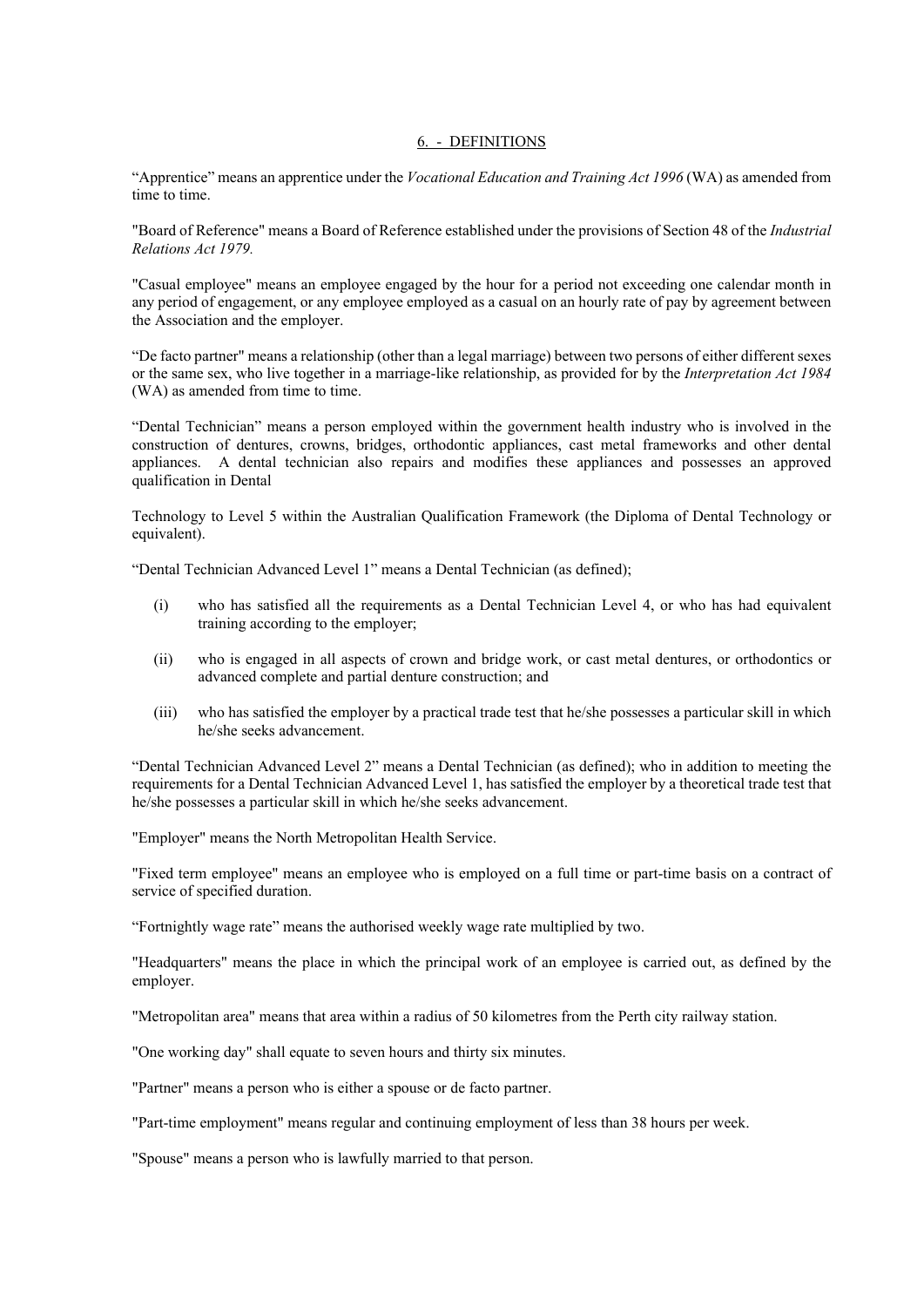## 6. - DEFINITIONS

"Apprentice" means an apprentice under the *Vocational Education and Training Act 1996* (WA) as amended from time to time.

"Board of Reference" means a Board of Reference established under the provisions of Section 48 of the *Industrial Relations Act 1979.*

"Casual employee" means an employee engaged by the hour for a period not exceeding one calendar month in any period of engagement, or any employee employed as a casual on an hourly rate of pay by agreement between the Association and the employer.

"De facto partner" means a relationship (other than a legal marriage) between two persons of either different sexes or the same sex, who live together in a marriage-like relationship, as provided for by the *Interpretation Act 1984* (WA) as amended from time to time.

"Dental Technician" means a person employed within the government health industry who is involved in the construction of dentures, crowns, bridges, orthodontic appliances, cast metal frameworks and other dental appliances. A dental technician also repairs and modifies these appliances and possesses an approved qualification in Dental

Technology to Level 5 within the Australian Qualification Framework (the Diploma of Dental Technology or equivalent).

"Dental Technician Advanced Level 1" means a Dental Technician (as defined);

(i) who has satisfied all the requirements as a Dental Technician Level 4, or who has had equivalent training according to the employer;

(ii) who is engaged in all aspects of crown and bridge work, or cast metal dentures, or orthodontics or advanced complete and partial denture construction; and

(iii) who has satisfied the employer by a practical trade test that he/she possesses a particular skill in which he/she seeks advancement.

"Dental Technician Advanced Level 2" means a Dental Technician (as defined); who in addition to meeting the requirements for a Dental Technician Advanced Level 1, has satisfied the employer by a theoretical trade test that he/she possesses a particular skill in which he/she seeks advancement.

"Employer" means the North Metropolitan Health Service.

"Fixed term employee" means an employee who is employed on a full time or part-time basis on a contract of service of specified duration.

"Fortnightly wage rate" means the authorised weekly wage rate multiplied by two.

"Headquarters" means the place in which the principal work of an employee is carried out, as defined by the employer.

"Metropolitan area" means that area within a radius of 50 kilometres from the Perth city railway station.

"One working day" shall equate to seven hours and thirty six minutes.

"Partner" means a person who is either a spouse or de facto partner.

"Part-time employment" means regular and continuing employment of less than 38 hours per week.

"Spouse" means a person who is lawfully married to that person.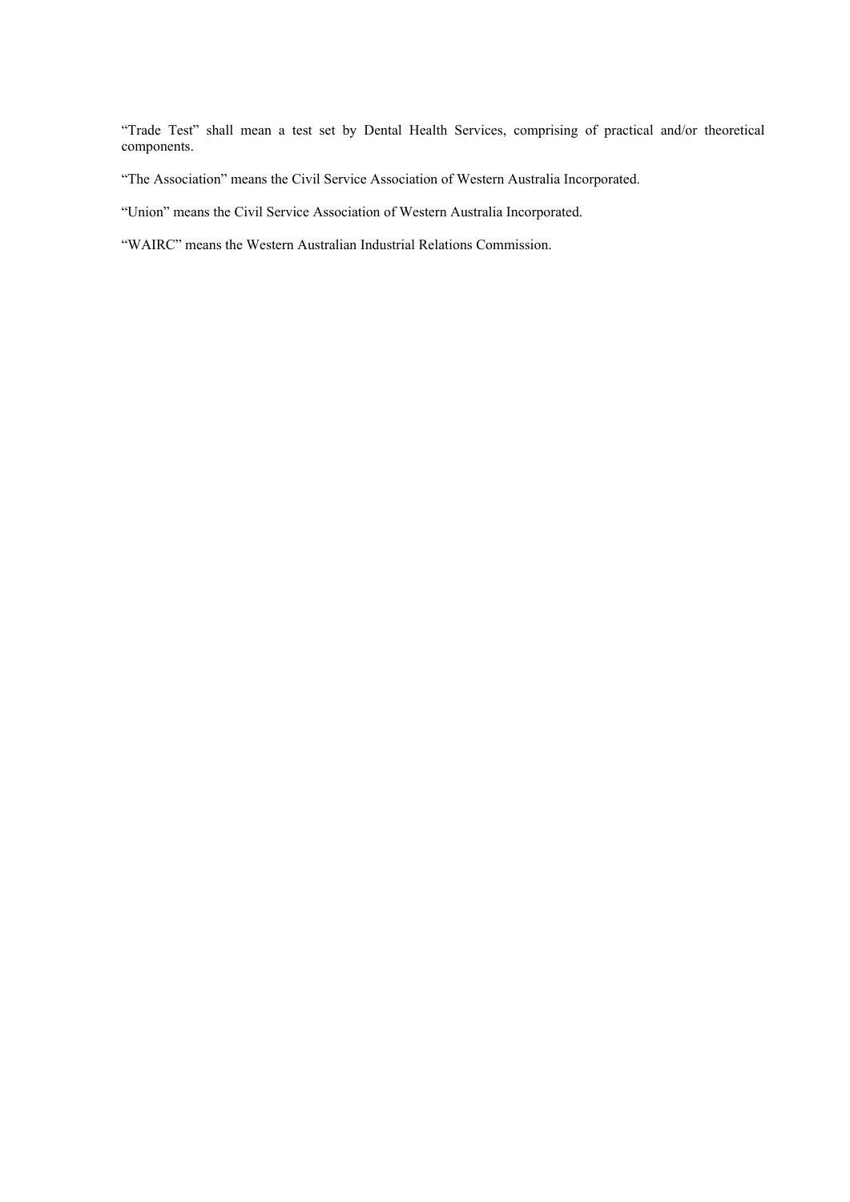"Trade Test" shall mean a test set by Dental Health Services, comprising of practical and/or theoretical components.

"The Association" means the Civil Service Association of Western Australia Incorporated.

"Union" means the Civil Service Association of Western Australia Incorporated.

"WAIRC" means the Western Australian Industrial Relations Commission.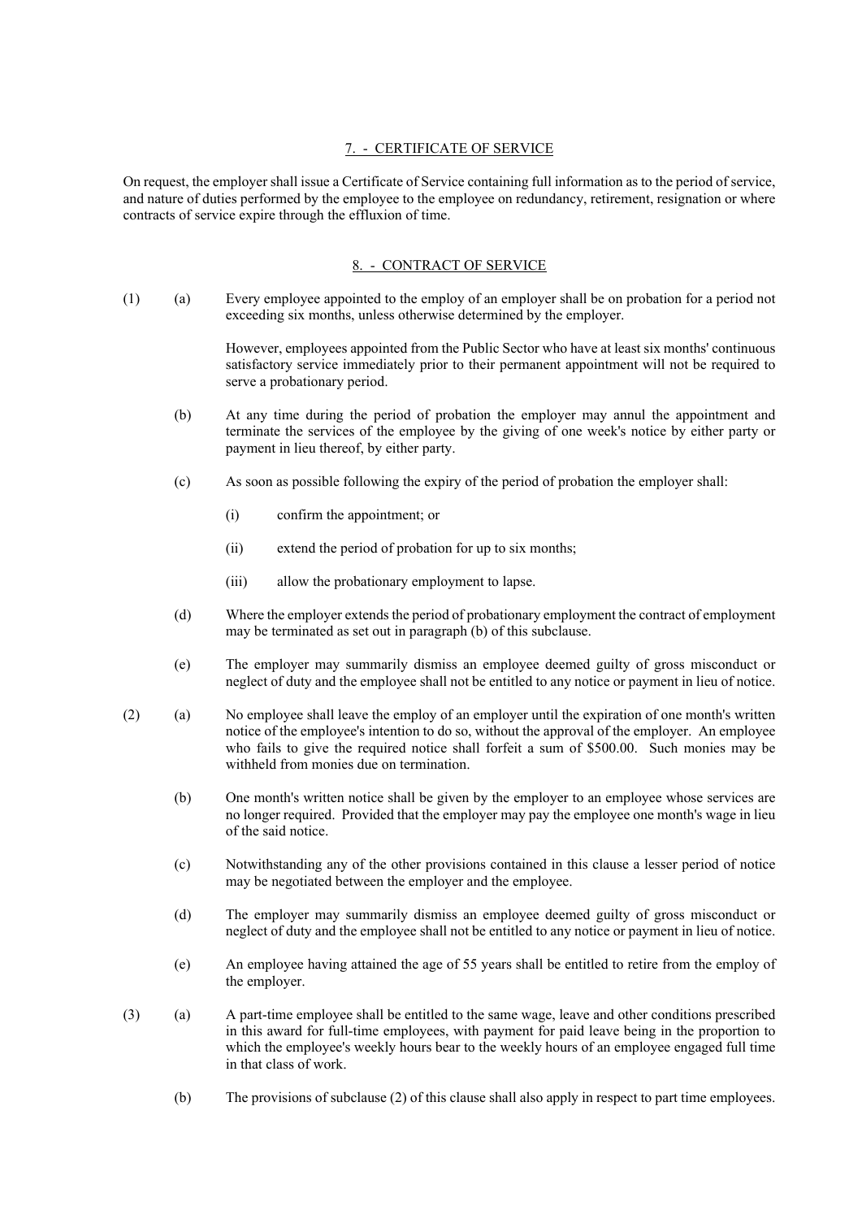## 7. - CERTIFICATE OF SERVICE

On request, the employer shall issue a Certificate of Service containing full information as to the period of service, and nature of duties performed by the employee to the employee on redundancy, retirement, resignation or where contracts of service expire through the effluxion of time.

## 8. - CONTRACT OF SERVICE

(1) (a) Every employee appointed to the employ of an employer shall be on probation for a period not exceeding six months, unless otherwise determined by the employer.

However, employees appointed from the Public Sector who have at least six months' continuous satisfactory service immediately prior to their permanent appointment will not be required to serve a probationary period.

(b) At any time during the period of probation the employer may annul the appointment and terminate the services of the employee by the giving of one week's notice by either party or payment in lieu thereof, by either party.

(c) As soon as possible following the expiry of the period of probation the employer shall:

(i) confirm the appointment; or

(ii) extend the period of probation for up to six months;

(iii) allow the probationary employment to lapse.

(d) Where the employer extends the period of probationary employment the contract of employment may be terminated as set out in paragraph (b) of this subclause.

(e) The employer may summarily dismiss an employee deemed guilty of gross misconduct or neglect of duty and the employee shall not be entitled to any notice or payment in lieu of notice.

(2) (a) No employee shall leave the employ of an employer until the expiration of one month's written notice of the employee's intention to do so, without the approval of the employer. An employee who fails to give the required notice shall forfeit a sum of $500.00. Such monies may be withheld from monies due on termination.

(b) One month's written notice shall be given by the employer to an employee whose services are no longer required. Provided that the employer may pay the employee one month's wage in lieu of the said notice.

(c) Notwithstanding any of the other provisions contained in this clause a lesser period of notice may be negotiated between the employer and the employee.

(d) The employer may summarily dismiss an employee deemed guilty of gross misconduct or neglect of duty and the employee shall not be entitled to any notice or payment in lieu of notice.

(e) An employee having attained the age of 55 years shall be entitled to retire from the employ of the employer.

(3) (a) A part-time employee shall be entitled to the same wage, leave and other conditions prescribed in this award for full-time employees, with payment for paid leave being in the proportion to which the employee's weekly hours bear to the weekly hours of an employee engaged full time in that class of work.

(b) The provisions of subclause (2) of this clause shall also apply in respect to part time employees.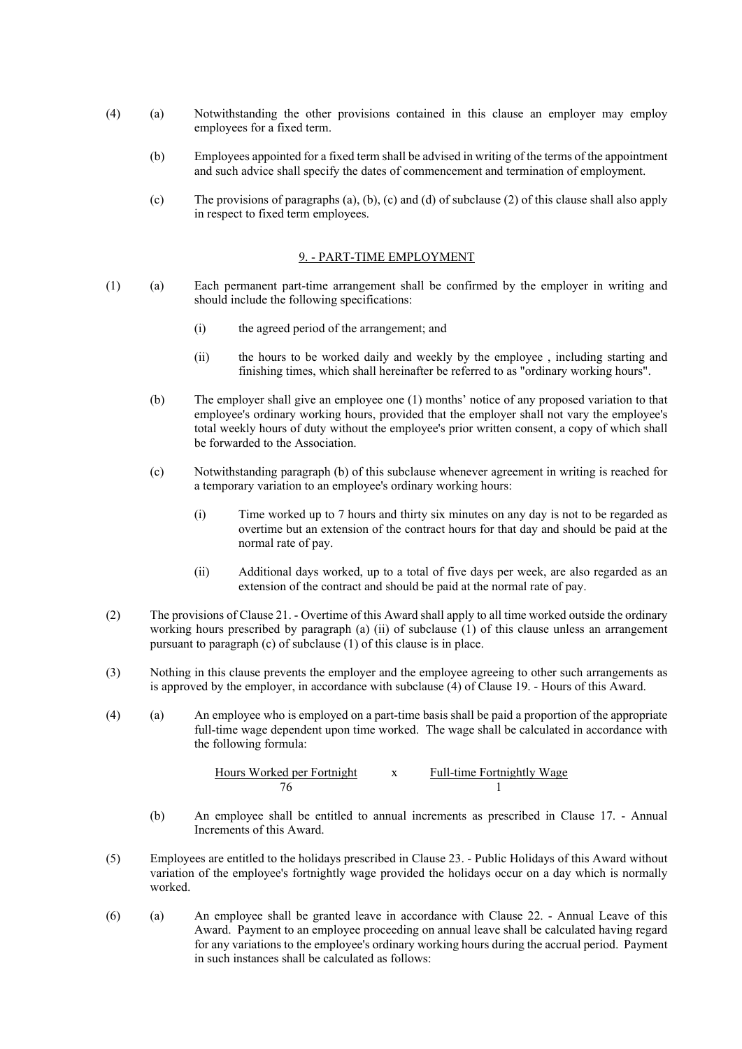(4) (a) Notwithstanding the other provisions contained in this clause an employer may employ employees for a fixed term.

(b) Employees appointed for a fixed term shall be advised in writing of the terms of the appointment and such advice shall specify the dates of commencement and termination of employment.

(c) The provisions of paragraphs (a), (b), (c) and (d) of subclause (2) of this clause shall also apply in respect to fixed term employees.

## 9. - PART-TIME EMPLOYMENT

(1) (a) Each permanent part-time arrangement shall be confirmed by the employer in writing and should include the following specifications:

(i) the agreed period of the arrangement; and

(ii) the hours to be worked daily and weekly by the employee , including starting and finishing times, which shall hereinafter be referred to as "ordinary working hours".

(b) The employer shall give an employee one (1) months' notice of any proposed variation to that employee's ordinary working hours, provided that the employer shall not vary the employee's total weekly hours of duty without the employee's prior written consent, a copy of which shall be forwarded to the Association.

(c) Notwithstanding paragraph (b) of this subclause whenever agreement in writing is reached for a temporary variation to an employee's ordinary working hours:

(i) Time worked up to 7 hours and thirty six minutes on any day is not to be regarded as overtime but an extension of the contract hours for that day and should be paid at the normal rate of pay.

(ii) Additional days worked, up to a total of five days per week, are also regarded as an extension of the contract and should be paid at the normal rate of pay.

(2) The provisions of Clause 21. - Overtime of this Award shall apply to all time worked outside the ordinary working hours prescribed by paragraph (a) (ii) of subclause (1) of this clause unless an arrangement pursuant to paragraph (c) of subclause (1) of this clause is in place.

(3) Nothing in this clause prevents the employer and the employee agreeing to other such arrangements as is approved by the employer, in accordance with subclause (4) of Clause 19. - Hours of this Award.

(4) (a) An employee who is employed on a part-time basis shall be paid a proportion of the appropriate full-time wage dependent upon time worked. The wage shall be calculated in accordance with the following formula:

$$\frac{\text{Hours Worked per Fortnight}}{76} \times \frac{\text{Full-time Fortnightly Wage}}{1}$$

(b) An employee shall be entitled to annual increments as prescribed in Clause 17. - Annual Increments of this Award.

(5) Employees are entitled to the holidays prescribed in Clause 23. - Public Holidays of this Award without variation of the employee's fortnightly wage provided the holidays occur on a day which is normally worked.

(6) (a) An employee shall be granted leave in accordance with Clause 22. - Annual Leave of this Award. Payment to an employee proceeding on annual leave shall be calculated having regard for any variations to the employee's ordinary working hours during the accrual period. Payment in such instances shall be calculated as follows: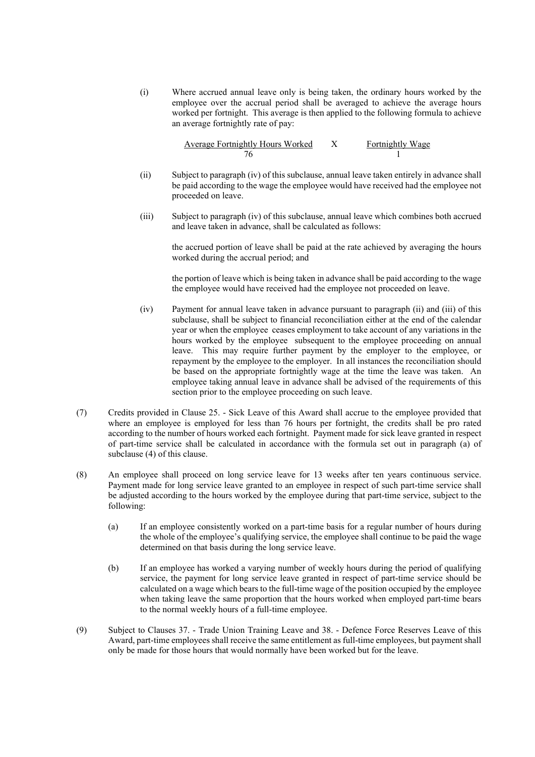(i) Where accrued annual leave only is being taken, the ordinary hours worked by the employee over the accrual period shall be averaged to achieve the average hours worked per fortnight. This average is then applied to the following formula to achieve an average fortnightly rate of pay:

$$\frac{\text{Average Fortnightly Hours Worked}}{76} \quad \text{X} \quad \frac{\text{Fortnightly Wage}}{1}$$

(ii) Subject to paragraph (iv) of this subclause, annual leave taken entirely in advance shall be paid according to the wage the employee would have received had the employee not proceeded on leave.

(iii) Subject to paragraph (iv) of this subclause, annual leave which combines both accrued and leave taken in advance, shall be calculated as follows:

the accrued portion of leave shall be paid at the rate achieved by averaging the hours worked during the accrual period; and

the portion of leave which is being taken in advance shall be paid according to the wage the employee would have received had the employee not proceeded on leave.

(iv) Payment for annual leave taken in advance pursuant to paragraph (ii) and (iii) of this subclause, shall be subject to financial reconciliation either at the end of the calendar year or when the employee ceases employment to take account of any variations in the hours worked by the employee subsequent to the employee proceeding on annual leave. This may require further payment by the employer to the employee, or repayment by the employee to the employer. In all instances the reconciliation should be based on the appropriate fortnightly wage at the time the leave was taken. An employee taking annual leave in advance shall be advised of the requirements of this section prior to the employee proceeding on such leave.

(7) Credits provided in Clause 25. - Sick Leave of this Award shall accrue to the employee provided that where an employee is employed for less than 76 hours per fortnight, the credits shall be pro rated according to the number of hours worked each fortnight. Payment made for sick leave granted in respect of part-time service shall be calculated in accordance with the formula set out in paragraph (a) of subclause (4) of this clause.

(8) An employee shall proceed on long service leave for 13 weeks after ten years continuous service. Payment made for long service leave granted to an employee in respect of such part-time service shall be adjusted according to the hours worked by the employee during that part-time service, subject to the following:

(a) If an employee consistently worked on a part-time basis for a regular number of hours during the whole of the employee's qualifying service, the employee shall continue to be paid the wage determined on that basis during the long service leave.

(b) If an employee has worked a varying number of weekly hours during the period of qualifying service, the payment for long service leave granted in respect of part-time service should be calculated on a wage which bears to the full-time wage of the position occupied by the employee when taking leave the same proportion that the hours worked when employed part-time bears to the normal weekly hours of a full-time employee.

(9) Subject to Clauses 37. - Trade Union Training Leave and 38. - Defence Force Reserves Leave of this Award, part-time employees shall receive the same entitlement as full-time employees, but payment shall only be made for those hours that would normally have been worked but for the leave.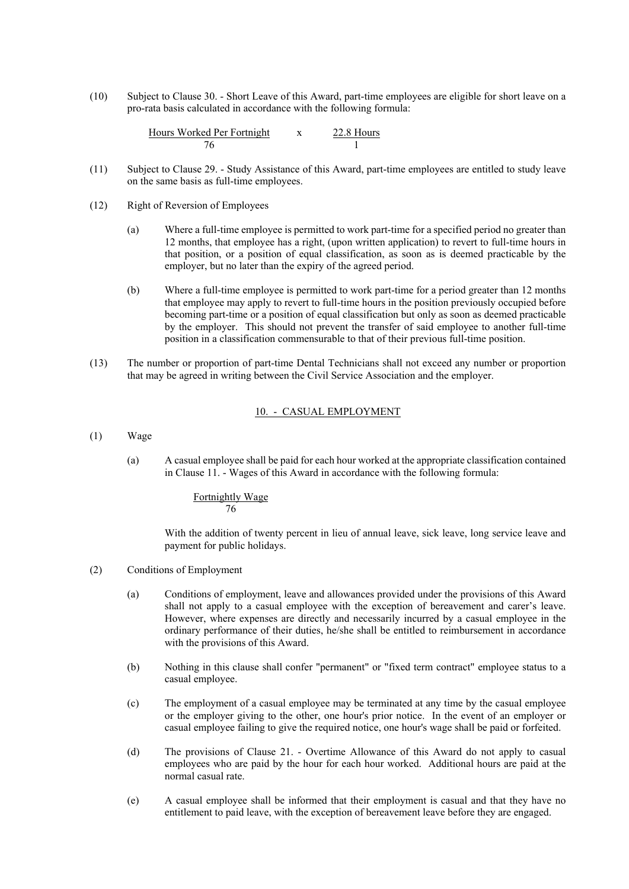(10) Subject to Clause 30. - Short Leave of this Award, part-time employees are eligible for short leave on a pro-rata basis calculated in accordance with the following formula:

$$\frac{\text{Hours Worked Per Fortnight}}{76} \quad x \quad \frac{22.8 \text{ Hours}}{1}$$

(11) Subject to Clause 29. - Study Assistance of this Award, part-time employees are entitled to study leave on the same basis as full-time employees.

(12) Right of Reversion of Employees

(a) Where a full-time employee is permitted to work part-time for a specified period no greater than 12 months, that employee has a right, (upon written application) to revert to full-time hours in that position, or a position of equal classification, as soon as is deemed practicable by the employer, but no later than the expiry of the agreed period.

(b) Where a full-time employee is permitted to work part-time for a period greater than 12 months that employee may apply to revert to full-time hours in the position previously occupied before becoming part-time or a position of equal classification but only as soon as deemed practicable by the employer. This should not prevent the transfer of said employee to another full-time position in a classification commensurable to that of their previous full-time position.

(13) The number or proportion of part-time Dental Technicians shall not exceed any number or proportion that may be agreed in writing between the Civil Service Association and the employer.

## 10. - CASUAL EMPLOYMENT

(1) Wage

(a) A casual employee shall be paid for each hour worked at the appropriate classification contained in Clause 11. - Wages of this Award in accordance with the following formula:

$$\frac{\text{Fortnightly Wage}}{76}$$

With the addition of twenty percent in lieu of annual leave, sick leave, long service leave and payment for public holidays.

(2) Conditions of Employment

(a) Conditions of employment, leave and allowances provided under the provisions of this Award shall not apply to a casual employee with the exception of bereavement and carer's leave. However, where expenses are directly and necessarily incurred by a casual employee in the ordinary performance of their duties, he/she shall be entitled to reimbursement in accordance with the provisions of this Award.

(b) Nothing in this clause shall confer "permanent" or "fixed term contract" employee status to a casual employee.

(c) The employment of a casual employee may be terminated at any time by the casual employee or the employer giving to the other, one hour's prior notice. In the event of an employer or casual employee failing to give the required notice, one hour's wage shall be paid or forfeited.

(d) The provisions of Clause 21. - Overtime Allowance of this Award do not apply to casual employees who are paid by the hour for each hour worked. Additional hours are paid at the normal casual rate.

(e) A casual employee shall be informed that their employment is casual and that they have no entitlement to paid leave, with the exception of bereavement leave before they are engaged.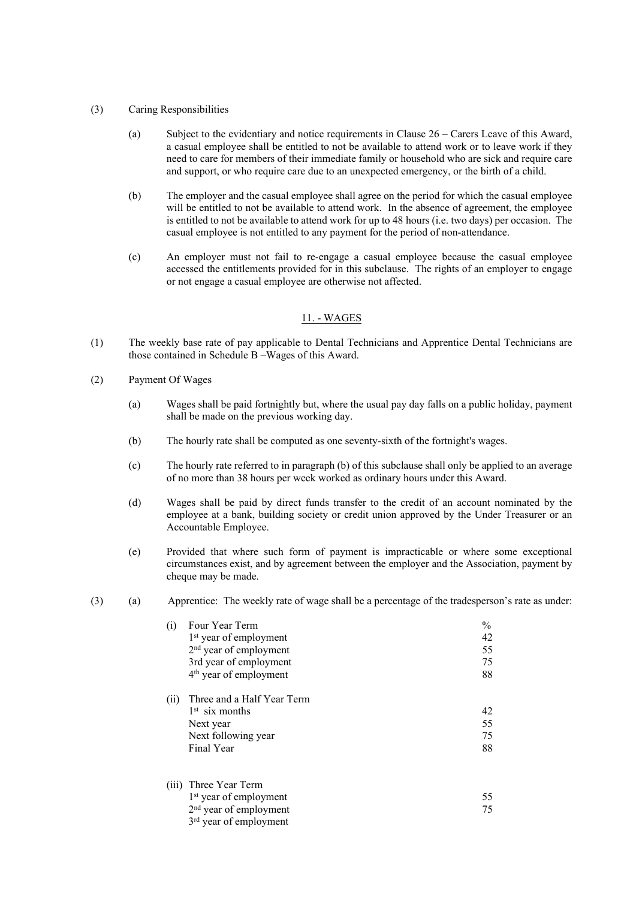(3) Caring Responsibilities

(a) Subject to the evidentiary and notice requirements in Clause 26 – Carers Leave of this Award, a casual employee shall be entitled to not be available to attend work or to leave work if they need to care for members of their immediate family or household who are sick and require care and support, or who require care due to an unexpected emergency, or the birth of a child.

(b) The employer and the casual employee shall agree on the period for which the casual employee will be entitled to not be available to attend work. In the absence of agreement, the employee is entitled to not be available to attend work for up to 48 hours (i.e. two days) per occasion. The casual employee is not entitled to any payment for the period of non-attendance.

(c) An employer must not fail to re-engage a casual employee because the casual employee accessed the entitlements provided for in this subclause. The rights of an employer to engage or not engage a casual employee are otherwise not affected.

## 11. - WAGES

(1) The weekly base rate of pay applicable to Dental Technicians and Apprentice Dental Technicians are those contained in Schedule B –Wages of this Award.

(2) Payment Of Wages

(a) Wages shall be paid fortnightly but, where the usual pay day falls on a public holiday, payment shall be made on the previous working day.

(b) The hourly rate shall be computed as one seventy-sixth of the fortnight's wages.

(c) The hourly rate referred to in paragraph (b) of this subclause shall only be applied to an average of no more than 38 hours per week worked as ordinary hours under this Award.

(d) Wages shall be paid by direct funds transfer to the credit of an account nominated by the employee at a bank, building society or credit union approved by the Under Treasurer or an Accountable Employee.

(e) Provided that where such form of payment is impracticable or where some exceptional circumstances exist, and by agreement between the employer and the Association, payment by cheque may be made.

(3) (a) Apprentice: The weekly rate of wage shall be a percentage of the tradesperson's rate as under:

| | | % |
|---|---|---|
| (i) | Four Year Term | |
| | 1st year of employment | 42 |
| | 2nd year of employment | 55 |
| | 3rd year of employment | 75 |
| | 4th year of employment | 88 |
| (ii) | Three and a Half Year Term | |
| | 1st six months | 42 |
| | Next year | 55 |
| | Next following year | 75 |
| | Final Year | 88 |
| (iii) | Three Year Term | |
| | 1st year of employment | 55 |
| | 2nd year of employment | 75 |
| | 3rd year of employment | |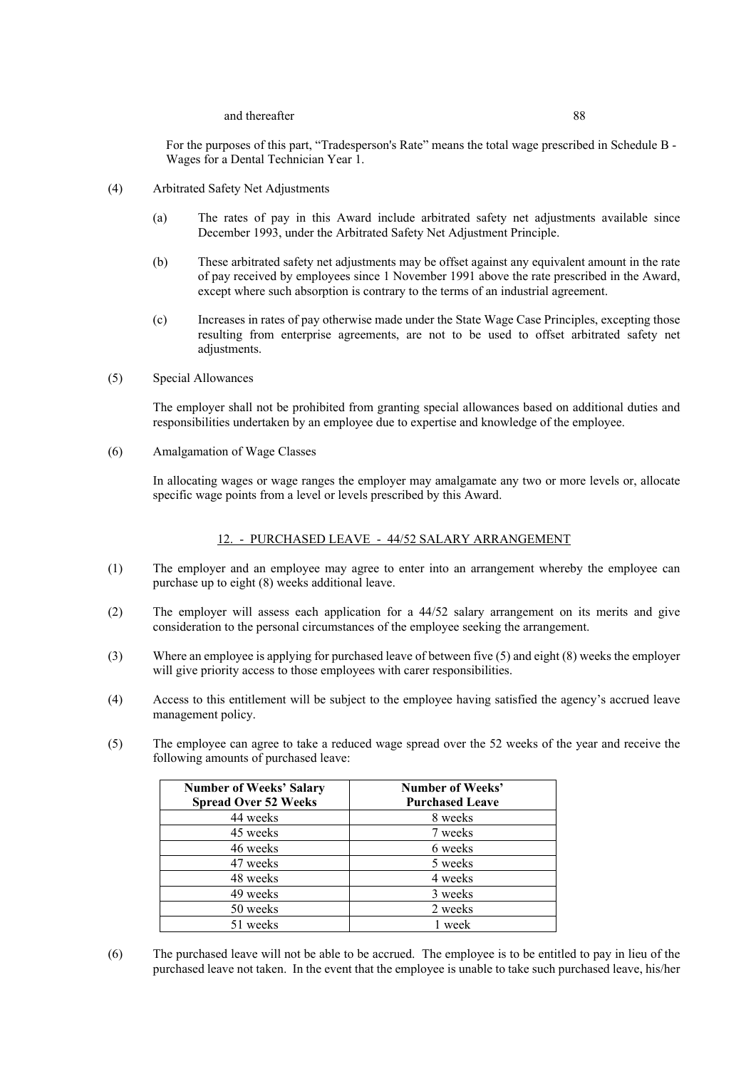and thereafter 88

For the purposes of this part, "Tradesperson's Rate" means the total wage prescribed in Schedule B - Wages for a Dental Technician Year 1.

(4) Arbitrated Safety Net Adjustments

(a) The rates of pay in this Award include arbitrated safety net adjustments available since December 1993, under the Arbitrated Safety Net Adjustment Principle.

(b) These arbitrated safety net adjustments may be offset against any equivalent amount in the rate of pay received by employees since 1 November 1991 above the rate prescribed in the Award, except where such absorption is contrary to the terms of an industrial agreement.

(c) Increases in rates of pay otherwise made under the State Wage Case Principles, excepting those resulting from enterprise agreements, are not to be used to offset arbitrated safety net adjustments.

(5) Special Allowances

The employer shall not be prohibited from granting special allowances based on additional duties and responsibilities undertaken by an employee due to expertise and knowledge of the employee.

(6) Amalgamation of Wage Classes

In allocating wages or wage ranges the employer may amalgamate any two or more levels or, allocate specific wage points from a level or levels prescribed by this Award.

## 12. - PURCHASED LEAVE - 44/52 SALARY ARRANGEMENT

(1) The employer and an employee may agree to enter into an arrangement whereby the employee can purchase up to eight (8) weeks additional leave.

(2) The employer will assess each application for a 44/52 salary arrangement on its merits and give consideration to the personal circumstances of the employee seeking the arrangement.

(3) Where an employee is applying for purchased leave of between five (5) and eight (8) weeks the employer will give priority access to those employees with carer responsibilities.

(4) Access to this entitlement will be subject to the employee having satisfied the agency's accrued leave management policy.

(5) The employee can agree to take a reduced wage spread over the 52 weeks of the year and receive the following amounts of purchased leave:

| Number of Weeks' Salary Spread Over 52 Weeks | Number of Weeks' Purchased Leave |
|---|---|
| 44 weeks | 8 weeks |
| 45 weeks | 7 weeks |
| 46 weeks | 6 weeks |
| 47 weeks | 5 weeks |
| 48 weeks | 4 weeks |
| 49 weeks | 3 weeks |
| 50 weeks | 2 weeks |
| 51 weeks | 1 week |

(6) The purchased leave will not be able to be accrued. The employee is to be entitled to pay in lieu of the purchased leave not taken. In the event that the employee is unable to take such purchased leave, his/her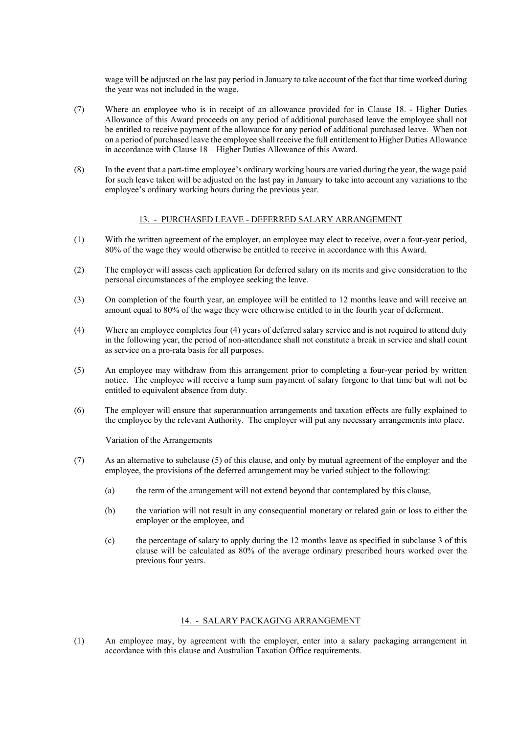wage will be adjusted on the last pay period in January to take account of the fact that time worked during the year was not included in the wage.

(7) Where an employee who is in receipt of an allowance provided for in Clause 18. - Higher Duties Allowance of this Award proceeds on any period of additional purchased leave the employee shall not be entitled to receive payment of the allowance for any period of additional purchased leave. When not on a period of purchased leave the employee shall receive the full entitlement to Higher Duties Allowance in accordance with Clause 18 – Higher Duties Allowance of this Award.

(8) In the event that a part-time employee's ordinary working hours are varied during the year, the wage paid for such leave taken will be adjusted on the last pay in January to take into account any variations to the employee's ordinary working hours during the previous year.

## 13. - PURCHASED LEAVE - DEFERRED SALARY ARRANGEMENT

(1) With the written agreement of the employer, an employee may elect to receive, over a four-year period, 80% of the wage they would otherwise be entitled to receive in accordance with this Award.

(2) The employer will assess each application for deferred salary on its merits and give consideration to the personal circumstances of the employee seeking the leave.

(3) On completion of the fourth year, an employee will be entitled to 12 months leave and will receive an amount equal to 80% of the wage they were otherwise entitled to in the fourth year of deferment.

(4) Where an employee completes four (4) years of deferred salary service and is not required to attend duty in the following year, the period of non-attendance shall not constitute a break in service and shall count as service on a pro-rata basis for all purposes.

(5) An employee may withdraw from this arrangement prior to completing a four-year period by written notice. The employee will receive a lump sum payment of salary forgone to that time but will not be entitled to equivalent absence from duty.

(6) The employer will ensure that superannuation arrangements and taxation effects are fully explained to the employee by the relevant Authority. The employer will put any necessary arrangements into place.

Variation of the Arrangements

(7) As an alternative to subclause (5) of this clause, and only by mutual agreement of the employer and the employee, the provisions of the deferred arrangement may be varied subject to the following:

(a) the term of the arrangement will not extend beyond that contemplated by this clause,

(b) the variation will not result in any consequential monetary or related gain or loss to either the employer or the employee, and

(c) the percentage of salary to apply during the 12 months leave as specified in subclause 3 of this clause will be calculated as 80% of the average ordinary prescribed hours worked over the previous four years.

## 14. - SALARY PACKAGING ARRANGEMENT

(1) An employee may, by agreement with the employer, enter into a salary packaging arrangement in accordance with this clause and Australian Taxation Office requirements.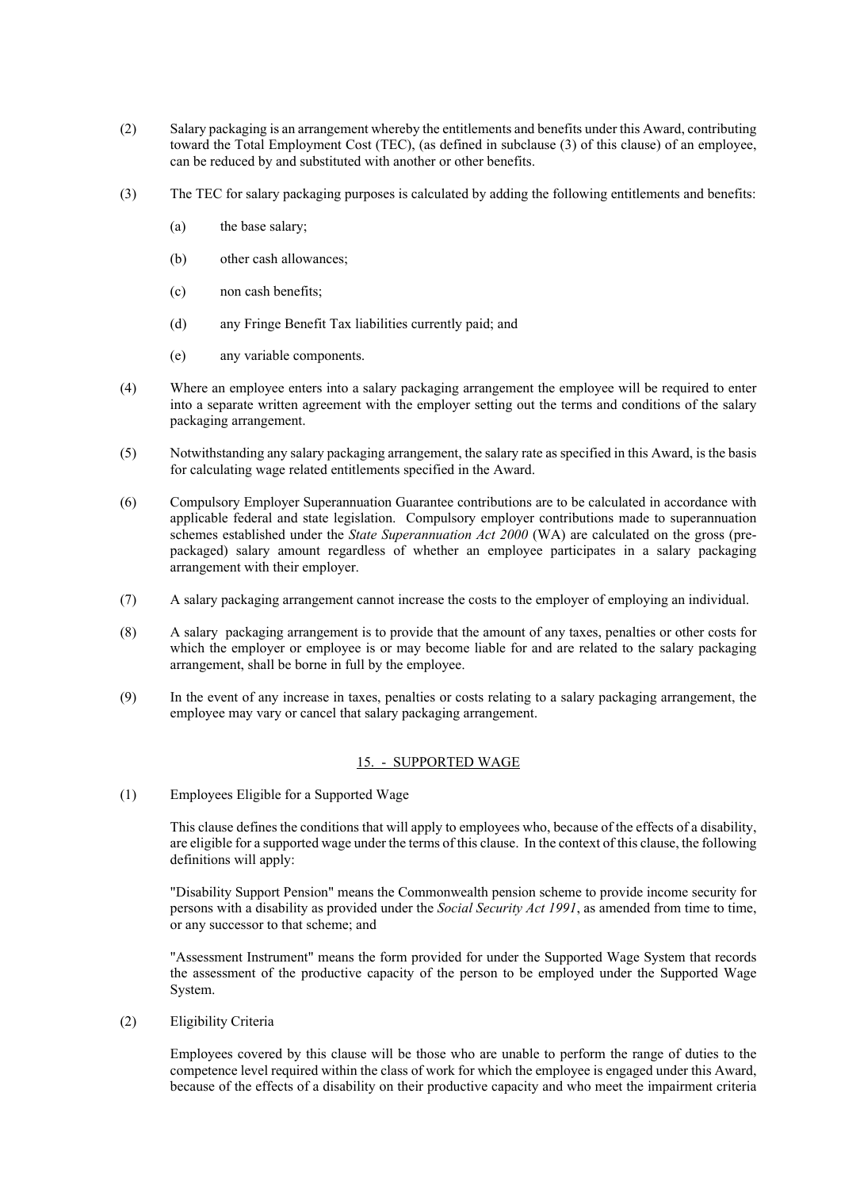(2) Salary packaging is an arrangement whereby the entitlements and benefits under this Award, contributing toward the Total Employment Cost (TEC), (as defined in subclause (3) of this clause) of an employee, can be reduced by and substituted with another or other benefits.

(3) The TEC for salary packaging purposes is calculated by adding the following entitlements and benefits:

(a) the base salary;

(b) other cash allowances;

(c) non cash benefits;

(d) any Fringe Benefit Tax liabilities currently paid; and

(e) any variable components.

(4) Where an employee enters into a salary packaging arrangement the employee will be required to enter into a separate written agreement with the employer setting out the terms and conditions of the salary packaging arrangement.

(5) Notwithstanding any salary packaging arrangement, the salary rate as specified in this Award, is the basis for calculating wage related entitlements specified in the Award.

(6) Compulsory Employer Superannuation Guarantee contributions are to be calculated in accordance with applicable federal and state legislation. Compulsory employer contributions made to superannuation schemes established under the *State Superannuation Act 2000* (WA) are calculated on the gross (pre-packaged) salary amount regardless of whether an employee participates in a salary packaging arrangement with their employer.

(7) A salary packaging arrangement cannot increase the costs to the employer of employing an individual.

(8) A salary packaging arrangement is to provide that the amount of any taxes, penalties or other costs for which the employer or employee is or may become liable for and are related to the salary packaging arrangement, shall be borne in full by the employee.

(9) In the event of any increase in taxes, penalties or costs relating to a salary packaging arrangement, the employee may vary or cancel that salary packaging arrangement.

## 15. - SUPPORTED WAGE

(1) Employees Eligible for a Supported Wage

This clause defines the conditions that will apply to employees who, because of the effects of a disability, are eligible for a supported wage under the terms of this clause. In the context of this clause, the following definitions will apply:

"Disability Support Pension" means the Commonwealth pension scheme to provide income security for persons with a disability as provided under the *Social Security Act 1991*, as amended from time to time, or any successor to that scheme; and

"Assessment Instrument" means the form provided for under the Supported Wage System that records the assessment of the productive capacity of the person to be employed under the Supported Wage System.

(2) Eligibility Criteria

Employees covered by this clause will be those who are unable to perform the range of duties to the competence level required within the class of work for which the employee is engaged under this Award, because of the effects of a disability on their productive capacity and who meet the impairment criteria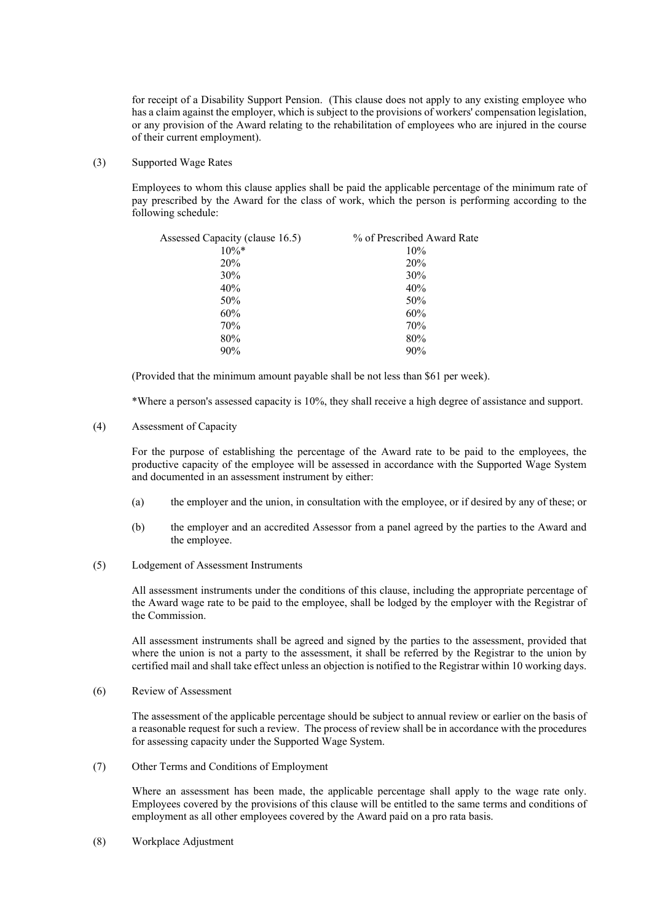for receipt of a Disability Support Pension. (This clause does not apply to any existing employee who has a claim against the employer, which is subject to the provisions of workers' compensation legislation, or any provision of the Award relating to the rehabilitation of employees who are injured in the course of their current employment).

(3) Supported Wage Rates

Employees to whom this clause applies shall be paid the applicable percentage of the minimum rate of pay prescribed by the Award for the class of work, which the person is performing according to the following schedule:

| Assessed Capacity (clause 16.5) | % of Prescribed Award Rate |
|---|---|
| 10%* | 10% |
| 20% | 20% |
| 30% | 30% |
| 40% | 40% |
| 50% | 50% |
| 60% | 60% |
| 70% | 70% |
| 80% | 80% |
| 90% | 90% |

(Provided that the minimum amount payable shall be not less than $61 per week).

*Where a person's assessed capacity is 10%, they shall receive a high degree of assistance and support.

(4) Assessment of Capacity

For the purpose of establishing the percentage of the Award rate to be paid to the employees, the productive capacity of the employee will be assessed in accordance with the Supported Wage System and documented in an assessment instrument by either:

(a) the employer and the union, in consultation with the employee, or if desired by any of these; or

(b) the employer and an accredited Assessor from a panel agreed by the parties to the Award and the employee.

(5) Lodgement of Assessment Instruments

All assessment instruments under the conditions of this clause, including the appropriate percentage of the Award wage rate to be paid to the employee, shall be lodged by the employer with the Registrar of the Commission.

All assessment instruments shall be agreed and signed by the parties to the assessment, provided that where the union is not a party to the assessment, it shall be referred by the Registrar to the union by certified mail and shall take effect unless an objection is notified to the Registrar within 10 working days.

(6) Review of Assessment

The assessment of the applicable percentage should be subject to annual review or earlier on the basis of a reasonable request for such a review. The process of review shall be in accordance with the procedures for assessing capacity under the Supported Wage System.

(7) Other Terms and Conditions of Employment

Where an assessment has been made, the applicable percentage shall apply to the wage rate only. Employees covered by the provisions of this clause will be entitled to the same terms and conditions of employment as all other employees covered by the Award paid on a pro rata basis.

(8) Workplace Adjustment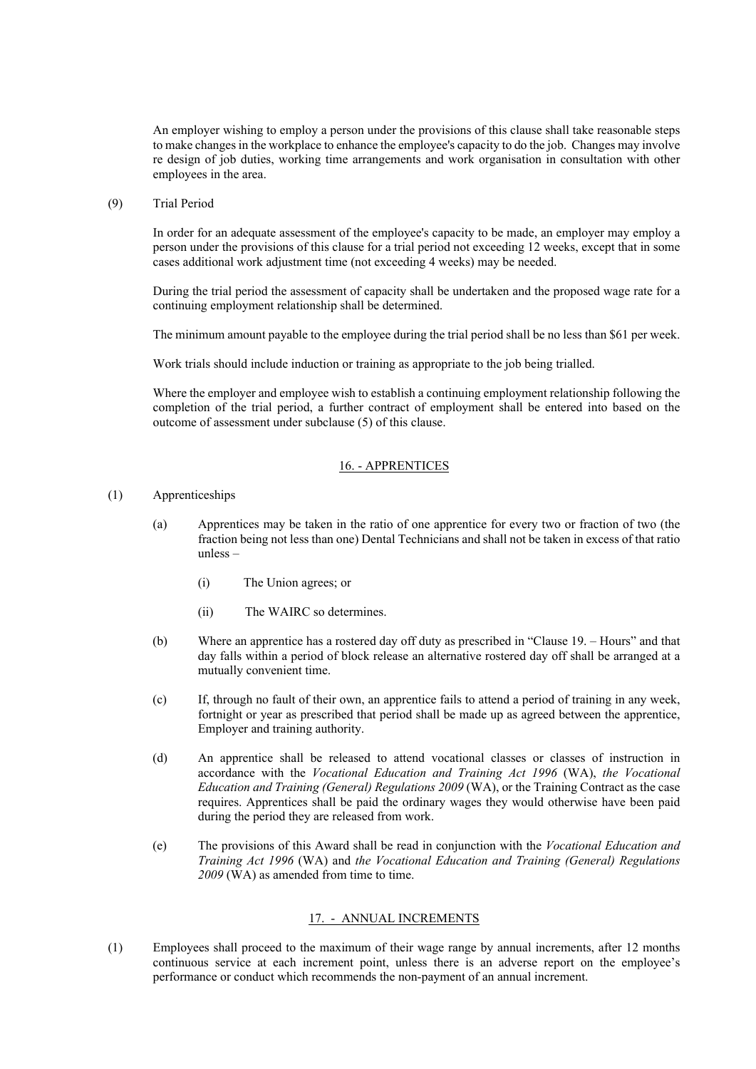An employer wishing to employ a person under the provisions of this clause shall take reasonable steps to make changes in the workplace to enhance the employee's capacity to do the job. Changes may involve re design of job duties, working time arrangements and work organisation in consultation with other employees in the area.

(9) Trial Period

In order for an adequate assessment of the employee's capacity to be made, an employer may employ a person under the provisions of this clause for a trial period not exceeding 12 weeks, except that in some cases additional work adjustment time (not exceeding 4 weeks) may be needed.

During the trial period the assessment of capacity shall be undertaken and the proposed wage rate for a continuing employment relationship shall be determined.

The minimum amount payable to the employee during the trial period shall be no less than $61 per week.

Work trials should include induction or training as appropriate to the job being trialled.

Where the employer and employee wish to establish a continuing employment relationship following the completion of the trial period, a further contract of employment shall be entered into based on the outcome of assessment under subclause (5) of this clause.

## 16. - APPRENTICES

(1) Apprenticeships

(a) Apprentices may be taken in the ratio of one apprentice for every two or fraction of two (the fraction being not less than one) Dental Technicians and shall not be taken in excess of that ratio unless –

(i) The Union agrees; or

(ii) The WAIRC so determines.

(b) Where an apprentice has a rostered day off duty as prescribed in "Clause 19. – Hours" and that day falls within a period of block release an alternative rostered day off shall be arranged at a mutually convenient time.

(c) If, through no fault of their own, an apprentice fails to attend a period of training in any week, fortnight or year as prescribed that period shall be made up as agreed between the apprentice, Employer and training authority.

(d) An apprentice shall be released to attend vocational classes or classes of instruction in accordance with the *Vocational Education and Training Act 1996* (WA), *the Vocational Education and Training (General) Regulations 2009* (WA), or the Training Contract as the case requires. Apprentices shall be paid the ordinary wages they would otherwise have been paid during the period they are released from work.

(e) The provisions of this Award shall be read in conjunction with the *Vocational Education and Training Act 1996* (WA) and *the Vocational Education and Training (General) Regulations 2009* (WA) as amended from time to time.

## 17. - ANNUAL INCREMENTS

(1) Employees shall proceed to the maximum of their wage range by annual increments, after 12 months continuous service at each increment point, unless there is an adverse report on the employee's performance or conduct which recommends the non-payment of an annual increment.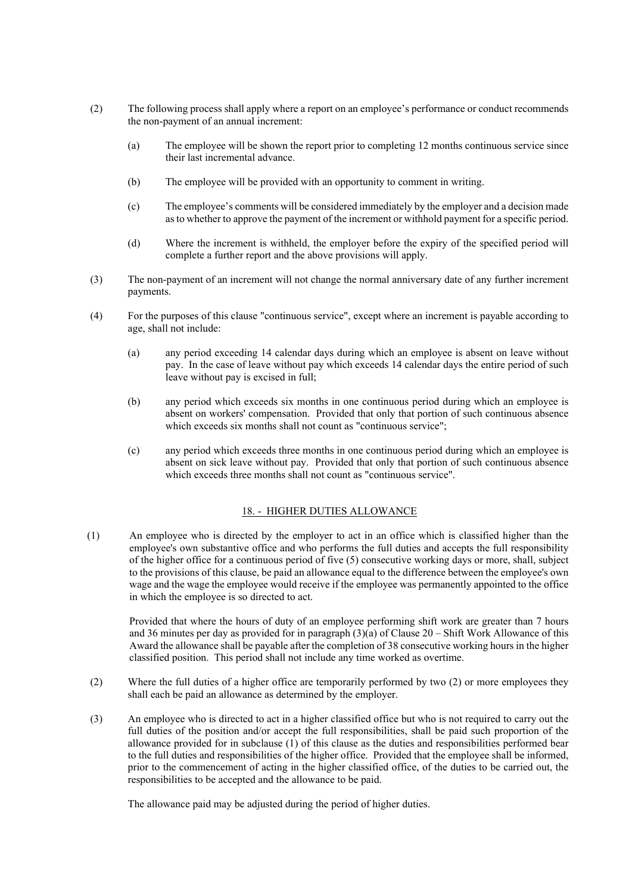(2) The following process shall apply where a report on an employee's performance or conduct recommends the non-payment of an annual increment:

  (a) The employee will be shown the report prior to completing 12 months continuous service since their last incremental advance.

  (b) The employee will be provided with an opportunity to comment in writing.

  (c) The employee's comments will be considered immediately by the employer and a decision made as to whether to approve the payment of the increment or withhold payment for a specific period.

  (d) Where the increment is withheld, the employer before the expiry of the specified period will complete a further report and the above provisions will apply.

(3) The non-payment of an increment will not change the normal anniversary date of any further increment payments.

(4) For the purposes of this clause "continuous service", except where an increment is payable according to age, shall not include:

  (a) any period exceeding 14 calendar days during which an employee is absent on leave without pay. In the case of leave without pay which exceeds 14 calendar days the entire period of such leave without pay is excised in full;

  (b) any period which exceeds six months in one continuous period during which an employee is absent on workers' compensation. Provided that only that portion of such continuous absence which exceeds six months shall not count as "continuous service";

  (c) any period which exceeds three months in one continuous period during which an employee is absent on sick leave without pay. Provided that only that portion of such continuous absence which exceeds three months shall not count as "continuous service".

## 18. - HIGHER DUTIES ALLOWANCE

(1) An employee who is directed by the employer to act in an office which is classified higher than the employee's own substantive office and who performs the full duties and accepts the full responsibility of the higher office for a continuous period of five (5) consecutive working days or more, shall, subject to the provisions of this clause, be paid an allowance equal to the difference between the employee's own wage and the wage the employee would receive if the employee was permanently appointed to the office in which the employee is so directed to act.

Provided that where the hours of duty of an employee performing shift work are greater than 7 hours and 36 minutes per day as provided for in paragraph (3)(a) of Clause 20 – Shift Work Allowance of this Award the allowance shall be payable after the completion of 38 consecutive working hours in the higher classified position. This period shall not include any time worked as overtime.

(2) Where the full duties of a higher office are temporarily performed by two (2) or more employees they shall each be paid an allowance as determined by the employer.

(3) An employee who is directed to act in a higher classified office but who is not required to carry out the full duties of the position and/or accept the full responsibilities, shall be paid such proportion of the allowance provided for in subclause (1) of this clause as the duties and responsibilities performed bear to the full duties and responsibilities of the higher office. Provided that the employee shall be informed, prior to the commencement of acting in the higher classified office, of the duties to be carried out, the responsibilities to be accepted and the allowance to be paid.

The allowance paid may be adjusted during the period of higher duties.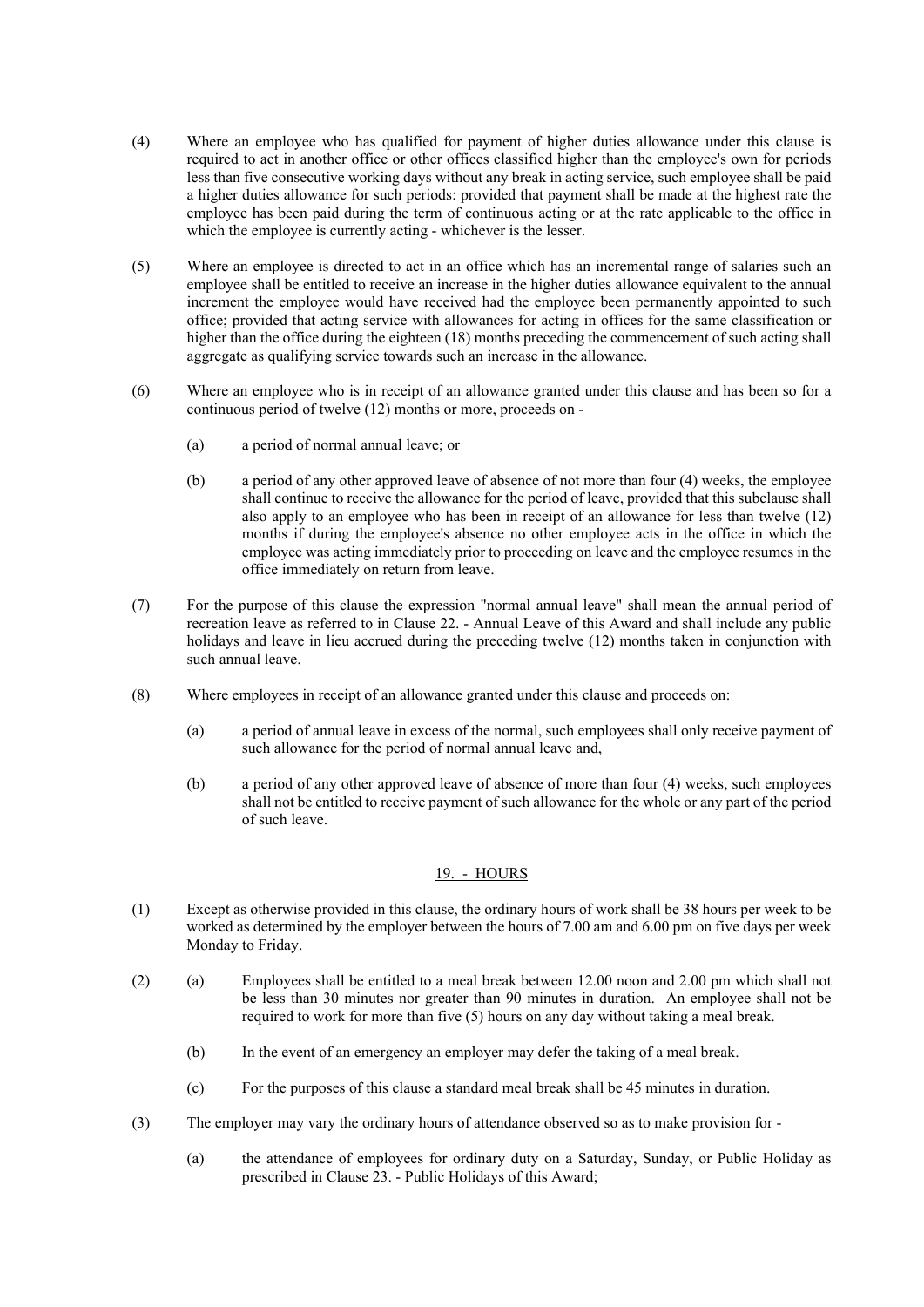(4) Where an employee who has qualified for payment of higher duties allowance under this clause is required to act in another office or other offices classified higher than the employee's own for periods less than five consecutive working days without any break in acting service, such employee shall be paid a higher duties allowance for such periods: provided that payment shall be made at the highest rate the employee has been paid during the term of continuous acting or at the rate applicable to the office in which the employee is currently acting - whichever is the lesser.

(5) Where an employee is directed to act in an office which has an incremental range of salaries such an employee shall be entitled to receive an increase in the higher duties allowance equivalent to the annual increment the employee would have received had the employee been permanently appointed to such office; provided that acting service with allowances for acting in offices for the same classification or higher than the office during the eighteen (18) months preceding the commencement of such acting shall aggregate as qualifying service towards such an increase in the allowance.

(6) Where an employee who is in receipt of an allowance granted under this clause and has been so for a continuous period of twelve (12) months or more, proceeds on -

(a) a period of normal annual leave; or

(b) a period of any other approved leave of absence of not more than four (4) weeks, the employee shall continue to receive the allowance for the period of leave, provided that this subclause shall also apply to an employee who has been in receipt of an allowance for less than twelve (12) months if during the employee's absence no other employee acts in the office in which the employee was acting immediately prior to proceeding on leave and the employee resumes in the office immediately on return from leave.

(7) For the purpose of this clause the expression "normal annual leave" shall mean the annual period of recreation leave as referred to in Clause 22. - Annual Leave of this Award and shall include any public holidays and leave in lieu accrued during the preceding twelve (12) months taken in conjunction with such annual leave.

(8) Where employees in receipt of an allowance granted under this clause and proceeds on:

(a) a period of annual leave in excess of the normal, such employees shall only receive payment of such allowance for the period of normal annual leave and,

(b) a period of any other approved leave of absence of more than four (4) weeks, such employees shall not be entitled to receive payment of such allowance for the whole or any part of the period of such leave.

## 19. - HOURS

(1) Except as otherwise provided in this clause, the ordinary hours of work shall be 38 hours per week to be worked as determined by the employer between the hours of 7.00 am and 6.00 pm on five days per week Monday to Friday.

(2) (a) Employees shall be entitled to a meal break between 12.00 noon and 2.00 pm which shall not be less than 30 minutes nor greater than 90 minutes in duration. An employee shall not be required to work for more than five (5) hours on any day without taking a meal break.

(b) In the event of an emergency an employer may defer the taking of a meal break.

(c) For the purposes of this clause a standard meal break shall be 45 minutes in duration.

(3) The employer may vary the ordinary hours of attendance observed so as to make provision for -

(a) the attendance of employees for ordinary duty on a Saturday, Sunday, or Public Holiday as prescribed in Clause 23. - Public Holidays of this Award;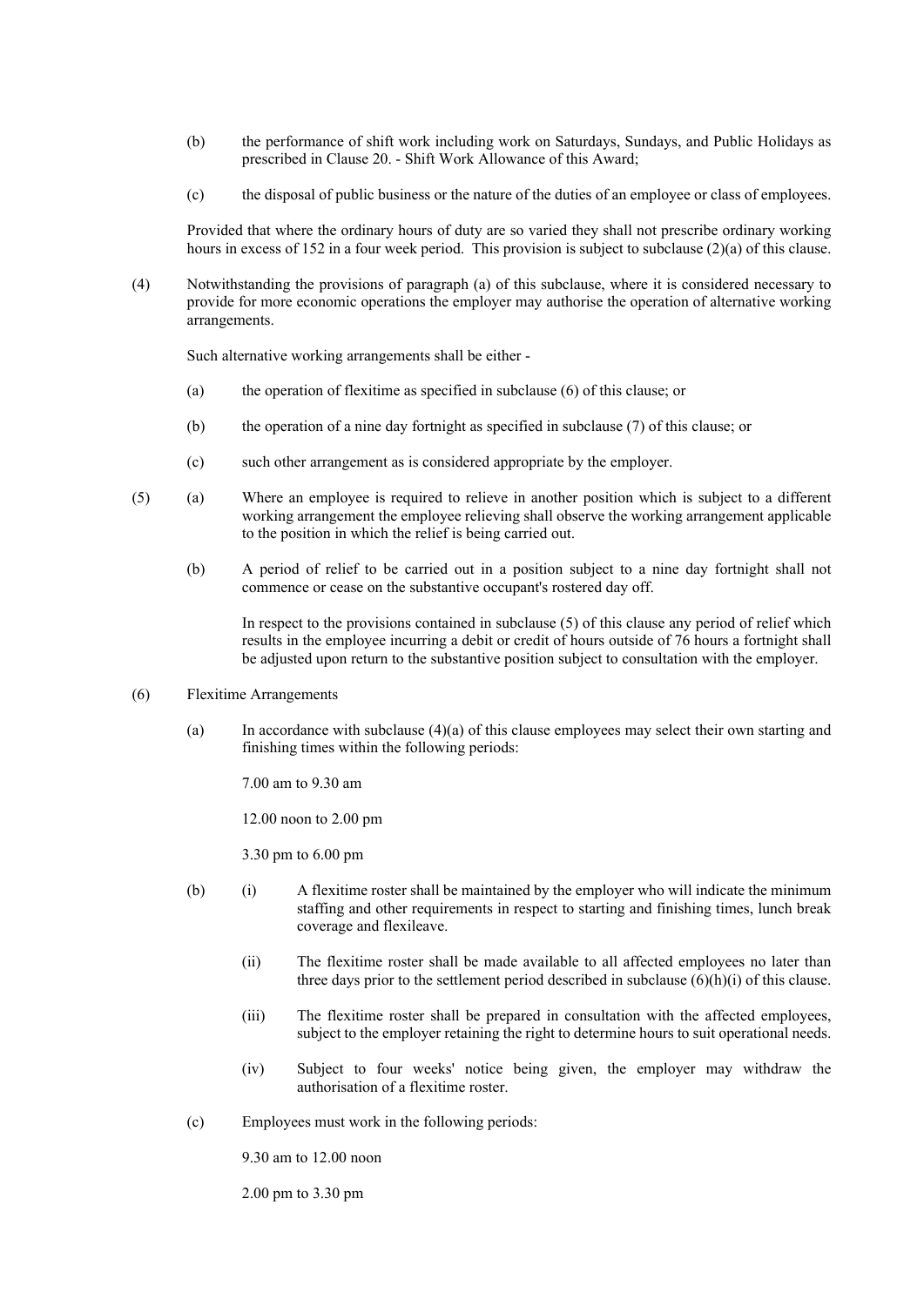(b) the performance of shift work including work on Saturdays, Sundays, and Public Holidays as prescribed in Clause 20. - Shift Work Allowance of this Award;

(c) the disposal of public business or the nature of the duties of an employee or class of employees.

Provided that where the ordinary hours of duty are so varied they shall not prescribe ordinary working hours in excess of 152 in a four week period. This provision is subject to subclause (2)(a) of this clause.

(4) Notwithstanding the provisions of paragraph (a) of this subclause, where it is considered necessary to provide for more economic operations the employer may authorise the operation of alternative working arrangements.

Such alternative working arrangements shall be either -

(a) the operation of flexitime as specified in subclause (6) of this clause; or

(b) the operation of a nine day fortnight as specified in subclause (7) of this clause; or

(c) such other arrangement as is considered appropriate by the employer.

(5) (a) Where an employee is required to relieve in another position which is subject to a different working arrangement the employee relieving shall observe the working arrangement applicable to the position in which the relief is being carried out.

(b) A period of relief to be carried out in a position subject to a nine day fortnight shall not commence or cease on the substantive occupant's rostered day off.

In respect to the provisions contained in subclause (5) of this clause any period of relief which results in the employee incurring a debit or credit of hours outside of 76 hours a fortnight shall be adjusted upon return to the substantive position subject to consultation with the employer.

(6) Flexitime Arrangements

(a) In accordance with subclause (4)(a) of this clause employees may select their own starting and finishing times within the following periods:

7.00 am to 9.30 am

12.00 noon to 2.00 pm

3.30 pm to 6.00 pm

(b) (i) A flexitime roster shall be maintained by the employer who will indicate the minimum staffing and other requirements in respect to starting and finishing times, lunch break coverage and flexileave.

(ii) The flexitime roster shall be made available to all affected employees no later than three days prior to the settlement period described in subclause (6)(h)(i) of this clause.

(iii) The flexitime roster shall be prepared in consultation with the affected employees, subject to the employer retaining the right to determine hours to suit operational needs.

(iv) Subject to four weeks' notice being given, the employer may withdraw the authorisation of a flexitime roster.

(c) Employees must work in the following periods:

9.30 am to 12.00 noon

2.00 pm to 3.30 pm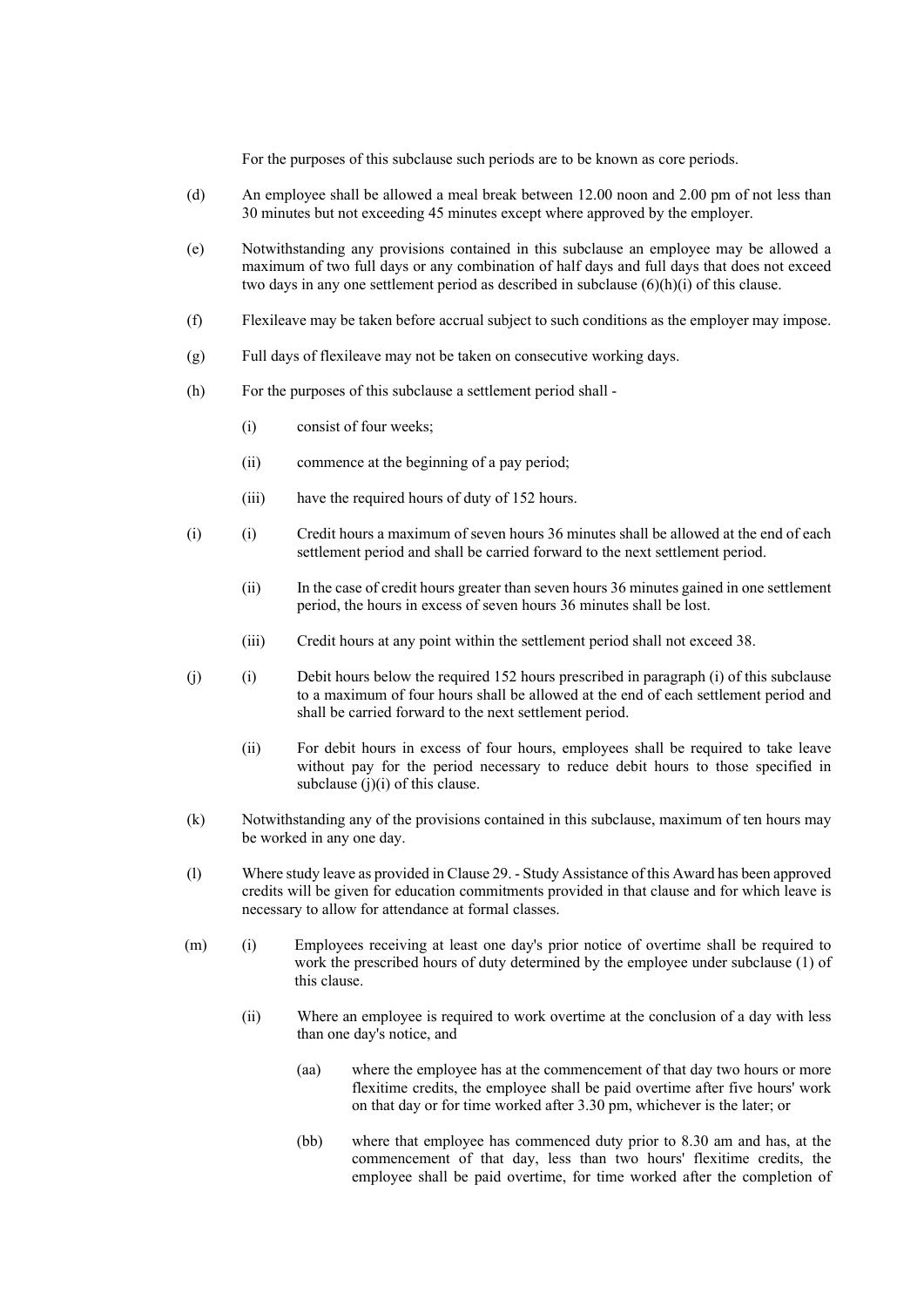For the purposes of this subclause such periods are to be known as core periods.

(d) An employee shall be allowed a meal break between 12.00 noon and 2.00 pm of not less than 30 minutes but not exceeding 45 minutes except where approved by the employer.

(e) Notwithstanding any provisions contained in this subclause an employee may be allowed a maximum of two full days or any combination of half days and full days that does not exceed two days in any one settlement period as described in subclause (6)(h)(i) of this clause.

(f) Flexileave may be taken before accrual subject to such conditions as the employer may impose.

(g) Full days of flexileave may not be taken on consecutive working days.

(h) For the purposes of this subclause a settlement period shall -

- (i) consist of four weeks;
- (ii) commence at the beginning of a pay period;
- (iii) have the required hours of duty of 152 hours.

(i)
- (i) Credit hours a maximum of seven hours 36 minutes shall be allowed at the end of each settlement period and shall be carried forward to the next settlement period.
- (ii) In the case of credit hours greater than seven hours 36 minutes gained in one settlement period, the hours in excess of seven hours 36 minutes shall be lost.
- (iii) Credit hours at any point within the settlement period shall not exceed 38.

(j)
- (i) Debit hours below the required 152 hours prescribed in paragraph (i) of this subclause to a maximum of four hours shall be allowed at the end of each settlement period and shall be carried forward to the next settlement period.
- (ii) For debit hours in excess of four hours, employees shall be required to take leave without pay for the period necessary to reduce debit hours to those specified in subclause (j)(i) of this clause.

(k) Notwithstanding any of the provisions contained in this subclause, maximum of ten hours may be worked in any one day.

(l) Where study leave as provided in Clause 29. - Study Assistance of this Award has been approved credits will be given for education commitments provided in that clause and for which leave is necessary to allow for attendance at formal classes.

(m)
- (i) Employees receiving at least one day's prior notice of overtime shall be required to work the prescribed hours of duty determined by the employee under subclause (1) of this clause.
- (ii) Where an employee is required to work overtime at the conclusion of a day with less than one day's notice, and
  - (aa) where the employee has at the commencement of that day two hours or more flexitime credits, the employee shall be paid overtime after five hours' work on that day or for time worked after 3.30 pm, whichever is the later; or
  - (bb) where that employee has commenced duty prior to 8.30 am and has, at the commencement of that day, less than two hours' flexitime credits, the employee shall be paid overtime, for time worked after the completion of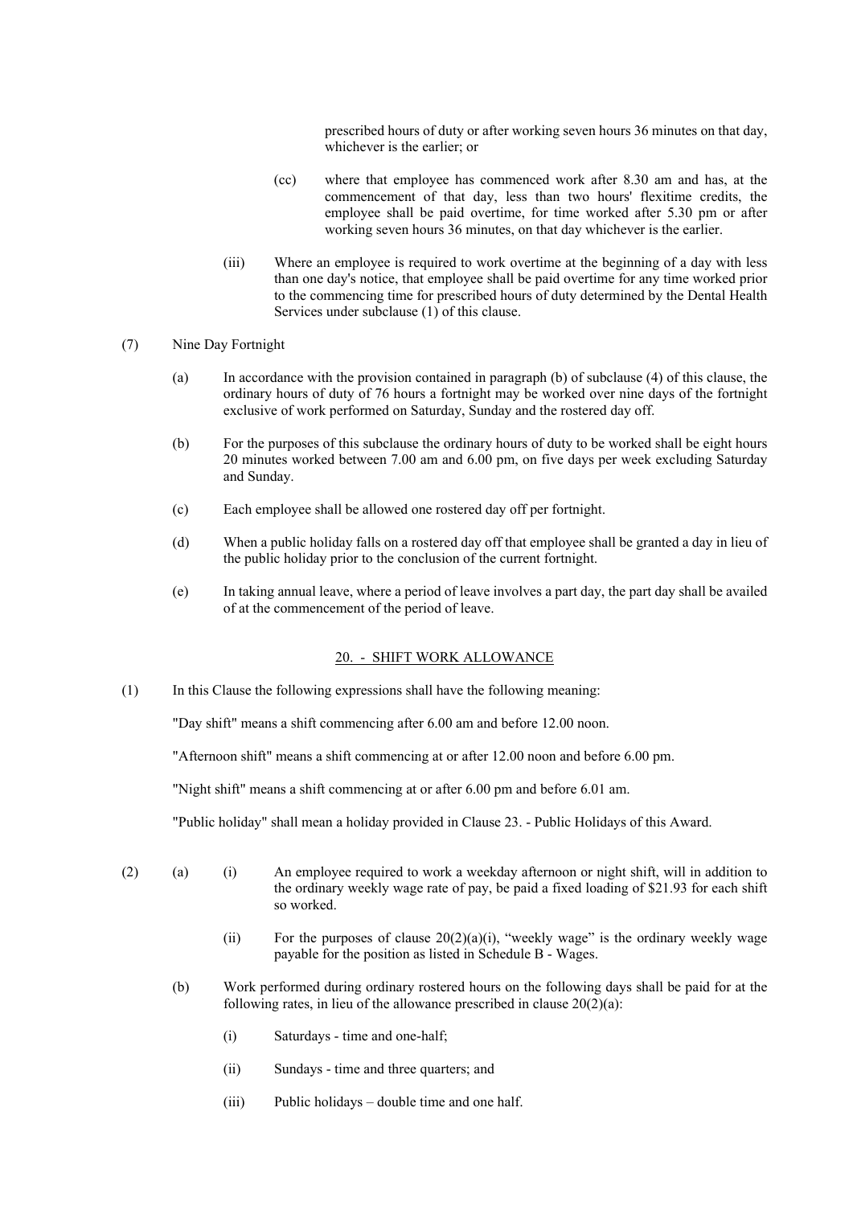prescribed hours of duty or after working seven hours 36 minutes on that day, whichever is the earlier; or

(cc) where that employee has commenced work after 8.30 am and has, at the commencement of that day, less than two hours' flexitime credits, the employee shall be paid overtime, for time worked after 5.30 pm or after working seven hours 36 minutes, on that day whichever is the earlier.

(iii) Where an employee is required to work overtime at the beginning of a day with less than one day's notice, that employee shall be paid overtime for any time worked prior to the commencing time for prescribed hours of duty determined by the Dental Health Services under subclause (1) of this clause.

(7) Nine Day Fortnight

(a) In accordance with the provision contained in paragraph (b) of subclause (4) of this clause, the ordinary hours of duty of 76 hours a fortnight may be worked over nine days of the fortnight exclusive of work performed on Saturday, Sunday and the rostered day off.

(b) For the purposes of this subclause the ordinary hours of duty to be worked shall be eight hours 20 minutes worked between 7.00 am and 6.00 pm, on five days per week excluding Saturday and Sunday.

(c) Each employee shall be allowed one rostered day off per fortnight.

(d) When a public holiday falls on a rostered day off that employee shall be granted a day in lieu of the public holiday prior to the conclusion of the current fortnight.

(e) In taking annual leave, where a period of leave involves a part day, the part day shall be availed of at the commencement of the period of leave.

## 20. - SHIFT WORK ALLOWANCE

(1) In this Clause the following expressions shall have the following meaning:

"Day shift" means a shift commencing after 6.00 am and before 12.00 noon.

"Afternoon shift" means a shift commencing at or after 12.00 noon and before 6.00 pm.

"Night shift" means a shift commencing at or after 6.00 pm and before 6.01 am.

"Public holiday" shall mean a holiday provided in Clause 23. - Public Holidays of this Award.

(2) (a) (i) An employee required to work a weekday afternoon or night shift, will in addition to the ordinary weekly wage rate of pay, be paid a fixed loading of $21.93 for each shift so worked.

(ii) For the purposes of clause 20(2)(a)(i), "weekly wage" is the ordinary weekly wage payable for the position as listed in Schedule B - Wages.

(b) Work performed during ordinary rostered hours on the following days shall be paid for at the following rates, in lieu of the allowance prescribed in clause 20(2)(a):

(i) Saturdays - time and one-half;

(ii) Sundays - time and three quarters; and

(iii) Public holidays – double time and one half.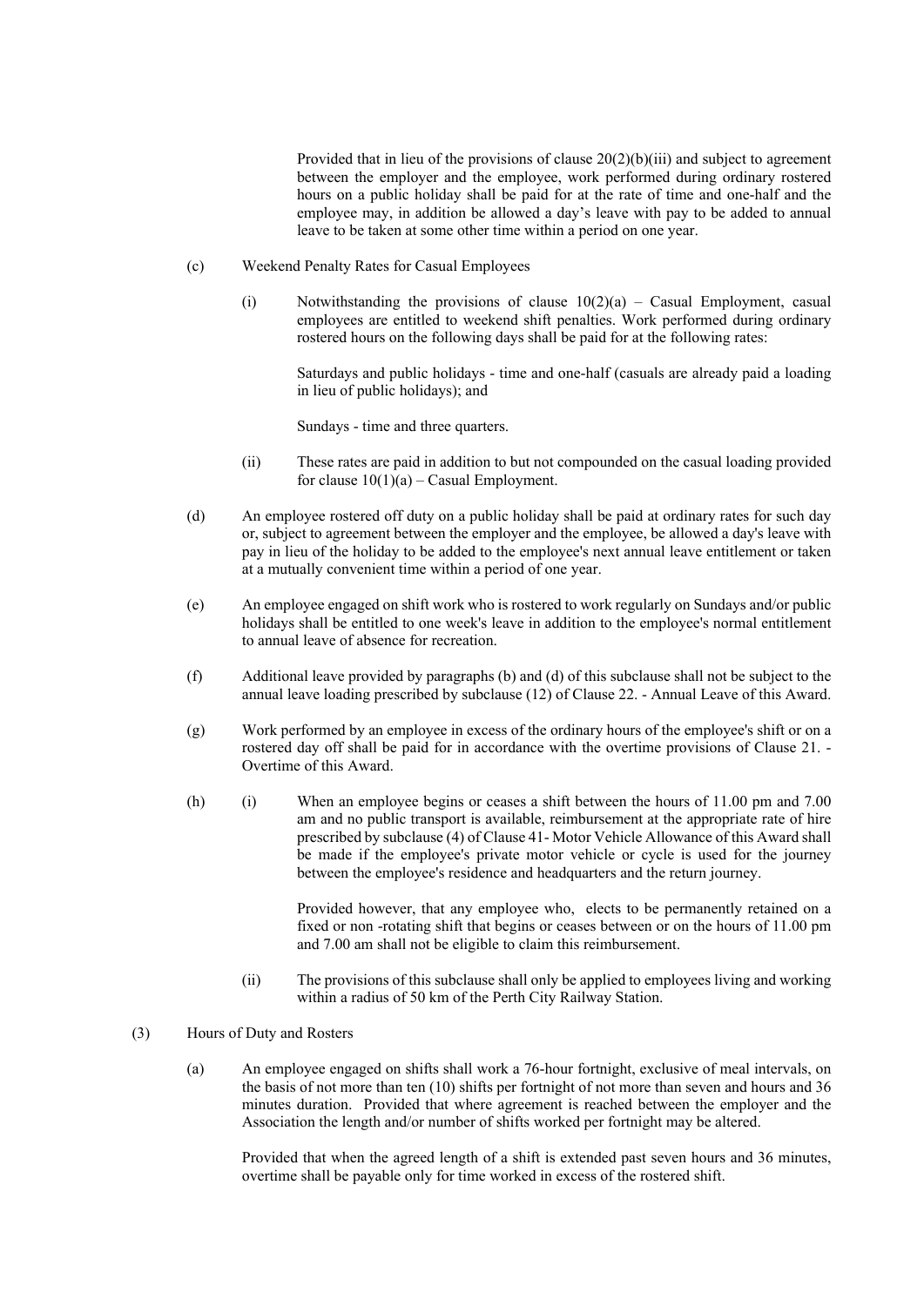Provided that in lieu of the provisions of clause 20(2)(b)(iii) and subject to agreement between the employer and the employee, work performed during ordinary rostered hours on a public holiday shall be paid for at the rate of time and one-half and the employee may, in addition be allowed a day's leave with pay to be added to annual leave to be taken at some other time within a period on one year.

(c) Weekend Penalty Rates for Casual Employees

(i) Notwithstanding the provisions of clause 10(2)(a) – Casual Employment, casual employees are entitled to weekend shift penalties. Work performed during ordinary rostered hours on the following days shall be paid for at the following rates:

Saturdays and public holidays - time and one-half (casuals are already paid a loading in lieu of public holidays); and

Sundays - time and three quarters.

(ii) These rates are paid in addition to but not compounded on the casual loading provided for clause 10(1)(a) – Casual Employment.

(d) An employee rostered off duty on a public holiday shall be paid at ordinary rates for such day or, subject to agreement between the employer and the employee, be allowed a day's leave with pay in lieu of the holiday to be added to the employee's next annual leave entitlement or taken at a mutually convenient time within a period of one year.

(e) An employee engaged on shift work who is rostered to work regularly on Sundays and/or public holidays shall be entitled to one week's leave in addition to the employee's normal entitlement to annual leave of absence for recreation.

(f) Additional leave provided by paragraphs (b) and (d) of this subclause shall not be subject to the annual leave loading prescribed by subclause (12) of Clause 22. - Annual Leave of this Award.

(g) Work performed by an employee in excess of the ordinary hours of the employee's shift or on a rostered day off shall be paid for in accordance with the overtime provisions of Clause 21. - Overtime of this Award.

(h) (i) When an employee begins or ceases a shift between the hours of 11.00 pm and 7.00 am and no public transport is available, reimbursement at the appropriate rate of hire prescribed by subclause (4) of Clause 41- Motor Vehicle Allowance of this Award shall be made if the employee's private motor vehicle or cycle is used for the journey between the employee's residence and headquarters and the return journey.

Provided however, that any employee who, elects to be permanently retained on a fixed or non -rotating shift that begins or ceases between or on the hours of 11.00 pm and 7.00 am shall not be eligible to claim this reimbursement.

(ii) The provisions of this subclause shall only be applied to employees living and working within a radius of 50 km of the Perth City Railway Station.

(3) Hours of Duty and Rosters

(a) An employee engaged on shifts shall work a 76-hour fortnight, exclusive of meal intervals, on the basis of not more than ten (10) shifts per fortnight of not more than seven and hours and 36 minutes duration. Provided that where agreement is reached between the employer and the Association the length and/or number of shifts worked per fortnight may be altered.

Provided that when the agreed length of a shift is extended past seven hours and 36 minutes, overtime shall be payable only for time worked in excess of the rostered shift.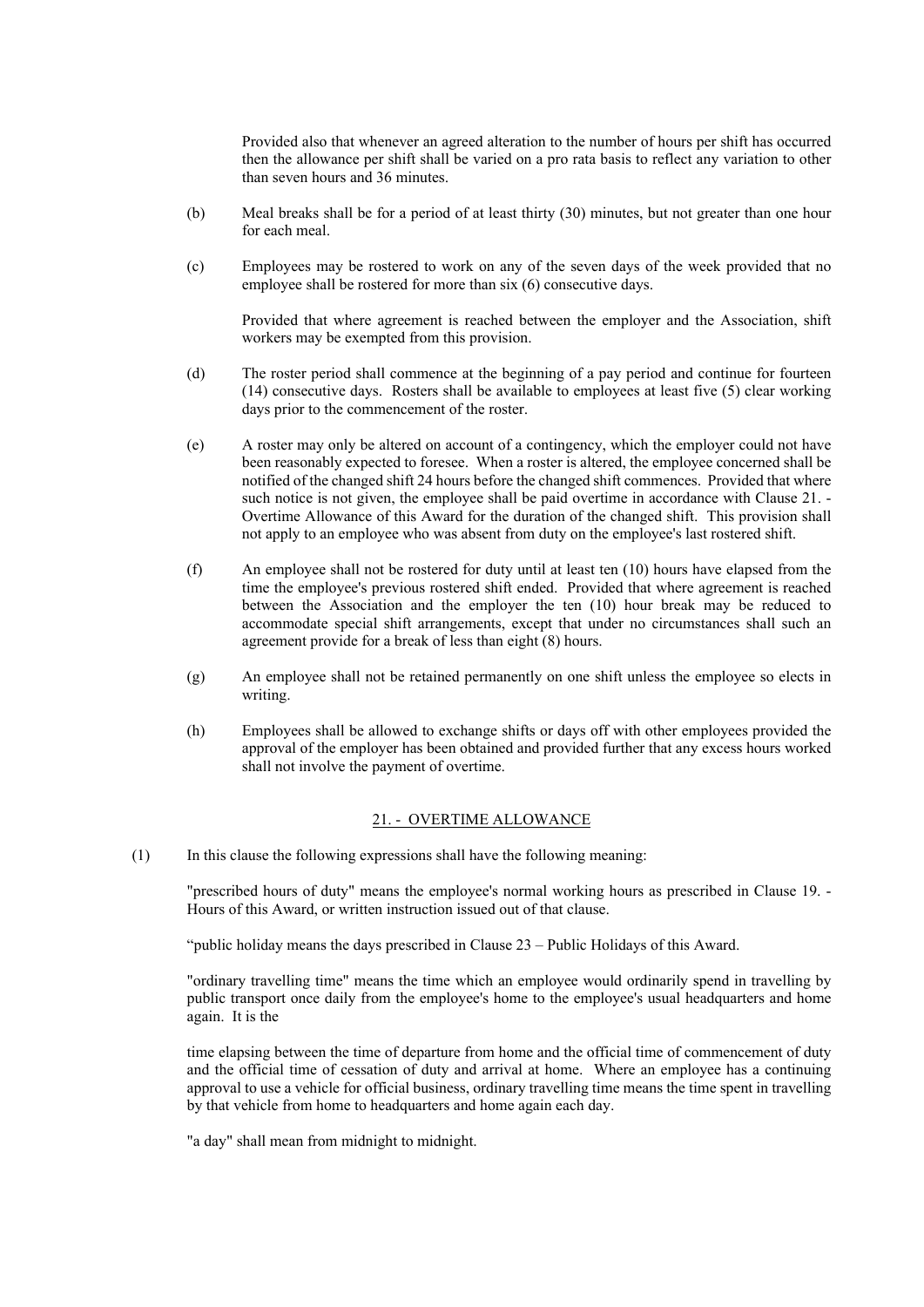Provided also that whenever an agreed alteration to the number of hours per shift has occurred then the allowance per shift shall be varied on a pro rata basis to reflect any variation to other than seven hours and 36 minutes.

(b) Meal breaks shall be for a period of at least thirty (30) minutes, but not greater than one hour for each meal.

(c) Employees may be rostered to work on any of the seven days of the week provided that no employee shall be rostered for more than six (6) consecutive days.

Provided that where agreement is reached between the employer and the Association, shift workers may be exempted from this provision.

(d) The roster period shall commence at the beginning of a pay period and continue for fourteen (14) consecutive days. Rosters shall be available to employees at least five (5) clear working days prior to the commencement of the roster.

(e) A roster may only be altered on account of a contingency, which the employer could not have been reasonably expected to foresee. When a roster is altered, the employee concerned shall be notified of the changed shift 24 hours before the changed shift commences. Provided that where such notice is not given, the employee shall be paid overtime in accordance with Clause 21. - Overtime Allowance of this Award for the duration of the changed shift. This provision shall not apply to an employee who was absent from duty on the employee's last rostered shift.

(f) An employee shall not be rostered for duty until at least ten (10) hours have elapsed from the time the employee's previous rostered shift ended. Provided that where agreement is reached between the Association and the employer the ten (10) hour break may be reduced to accommodate special shift arrangements, except that under no circumstances shall such an agreement provide for a break of less than eight (8) hours.

(g) An employee shall not be retained permanently on one shift unless the employee so elects in writing.

(h) Employees shall be allowed to exchange shifts or days off with other employees provided the approval of the employer has been obtained and provided further that any excess hours worked shall not involve the payment of overtime.

## 21. - OVERTIME ALLOWANCE

(1) In this clause the following expressions shall have the following meaning:

"prescribed hours of duty" means the employee's normal working hours as prescribed in Clause 19. - Hours of this Award, or written instruction issued out of that clause.

"public holiday means the days prescribed in Clause 23 – Public Holidays of this Award.

"ordinary travelling time" means the time which an employee would ordinarily spend in travelling by public transport once daily from the employee's home to the employee's usual headquarters and home again. It is the

time elapsing between the time of departure from home and the official time of commencement of duty and the official time of cessation of duty and arrival at home. Where an employee has a continuing approval to use a vehicle for official business, ordinary travelling time means the time spent in travelling by that vehicle from home to headquarters and home again each day.

"a day" shall mean from midnight to midnight.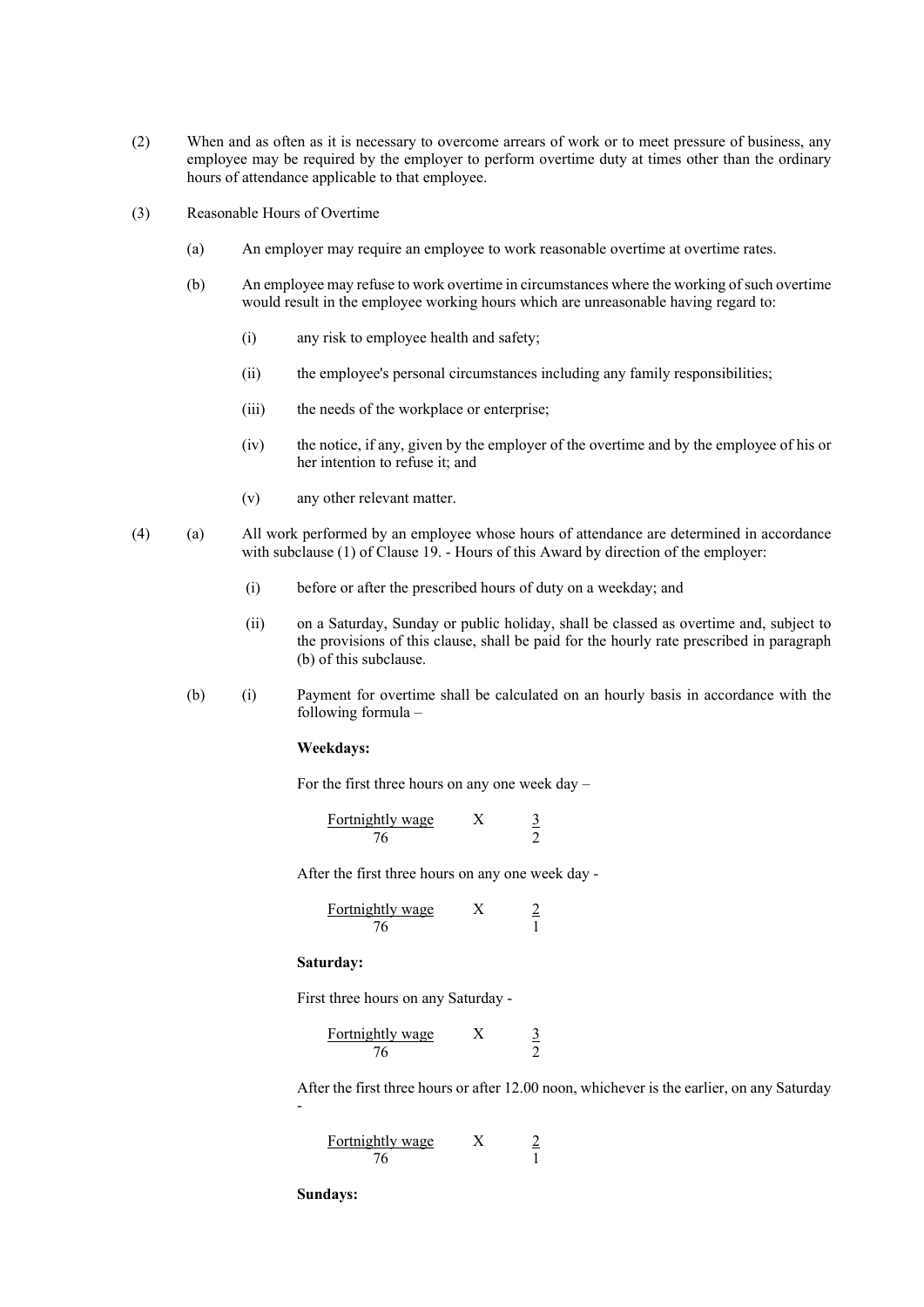(2) When and as often as it is necessary to overcome arrears of work or to meet pressure of business, any employee may be required by the employer to perform overtime duty at times other than the ordinary hours of attendance applicable to that employee.

(3) Reasonable Hours of Overtime

(a) An employer may require an employee to work reasonable overtime at overtime rates.

(b) An employee may refuse to work overtime in circumstances where the working of such overtime would result in the employee working hours which are unreasonable having regard to:

(i) any risk to employee health and safety;

(ii) the employee's personal circumstances including any family responsibilities;

(iii) the needs of the workplace or enterprise;

(iv) the notice, if any, given by the employer of the overtime and by the employee of his or her intention to refuse it; and

(v) any other relevant matter.

(4) (a) All work performed by an employee whose hours of attendance are determined in accordance with subclause (1) of Clause 19. - Hours of this Award by direction of the employer:

(i) before or after the prescribed hours of duty on a weekday; and

(ii) on a Saturday, Sunday or public holiday, shall be classed as overtime and, subject to the provisions of this clause, shall be paid for the hourly rate prescribed in paragraph (b) of this subclause.

(b) (i) Payment for overtime shall be calculated on an hourly basis in accordance with the following formula –

**Weekdays:**

For the first three hours on any one week day –

$$\frac{\text{Fortnightly wage}}{76} \quad \text{X} \quad \frac{3}{2}$$

After the first three hours on any one week day -

$$\frac{\text{Fortnightly wage}}{76} \quad \text{X} \quad \frac{2}{1}$$

**Saturday:**

First three hours on any Saturday -

$$\frac{\text{Fortnightly wage}}{76} \quad \text{X} \quad \frac{3}{2}$$

After the first three hours or after 12.00 noon, whichever is the earlier, on any Saturday -

$$\frac{\text{Fortnightly wage}}{76} \quad \text{X} \quad \frac{2}{1}$$

**Sundays:**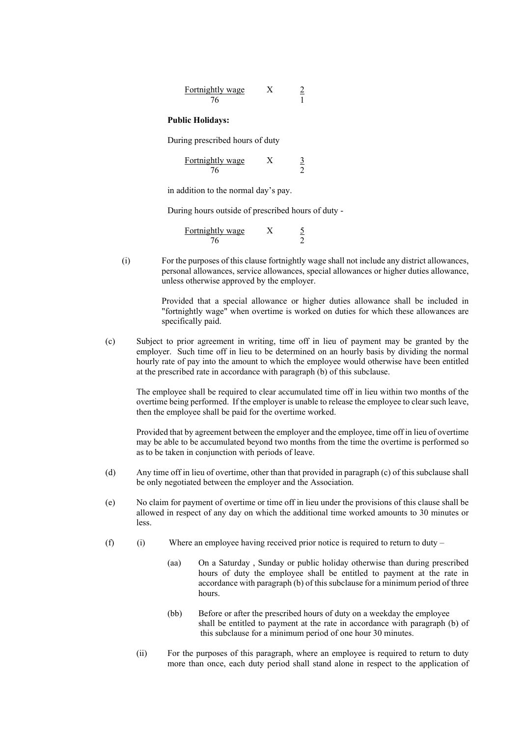$$\frac{\text{Fortnightly wage}}{76} \times \frac{2}{1}$$

**Public Holidays:**

During prescribed hours of duty

$$\frac{\text{Fortnightly wage}}{76} \times \frac{3}{2}$$

in addition to the normal day's pay.

During hours outside of prescribed hours of duty -

$$\frac{\text{Fortnightly wage}}{76} \times \frac{5}{2}$$

(i) For the purposes of this clause fortnightly wage shall not include any district allowances, personal allowances, service allowances, special allowances or higher duties allowance, unless otherwise approved by the employer.

Provided that a special allowance or higher duties allowance shall be included in "fortnightly wage" when overtime is worked on duties for which these allowances are specifically paid.

(c) Subject to prior agreement in writing, time off in lieu of payment may be granted by the employer. Such time off in lieu to be determined on an hourly basis by dividing the normal hourly rate of pay into the amount to which the employee would otherwise have been entitled at the prescribed rate in accordance with paragraph (b) of this subclause.

The employee shall be required to clear accumulated time off in lieu within two months of the overtime being performed. If the employer is unable to release the employee to clear such leave, then the employee shall be paid for the overtime worked.

Provided that by agreement between the employer and the employee, time off in lieu of overtime may be able to be accumulated beyond two months from the time the overtime is performed so as to be taken in conjunction with periods of leave.

(d) Any time off in lieu of overtime, other than that provided in paragraph (c) of this subclause shall be only negotiated between the employer and the Association.

(e) No claim for payment of overtime or time off in lieu under the provisions of this clause shall be allowed in respect of any day on which the additional time worked amounts to 30 minutes or less.

(f) (i) Where an employee having received prior notice is required to return to duty –

(aa) On a Saturday , Sunday or public holiday otherwise than during prescribed hours of duty the employee shall be entitled to payment at the rate in accordance with paragraph (b) of this subclause for a minimum period of three hours.

(bb) Before or after the prescribed hours of duty on a weekday the employee shall be entitled to payment at the rate in accordance with paragraph (b) of this subclause for a minimum period of one hour 30 minutes.

(ii) For the purposes of this paragraph, where an employee is required to return to duty more than once, each duty period shall stand alone in respect to the application of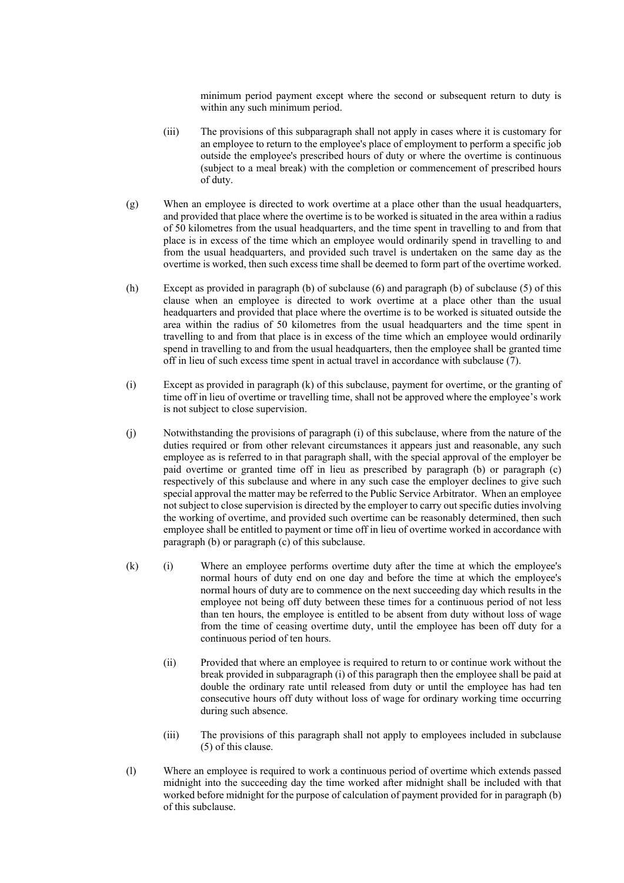minimum period payment except where the second or subsequent return to duty is within any such minimum period.

(iii) The provisions of this subparagraph shall not apply in cases where it is customary for an employee to return to the employee's place of employment to perform a specific job outside the employee's prescribed hours of duty or where the overtime is continuous (subject to a meal break) with the completion or commencement of prescribed hours of duty.

(g) When an employee is directed to work overtime at a place other than the usual headquarters, and provided that place where the overtime is to be worked is situated in the area within a radius of 50 kilometres from the usual headquarters, and the time spent in travelling to and from that place is in excess of the time which an employee would ordinarily spend in travelling to and from the usual headquarters, and provided such travel is undertaken on the same day as the overtime is worked, then such excess time shall be deemed to form part of the overtime worked.

(h) Except as provided in paragraph (b) of subclause (6) and paragraph (b) of subclause (5) of this clause when an employee is directed to work overtime at a place other than the usual headquarters and provided that place where the overtime is to be worked is situated outside the area within the radius of 50 kilometres from the usual headquarters and the time spent in travelling to and from that place is in excess of the time which an employee would ordinarily spend in travelling to and from the usual headquarters, then the employee shall be granted time off in lieu of such excess time spent in actual travel in accordance with subclause (7).

(i) Except as provided in paragraph (k) of this subclause, payment for overtime, or the granting of time off in lieu of overtime or travelling time, shall not be approved where the employee's work is not subject to close supervision.

(j) Notwithstanding the provisions of paragraph (i) of this subclause, where from the nature of the duties required or from other relevant circumstances it appears just and reasonable, any such employee as is referred to in that paragraph shall, with the special approval of the employer be paid overtime or granted time off in lieu as prescribed by paragraph (b) or paragraph (c) respectively of this subclause and where in any such case the employer declines to give such special approval the matter may be referred to the Public Service Arbitrator. When an employee not subject to close supervision is directed by the employer to carry out specific duties involving the working of overtime, and provided such overtime can be reasonably determined, then such employee shall be entitled to payment or time off in lieu of overtime worked in accordance with paragraph (b) or paragraph (c) of this subclause.

(k) (i) Where an employee performs overtime duty after the time at which the employee's normal hours of duty end on one day and before the time at which the employee's normal hours of duty are to commence on the next succeeding day which results in the employee not being off duty between these times for a continuous period of not less than ten hours, the employee is entitled to be absent from duty without loss of wage from the time of ceasing overtime duty, until the employee has been off duty for a continuous period of ten hours.

(ii) Provided that where an employee is required to return to or continue work without the break provided in subparagraph (i) of this paragraph then the employee shall be paid at double the ordinary rate until released from duty or until the employee has had ten consecutive hours off duty without loss of wage for ordinary working time occurring during such absence.

(iii) The provisions of this paragraph shall not apply to employees included in subclause (5) of this clause.

(l) Where an employee is required to work a continuous period of overtime which extends passed midnight into the succeeding day the time worked after midnight shall be included with that worked before midnight for the purpose of calculation of payment provided for in paragraph (b) of this subclause.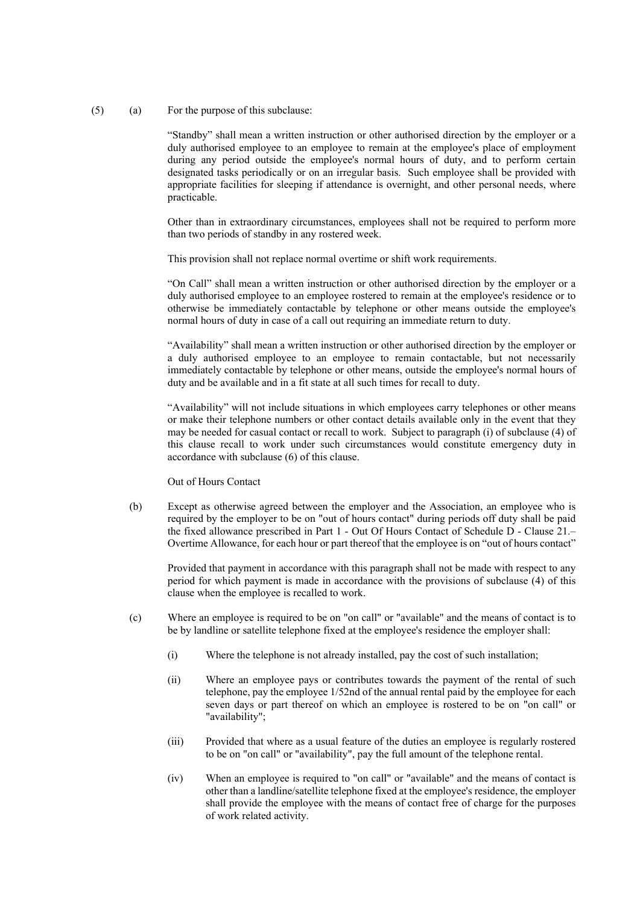(5) (a) For the purpose of this subclause:

"Standby" shall mean a written instruction or other authorised direction by the employer or a duly authorised employee to an employee to remain at the employee's place of employment during any period outside the employee's normal hours of duty, and to perform certain designated tasks periodically or on an irregular basis. Such employee shall be provided with appropriate facilities for sleeping if attendance is overnight, and other personal needs, where practicable.

Other than in extraordinary circumstances, employees shall not be required to perform more than two periods of standby in any rostered week.

This provision shall not replace normal overtime or shift work requirements.

"On Call" shall mean a written instruction or other authorised direction by the employer or a duly authorised employee to an employee rostered to remain at the employee's residence or to otherwise be immediately contactable by telephone or other means outside the employee's normal hours of duty in case of a call out requiring an immediate return to duty.

"Availability" shall mean a written instruction or other authorised direction by the employer or a duly authorised employee to an employee to remain contactable, but not necessarily immediately contactable by telephone or other means, outside the employee's normal hours of duty and be available and in a fit state at all such times for recall to duty.

"Availability" will not include situations in which employees carry telephones or other means or make their telephone numbers or other contact details available only in the event that they may be needed for casual contact or recall to work. Subject to paragraph (i) of subclause (4) of this clause recall to work under such circumstances would constitute emergency duty in accordance with subclause (6) of this clause.

Out of Hours Contact

(b) Except as otherwise agreed between the employer and the Association, an employee who is required by the employer to be on "out of hours contact" during periods off duty shall be paid the fixed allowance prescribed in Part 1 - Out Of Hours Contact of Schedule D - Clause 21.– Overtime Allowance, for each hour or part thereof that the employee is on "out of hours contact"

Provided that payment in accordance with this paragraph shall not be made with respect to any period for which payment is made in accordance with the provisions of subclause (4) of this clause when the employee is recalled to work.

(c) Where an employee is required to be on "on call" or "available" and the means of contact is to be by landline or satellite telephone fixed at the employee's residence the employer shall:

(i) Where the telephone is not already installed, pay the cost of such installation;

(ii) Where an employee pays or contributes towards the payment of the rental of such telephone, pay the employee 1/52nd of the annual rental paid by the employee for each seven days or part thereof on which an employee is rostered to be on "on call" or "availability";

(iii) Provided that where as a usual feature of the duties an employee is regularly rostered to be on "on call" or "availability", pay the full amount of the telephone rental.

(iv) When an employee is required to "on call" or "available" and the means of contact is other than a landline/satellite telephone fixed at the employee's residence, the employer shall provide the employee with the means of contact free of charge for the purposes of work related activity.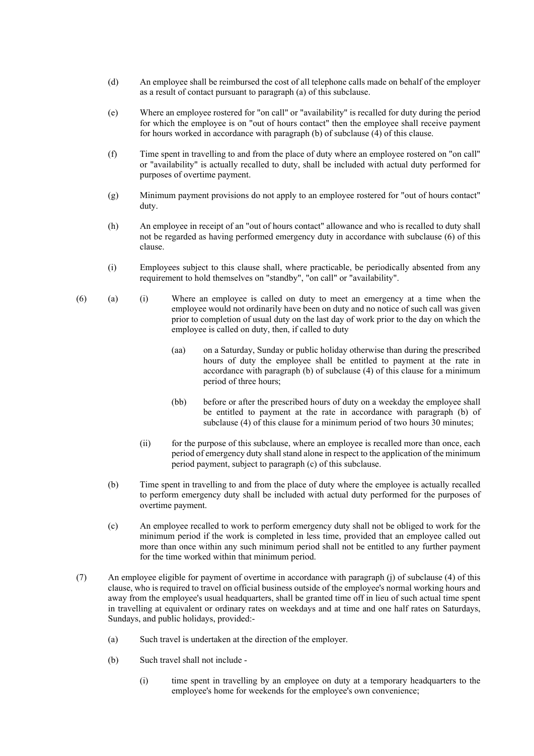(d) An employee shall be reimbursed the cost of all telephone calls made on behalf of the employer as a result of contact pursuant to paragraph (a) of this subclause.

(e) Where an employee rostered for "on call" or "availability" is recalled for duty during the period for which the employee is on "out of hours contact" then the employee shall receive payment for hours worked in accordance with paragraph (b) of subclause (4) of this clause.

(f) Time spent in travelling to and from the place of duty where an employee rostered on "on call" or "availability" is actually recalled to duty, shall be included with actual duty performed for purposes of overtime payment.

(g) Minimum payment provisions do not apply to an employee rostered for "out of hours contact" duty.

(h) An employee in receipt of an "out of hours contact" allowance and who is recalled to duty shall not be regarded as having performed emergency duty in accordance with subclause (6) of this clause.

(i) Employees subject to this clause shall, where practicable, be periodically absented from any requirement to hold themselves on "standby", "on call" or "availability".

(6) (a) (i) Where an employee is called on duty to meet an emergency at a time when the employee would not ordinarily have been on duty and no notice of such call was given prior to completion of usual duty on the last day of work prior to the day on which the employee is called on duty, then, if called to duty

(aa) on a Saturday, Sunday or public holiday otherwise than during the prescribed hours of duty the employee shall be entitled to payment at the rate in accordance with paragraph (b) of subclause (4) of this clause for a minimum period of three hours;

(bb) before or after the prescribed hours of duty on a weekday the employee shall be entitled to payment at the rate in accordance with paragraph (b) of subclause (4) of this clause for a minimum period of two hours 30 minutes;

(ii) for the purpose of this subclause, where an employee is recalled more than once, each period of emergency duty shall stand alone in respect to the application of the minimum period payment, subject to paragraph (c) of this subclause.

(b) Time spent in travelling to and from the place of duty where the employee is actually recalled to perform emergency duty shall be included with actual duty performed for the purposes of overtime payment.

(c) An employee recalled to work to perform emergency duty shall not be obliged to work for the minimum period if the work is completed in less time, provided that an employee called out more than once within any such minimum period shall not be entitled to any further payment for the time worked within that minimum period.

(7) An employee eligible for payment of overtime in accordance with paragraph (j) of subclause (4) of this clause, who is required to travel on official business outside of the employee's normal working hours and away from the employee's usual headquarters, shall be granted time off in lieu of such actual time spent in travelling at equivalent or ordinary rates on weekdays and at time and one half rates on Saturdays, Sundays, and public holidays, provided:-

(a) Such travel is undertaken at the direction of the employer.

(b) Such travel shall not include -

(i) time spent in travelling by an employee on duty at a temporary headquarters to the employee's home for weekends for the employee's own convenience;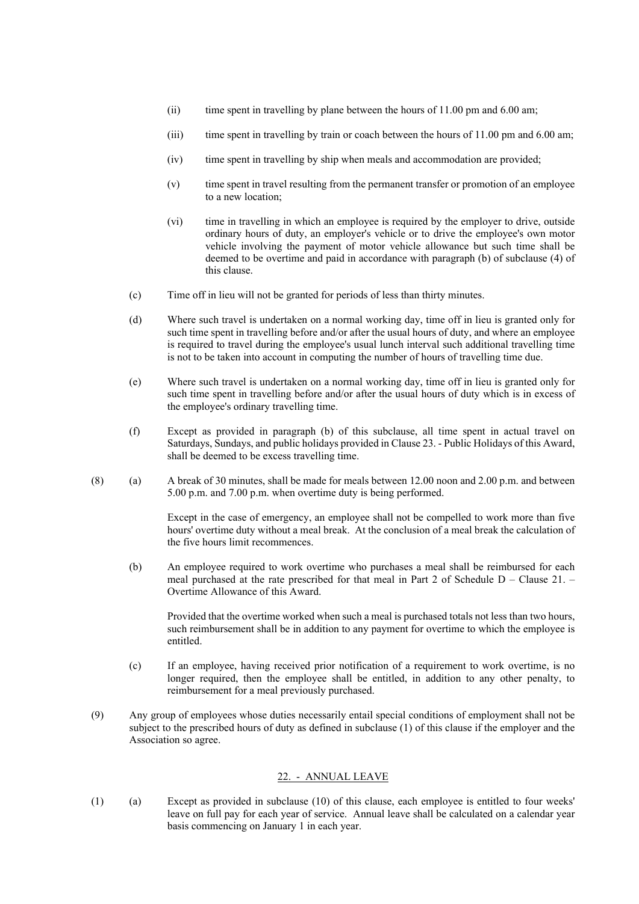(ii) time spent in travelling by plane between the hours of 11.00 pm and 6.00 am;

(iii) time spent in travelling by train or coach between the hours of 11.00 pm and 6.00 am;

(iv) time spent in travelling by ship when meals and accommodation are provided;

(v) time spent in travel resulting from the permanent transfer or promotion of an employee to a new location;

(vi) time in travelling in which an employee is required by the employer to drive, outside ordinary hours of duty, an employer's vehicle or to drive the employee's own motor vehicle involving the payment of motor vehicle allowance but such time shall be deemed to be overtime and paid in accordance with paragraph (b) of subclause (4) of this clause.

(c) Time off in lieu will not be granted for periods of less than thirty minutes.

(d) Where such travel is undertaken on a normal working day, time off in lieu is granted only for such time spent in travelling before and/or after the usual hours of duty, and where an employee is required to travel during the employee's usual lunch interval such additional travelling time is not to be taken into account in computing the number of hours of travelling time due.

(e) Where such travel is undertaken on a normal working day, time off in lieu is granted only for such time spent in travelling before and/or after the usual hours of duty which is in excess of the employee's ordinary travelling time.

(f) Except as provided in paragraph (b) of this subclause, all time spent in actual travel on Saturdays, Sundays, and public holidays provided in Clause 23. - Public Holidays of this Award, shall be deemed to be excess travelling time.

(8) (a) A break of 30 minutes, shall be made for meals between 12.00 noon and 2.00 p.m. and between 5.00 p.m. and 7.00 p.m. when overtime duty is being performed.

Except in the case of emergency, an employee shall not be compelled to work more than five hours' overtime duty without a meal break. At the conclusion of a meal break the calculation of the five hours limit recommences.

(b) An employee required to work overtime who purchases a meal shall be reimbursed for each meal purchased at the rate prescribed for that meal in Part 2 of Schedule D – Clause 21. – Overtime Allowance of this Award.

Provided that the overtime worked when such a meal is purchased totals not less than two hours, such reimbursement shall be in addition to any payment for overtime to which the employee is entitled.

(c) If an employee, having received prior notification of a requirement to work overtime, is no longer required, then the employee shall be entitled, in addition to any other penalty, to reimbursement for a meal previously purchased.

(9) Any group of employees whose duties necessarily entail special conditions of employment shall not be subject to the prescribed hours of duty as defined in subclause (1) of this clause if the employer and the Association so agree.

## 22. - ANNUAL LEAVE

(1) (a) Except as provided in subclause (10) of this clause, each employee is entitled to four weeks' leave on full pay for each year of service. Annual leave shall be calculated on a calendar year basis commencing on January 1 in each year.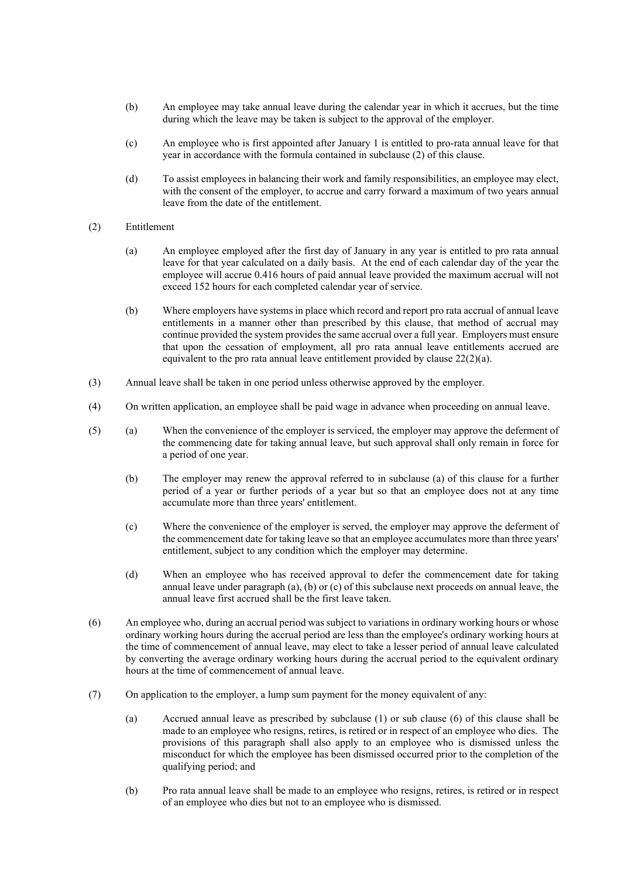(b) An employee may take annual leave during the calendar year in which it accrues, but the time during which the leave may be taken is subject to the approval of the employer.

(c) An employee who is first appointed after January 1 is entitled to pro-rata annual leave for that year in accordance with the formula contained in subclause (2) of this clause.

(d) To assist employees in balancing their work and family responsibilities, an employee may elect, with the consent of the employer, to accrue and carry forward a maximum of two years annual leave from the date of the entitlement.

(2) Entitlement

(a) An employee employed after the first day of January in any year is entitled to pro rata annual leave for that year calculated on a daily basis. At the end of each calendar day of the year the employee will accrue 0.416 hours of paid annual leave provided the maximum accrual will not exceed 152 hours for each completed calendar year of service.

(b) Where employers have systems in place which record and report pro rata accrual of annual leave entitlements in a manner other than prescribed by this clause, that method of accrual may continue provided the system provides the same accrual over a full year. Employers must ensure that upon the cessation of employment, all pro rata annual leave entitlements accrued are equivalent to the pro rata annual leave entitlement provided by clause 22(2)(a).

(3) Annual leave shall be taken in one period unless otherwise approved by the employer.

(4) On written application, an employee shall be paid wage in advance when proceeding on annual leave.

(5) (a) When the convenience of the employer is serviced, the employer may approve the deferment of the commencing date for taking annual leave, but such approval shall only remain in force for a period of one year.

(b) The employer may renew the approval referred to in subclause (a) of this clause for a further period of a year or further periods of a year but so that an employee does not at any time accumulate more than three years' entitlement.

(c) Where the convenience of the employer is served, the employer may approve the deferment of the commencement date for taking leave so that an employee accumulates more than three years' entitlement, subject to any condition which the employer may determine.

(d) When an employee who has received approval to defer the commencement date for taking annual leave under paragraph (a), (b) or (c) of this subclause next proceeds on annual leave, the annual leave first accrued shall be the first leave taken.

(6) An employee who, during an accrual period was subject to variations in ordinary working hours or whose ordinary working hours during the accrual period are less than the employee's ordinary working hours at the time of commencement of annual leave, may elect to take a lesser period of annual leave calculated by converting the average ordinary working hours during the accrual period to the equivalent ordinary hours at the time of commencement of annual leave.

(7) On application to the employer, a lump sum payment for the money equivalent of any:

(a) Accrued annual leave as prescribed by subclause (1) or sub clause (6) of this clause shall be made to an employee who resigns, retires, is retired or in respect of an employee who dies. The provisions of this paragraph shall also apply to an employee who is dismissed unless the misconduct for which the employee has been dismissed occurred prior to the completion of the qualifying period; and

(b) Pro rata annual leave shall be made to an employee who resigns, retires, is retired or in respect of an employee who dies but not to an employee who is dismissed.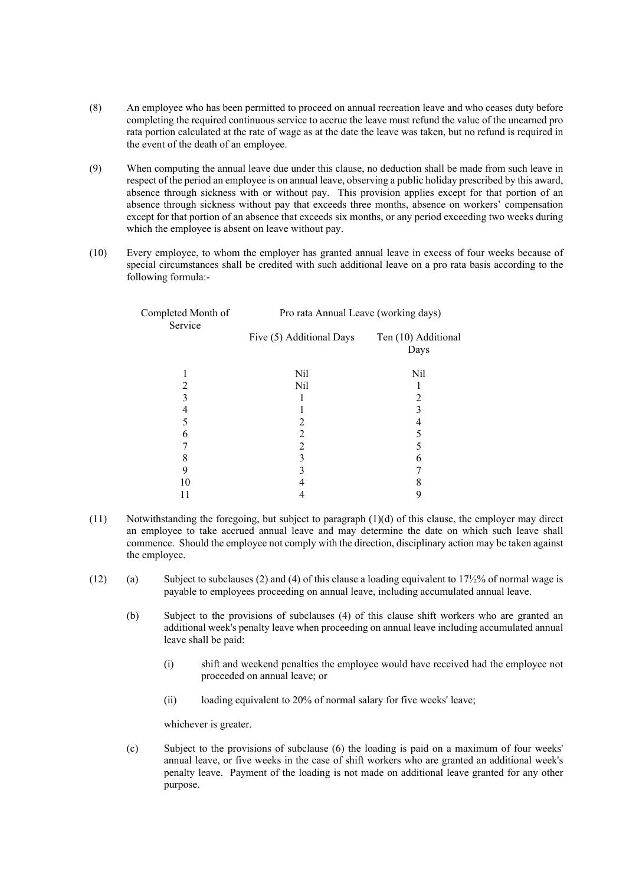(8) An employee who has been permitted to proceed on annual recreation leave and who ceases duty before completing the required continuous service to accrue the leave must refund the value of the unearned pro rata portion calculated at the rate of wage as at the date the leave was taken, but no refund is required in the event of the death of an employee.

(9) When computing the annual leave due under this clause, no deduction shall be made from such leave in respect of the period an employee is on annual leave, observing a public holiday prescribed by this award, absence through sickness with or without pay. This provision applies except for that portion of an absence through sickness without pay that exceeds three months, absence on workers' compensation except for that portion of an absence that exceeds six months, or any period exceeding two weeks during which the employee is absent on leave without pay.

(10) Every employee, to whom the employer has granted annual leave in excess of four weeks because of special circumstances shall be credited with such additional leave on a pro rata basis according to the following formula:-

| Completed Month of Service | Pro rata Annual Leave (working days) | |
|---|---|---|
| | Five (5) Additional Days | Ten (10) Additional Days |
| 1 | Nil | Nil |
| 2 | Nil | 1 |
| 3 | 1 | 2 |
| 4 | 1 | 3 |
| 5 | 2 | 4 |
| 6 | 2 | 5 |
| 7 | 2 | 5 |
| 8 | 3 | 6 |
| 9 | 3 | 7 |
| 10 | 4 | 8 |
| 11 | 4 | 9 |

(11) Notwithstanding the foregoing, but subject to paragraph (1)(d) of this clause, the employer may direct an employee to take accrued annual leave and may determine the date on which such leave shall commence. Should the employee not comply with the direction, disciplinary action may be taken against the employee.

(12) (a) Subject to subclauses (2) and (4) of this clause a loading equivalent to 17½% of normal wage is payable to employees proceeding on annual leave, including accumulated annual leave.

(b) Subject to the provisions of subclauses (4) of this clause shift workers who are granted an additional week's penalty leave when proceeding on annual leave including accumulated annual leave shall be paid:

(i) shift and weekend penalties the employee would have received had the employee not proceeded on annual leave; or

(ii) loading equivalent to 20% of normal salary for five weeks' leave;

whichever is greater.

(c) Subject to the provisions of subclause (6) the loading is paid on a maximum of four weeks' annual leave, or five weeks in the case of shift workers who are granted an additional week's penalty leave. Payment of the loading is not made on additional leave granted for any other purpose.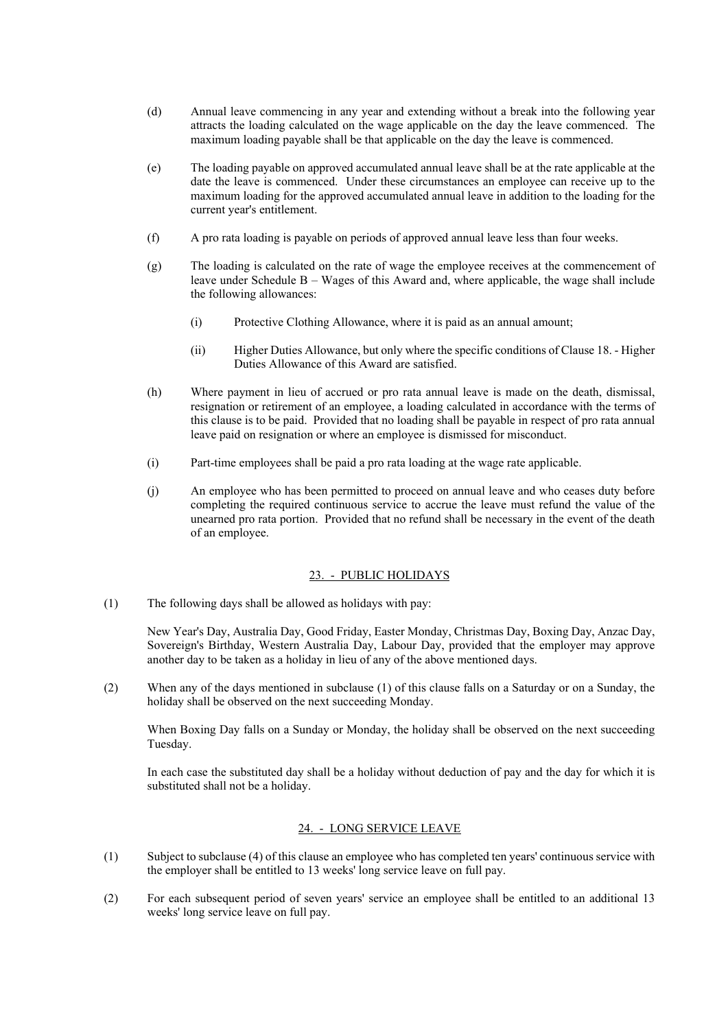(d) Annual leave commencing in any year and extending without a break into the following year attracts the loading calculated on the wage applicable on the day the leave commenced. The maximum loading payable shall be that applicable on the day the leave is commenced.

(e) The loading payable on approved accumulated annual leave shall be at the rate applicable at the date the leave is commenced. Under these circumstances an employee can receive up to the maximum loading for the approved accumulated annual leave in addition to the loading for the current year's entitlement.

(f) A pro rata loading is payable on periods of approved annual leave less than four weeks.

(g) The loading is calculated on the rate of wage the employee receives at the commencement of leave under Schedule B – Wages of this Award and, where applicable, the wage shall include the following allowances:

   (i) Protective Clothing Allowance, where it is paid as an annual amount;

   (ii) Higher Duties Allowance, but only where the specific conditions of Clause 18. - Higher Duties Allowance of this Award are satisfied.

(h) Where payment in lieu of accrued or pro rata annual leave is made on the death, dismissal, resignation or retirement of an employee, a loading calculated in accordance with the terms of this clause is to be paid. Provided that no loading shall be payable in respect of pro rata annual leave paid on resignation or where an employee is dismissed for misconduct.

(i) Part-time employees shall be paid a pro rata loading at the wage rate applicable.

(j) An employee who has been permitted to proceed on annual leave and who ceases duty before completing the required continuous service to accrue the leave must refund the value of the unearned pro rata portion. Provided that no refund shall be necessary in the event of the death of an employee.

## 23. - PUBLIC HOLIDAYS

(1) The following days shall be allowed as holidays with pay:

New Year's Day, Australia Day, Good Friday, Easter Monday, Christmas Day, Boxing Day, Anzac Day, Sovereign's Birthday, Western Australia Day, Labour Day, provided that the employer may approve another day to be taken as a holiday in lieu of any of the above mentioned days.

(2) When any of the days mentioned in subclause (1) of this clause falls on a Saturday or on a Sunday, the holiday shall be observed on the next succeeding Monday.

When Boxing Day falls on a Sunday or Monday, the holiday shall be observed on the next succeeding Tuesday.

In each case the substituted day shall be a holiday without deduction of pay and the day for which it is substituted shall not be a holiday.

## 24. - LONG SERVICE LEAVE

(1) Subject to subclause (4) of this clause an employee who has completed ten years' continuous service with the employer shall be entitled to 13 weeks' long service leave on full pay.

(2) For each subsequent period of seven years' service an employee shall be entitled to an additional 13 weeks' long service leave on full pay.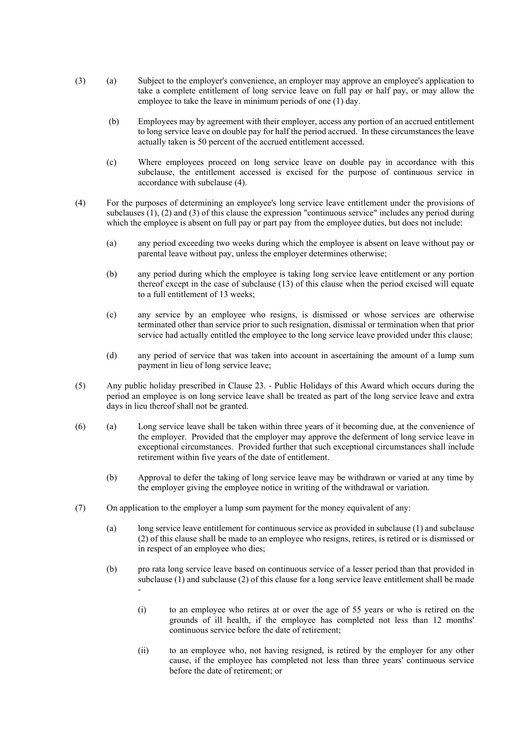(3) (a) Subject to the employer's convenience, an employer may approve an employee's application to take a complete entitlement of long service leave on full pay or half pay, or may allow the employee to take the leave in minimum periods of one (1) day.

(b) Employees may by agreement with their employer, access any portion of an accrued entitlement to long service leave on double pay for half the period accrued. In these circumstances the leave actually taken is 50 percent of the accrued entitlement accessed.

(c) Where employees proceed on long service leave on double pay in accordance with this subclause, the entitlement accessed is excised for the purpose of continuous service in accordance with subclause (4).

(4) For the purposes of determining an employee's long service leave entitlement under the provisions of subclauses (1), (2) and (3) of this clause the expression "continuous service" includes any period during which the employee is absent on full pay or part pay from the employee duties, but does not include:

(a) any period exceeding two weeks during which the employee is absent on leave without pay or parental leave without pay, unless the employer determines otherwise;

(b) any period during which the employee is taking long service leave entitlement or any portion thereof except in the case of subclause (13) of this clause when the period excised will equate to a full entitlement of 13 weeks;

(c) any service by an employee who resigns, is dismissed or whose services are otherwise terminated other than service prior to such resignation, dismissal or termination when that prior service had actually entitled the employee to the long service leave provided under this clause;

(d) any period of service that was taken into account in ascertaining the amount of a lump sum payment in lieu of long service leave;

(5) Any public holiday prescribed in Clause 23. - Public Holidays of this Award which occurs during the period an employee is on long service leave shall be treated as part of the long service leave and extra days in lieu thereof shall not be granted.

(6) (a) Long service leave shall be taken within three years of it becoming due, at the convenience of the employer. Provided that the employer may approve the deferment of long service leave in exceptional circumstances. Provided further that such exceptional circumstances shall include retirement within five years of the date of entitlement.

(b) Approval to defer the taking of long service leave may be withdrawn or varied at any time by the employer giving the employee notice in writing of the withdrawal or variation.

(7) On application to the employer a lump sum payment for the money equivalent of any:

(a) long service leave entitlement for continuous service as provided in subclause (1) and subclause (2) of this clause shall be made to an employee who resigns, retires, is retired or is dismissed or in respect of an employee who dies;

(b) pro rata long service leave based on continuous service of a lesser period than that provided in subclause (1) and subclause (2) of this clause for a long service leave entitlement shall be made -

(i) to an employee who retires at or over the age of 55 years or who is retired on the grounds of ill health, if the employee has completed not less than 12 months' continuous service before the date of retirement;

(ii) to an employee who, not having resigned, is retired by the employer for any other cause, if the employee has completed not less than three years' continuous service before the date of retirement; or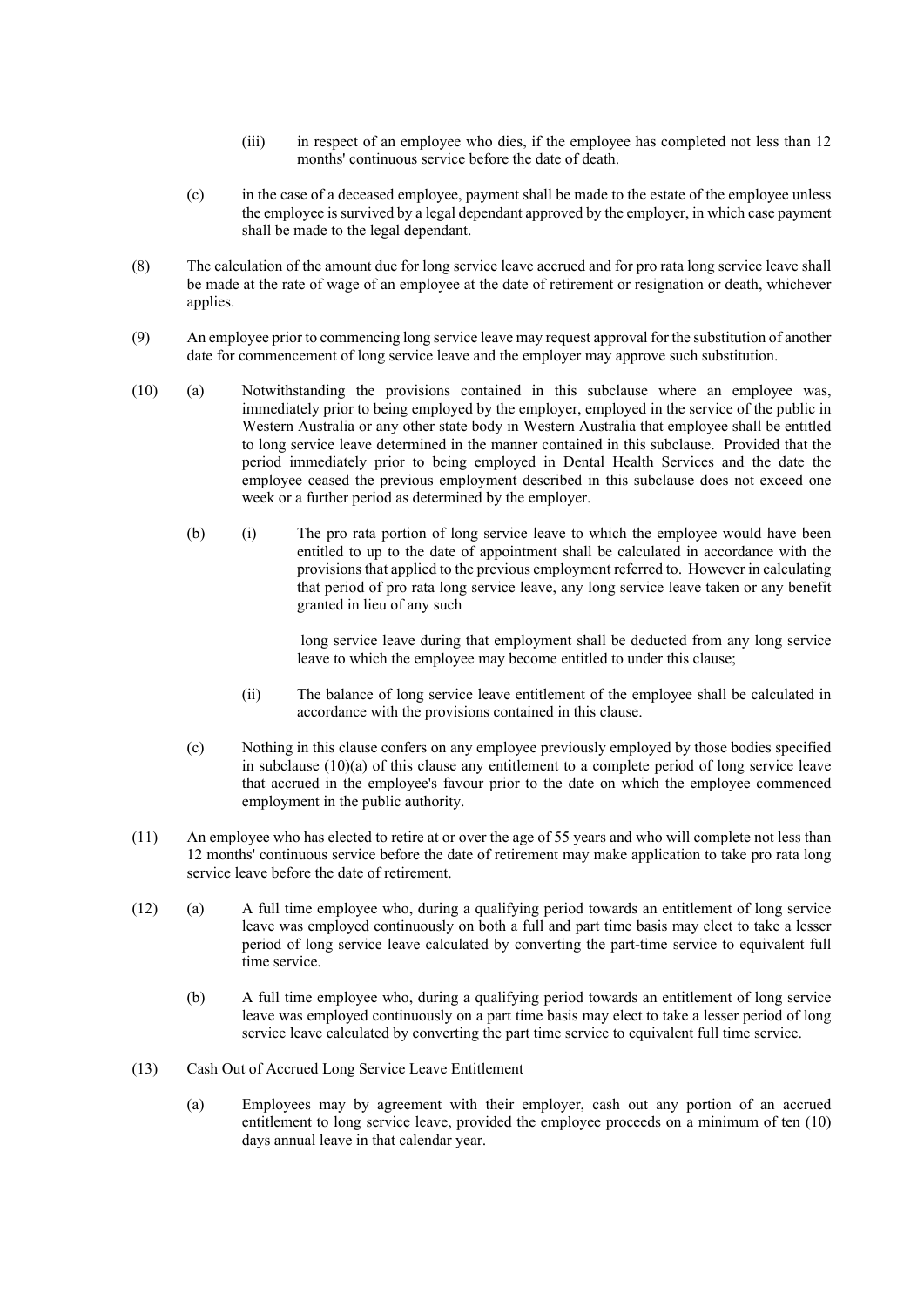(iii) in respect of an employee who dies, if the employee has completed not less than 12 months' continuous service before the date of death.

(c) in the case of a deceased employee, payment shall be made to the estate of the employee unless the employee is survived by a legal dependant approved by the employer, in which case payment shall be made to the legal dependant.

(8) The calculation of the amount due for long service leave accrued and for pro rata long service leave shall be made at the rate of wage of an employee at the date of retirement or resignation or death, whichever applies.

(9) An employee prior to commencing long service leave may request approval for the substitution of another date for commencement of long service leave and the employer may approve such substitution.

(10) (a) Notwithstanding the provisions contained in this subclause where an employee was, immediately prior to being employed by the employer, employed in the service of the public in Western Australia or any other state body in Western Australia that employee shall be entitled to long service leave determined in the manner contained in this subclause. Provided that the period immediately prior to being employed in Dental Health Services and the date the employee ceased the previous employment described in this subclause does not exceed one week or a further period as determined by the employer.

(b) (i) The pro rata portion of long service leave to which the employee would have been entitled to up to the date of appointment shall be calculated in accordance with the provisions that applied to the previous employment referred to. However in calculating that period of pro rata long service leave, any long service leave taken or any benefit granted in lieu of any such

long service leave during that employment shall be deducted from any long service leave to which the employee may become entitled to under this clause;

(ii) The balance of long service leave entitlement of the employee shall be calculated in accordance with the provisions contained in this clause.

(c) Nothing in this clause confers on any employee previously employed by those bodies specified in subclause (10)(a) of this clause any entitlement to a complete period of long service leave that accrued in the employee's favour prior to the date on which the employee commenced employment in the public authority.

(11) An employee who has elected to retire at or over the age of 55 years and who will complete not less than 12 months' continuous service before the date of retirement may make application to take pro rata long service leave before the date of retirement.

(12) (a) A full time employee who, during a qualifying period towards an entitlement of long service leave was employed continuously on both a full and part time basis may elect to take a lesser period of long service leave calculated by converting the part-time service to equivalent full time service.

(b) A full time employee who, during a qualifying period towards an entitlement of long service leave was employed continuously on a part time basis may elect to take a lesser period of long service leave calculated by converting the part time service to equivalent full time service.

(13) Cash Out of Accrued Long Service Leave Entitlement

(a) Employees may by agreement with their employer, cash out any portion of an accrued entitlement to long service leave, provided the employee proceeds on a minimum of ten (10) days annual leave in that calendar year.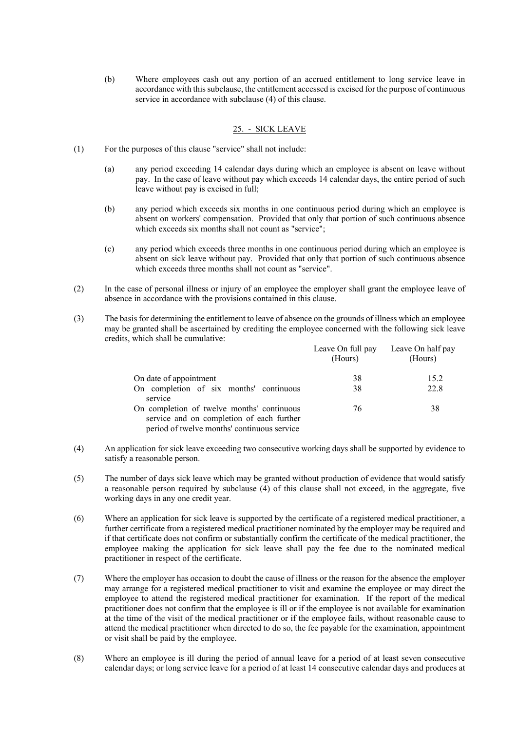(b) Where employees cash out any portion of an accrued entitlement to long service leave in accordance with this subclause, the entitlement accessed is excised for the purpose of continuous service in accordance with subclause (4) of this clause.

## 25. - SICK LEAVE

(1) For the purposes of this clause "service" shall not include:

(a) any period exceeding 14 calendar days during which an employee is absent on leave without pay. In the case of leave without pay which exceeds 14 calendar days, the entire period of such leave without pay is excised in full;

(b) any period which exceeds six months in one continuous period during which an employee is absent on workers' compensation. Provided that only that portion of such continuous absence which exceeds six months shall not count as "service";

(c) any period which exceeds three months in one continuous period during which an employee is absent on sick leave without pay. Provided that only that portion of such continuous absence which exceeds three months shall not count as "service".

(2) In the case of personal illness or injury of an employee the employer shall grant the employee leave of absence in accordance with the provisions contained in this clause.

(3) The basis for determining the entitlement to leave of absence on the grounds of illness which an employee may be granted shall be ascertained by crediting the employee concerned with the following sick leave credits, which shall be cumulative:

| | Leave On full pay (Hours) | Leave On half pay (Hours) |
|---|---|---|
| On date of appointment | 38 | 15.2 |
| On completion of six months' continuous service | 38 | 22.8 |
| On completion of twelve months' continuous service and on completion of each further period of twelve months' continuous service | 76 | 38 |

(4) An application for sick leave exceeding two consecutive working days shall be supported by evidence to satisfy a reasonable person.

(5) The number of days sick leave which may be granted without production of evidence that would satisfy a reasonable person required by subclause (4) of this clause shall not exceed, in the aggregate, five working days in any one credit year.

(6) Where an application for sick leave is supported by the certificate of a registered medical practitioner, a further certificate from a registered medical practitioner nominated by the employer may be required and if that certificate does not confirm or substantially confirm the certificate of the medical practitioner, the employee making the application for sick leave shall pay the fee due to the nominated medical practitioner in respect of the certificate.

(7) Where the employer has occasion to doubt the cause of illness or the reason for the absence the employer may arrange for a registered medical practitioner to visit and examine the employee or may direct the employee to attend the registered medical practitioner for examination. If the report of the medical practitioner does not confirm that the employee is ill or if the employee is not available for examination at the time of the visit of the medical practitioner or if the employee fails, without reasonable cause to attend the medical practitioner when directed to do so, the fee payable for the examination, appointment or visit shall be paid by the employee.

(8) Where an employee is ill during the period of annual leave for a period of at least seven consecutive calendar days; or long service leave for a period of at least 14 consecutive calendar days and produces at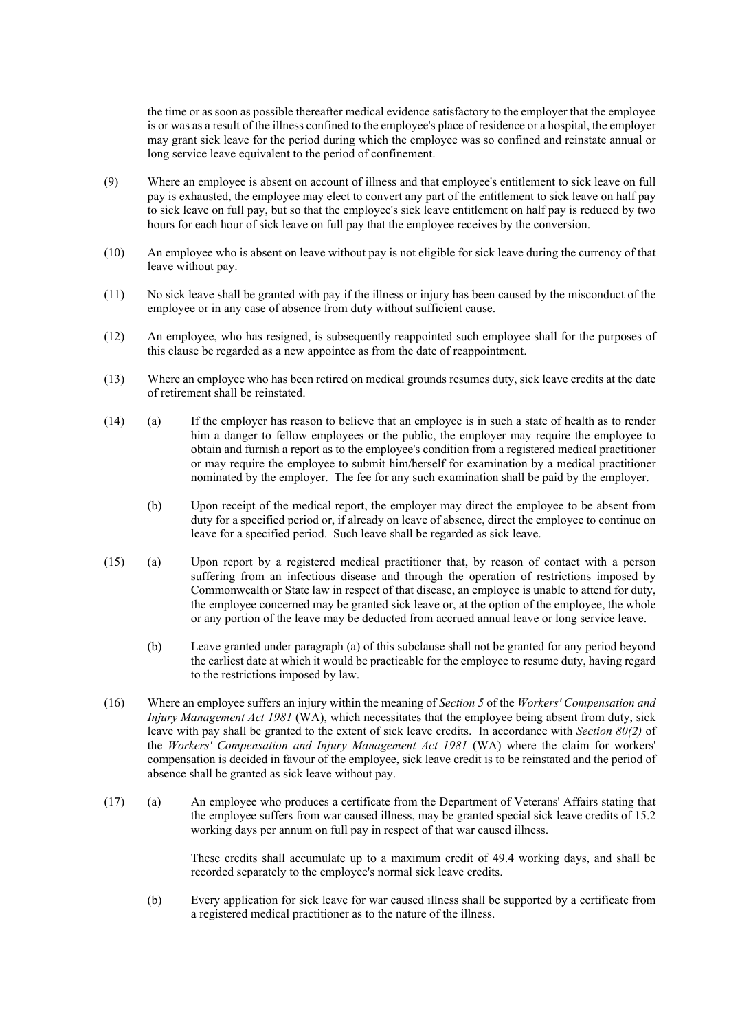the time or as soon as possible thereafter medical evidence satisfactory to the employer that the employee is or was as a result of the illness confined to the employee's place of residence or a hospital, the employer may grant sick leave for the period during which the employee was so confined and reinstate annual or long service leave equivalent to the period of confinement.

(9) Where an employee is absent on account of illness and that employee's entitlement to sick leave on full pay is exhausted, the employee may elect to convert any part of the entitlement to sick leave on half pay to sick leave on full pay, but so that the employee's sick leave entitlement on half pay is reduced by two hours for each hour of sick leave on full pay that the employee receives by the conversion.

(10) An employee who is absent on leave without pay is not eligible for sick leave during the currency of that leave without pay.

(11) No sick leave shall be granted with pay if the illness or injury has been caused by the misconduct of the employee or in any case of absence from duty without sufficient cause.

(12) An employee, who has resigned, is subsequently reappointed such employee shall for the purposes of this clause be regarded as a new appointee as from the date of reappointment.

(13) Where an employee who has been retired on medical grounds resumes duty, sick leave credits at the date of retirement shall be reinstated.

(14) (a) If the employer has reason to believe that an employee is in such a state of health as to render him a danger to fellow employees or the public, the employer may require the employee to obtain and furnish a report as to the employee's condition from a registered medical practitioner or may require the employee to submit him/herself for examination by a medical practitioner nominated by the employer. The fee for any such examination shall be paid by the employer.

(b) Upon receipt of the medical report, the employer may direct the employee to be absent from duty for a specified period or, if already on leave of absence, direct the employee to continue on leave for a specified period. Such leave shall be regarded as sick leave.

(15) (a) Upon report by a registered medical practitioner that, by reason of contact with a person suffering from an infectious disease and through the operation of restrictions imposed by Commonwealth or State law in respect of that disease, an employee is unable to attend for duty, the employee concerned may be granted sick leave or, at the option of the employee, the whole or any portion of the leave may be deducted from accrued annual leave or long service leave.

(b) Leave granted under paragraph (a) of this subclause shall not be granted for any period beyond the earliest date at which it would be practicable for the employee to resume duty, having regard to the restrictions imposed by law.

(16) Where an employee suffers an injury within the meaning of *Section 5* of the *Workers' Compensation and Injury Management Act 1981* (WA), which necessitates that the employee being absent from duty, sick leave with pay shall be granted to the extent of sick leave credits. In accordance with *Section 80(2)* of the *Workers' Compensation and Injury Management Act 1981* (WA) where the claim for workers' compensation is decided in favour of the employee, sick leave credit is to be reinstated and the period of absence shall be granted as sick leave without pay.

(17) (a) An employee who produces a certificate from the Department of Veterans' Affairs stating that the employee suffers from war caused illness, may be granted special sick leave credits of 15.2 working days per annum on full pay in respect of that war caused illness.

These credits shall accumulate up to a maximum credit of 49.4 working days, and shall be recorded separately to the employee's normal sick leave credits.

(b) Every application for sick leave for war caused illness shall be supported by a certificate from a registered medical practitioner as to the nature of the illness.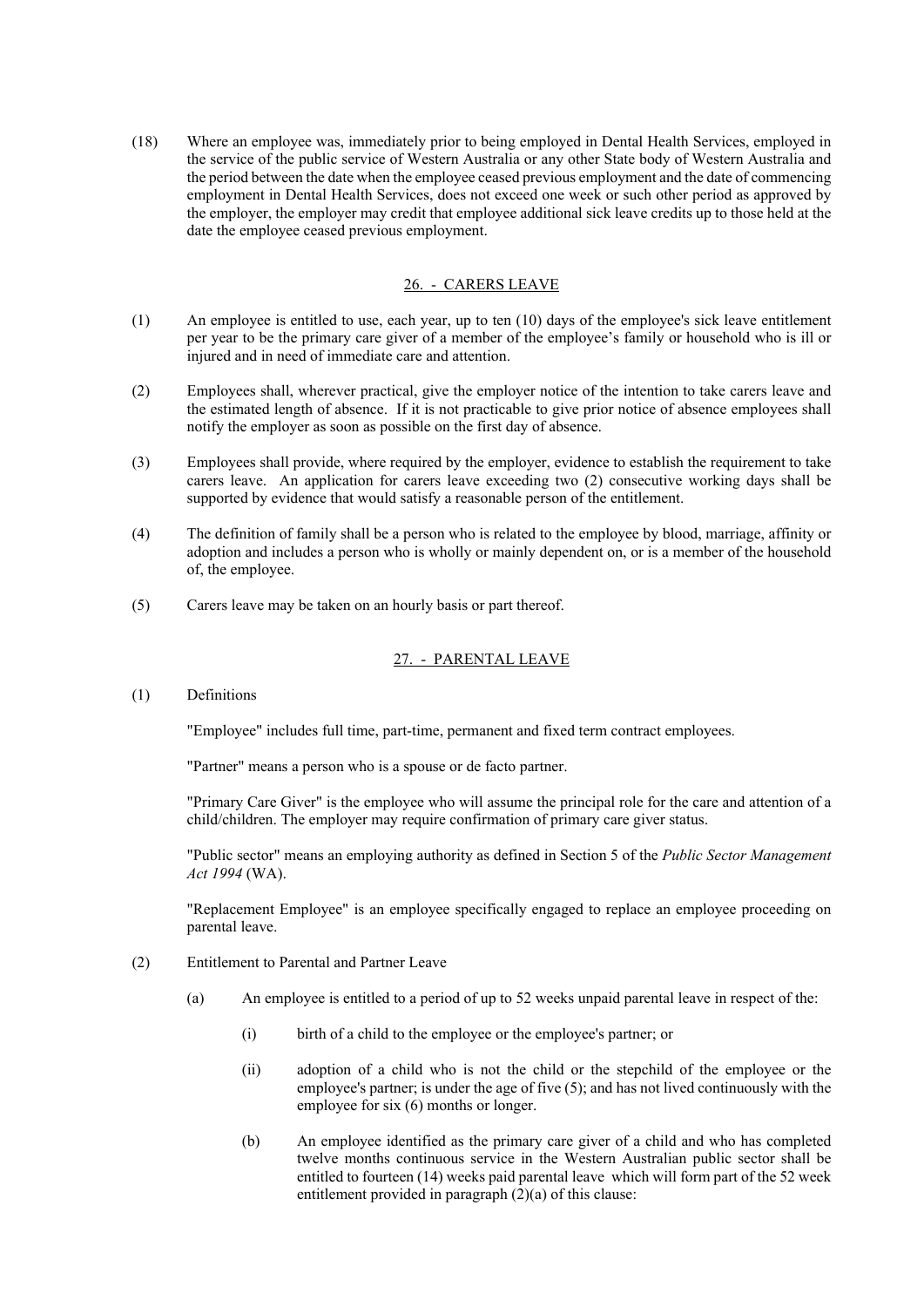(18) Where an employee was, immediately prior to being employed in Dental Health Services, employed in the service of the public service of Western Australia or any other State body of Western Australia and the period between the date when the employee ceased previous employment and the date of commencing employment in Dental Health Services, does not exceed one week or such other period as approved by the employer, the employer may credit that employee additional sick leave credits up to those held at the date the employee ceased previous employment.

## 26. - CARERS LEAVE

(1) An employee is entitled to use, each year, up to ten (10) days of the employee's sick leave entitlement per year to be the primary care giver of a member of the employee's family or household who is ill or injured and in need of immediate care and attention.

(2) Employees shall, wherever practical, give the employer notice of the intention to take carers leave and the estimated length of absence. If it is not practicable to give prior notice of absence employees shall notify the employer as soon as possible on the first day of absence.

(3) Employees shall provide, where required by the employer, evidence to establish the requirement to take carers leave. An application for carers leave exceeding two (2) consecutive working days shall be supported by evidence that would satisfy a reasonable person of the entitlement.

(4) The definition of family shall be a person who is related to the employee by blood, marriage, affinity or adoption and includes a person who is wholly or mainly dependent on, or is a member of the household of, the employee.

(5) Carers leave may be taken on an hourly basis or part thereof.

## 27. - PARENTAL LEAVE

(1) Definitions

"Employee" includes full time, part-time, permanent and fixed term contract employees.

"Partner" means a person who is a spouse or de facto partner.

"Primary Care Giver" is the employee who will assume the principal role for the care and attention of a child/children. The employer may require confirmation of primary care giver status.

"Public sector" means an employing authority as defined in Section 5 of the *Public Sector Management Act 1994* (WA).

"Replacement Employee" is an employee specifically engaged to replace an employee proceeding on parental leave.

(2) Entitlement to Parental and Partner Leave

(a) An employee is entitled to a period of up to 52 weeks unpaid parental leave in respect of the:

(i) birth of a child to the employee or the employee's partner; or

(ii) adoption of a child who is not the child or the stepchild of the employee or the employee's partner; is under the age of five (5); and has not lived continuously with the employee for six (6) months or longer.

(b) An employee identified as the primary care giver of a child and who has completed twelve months continuous service in the Western Australian public sector shall be entitled to fourteen (14) weeks paid parental leave which will form part of the 52 week entitlement provided in paragraph (2)(a) of this clause: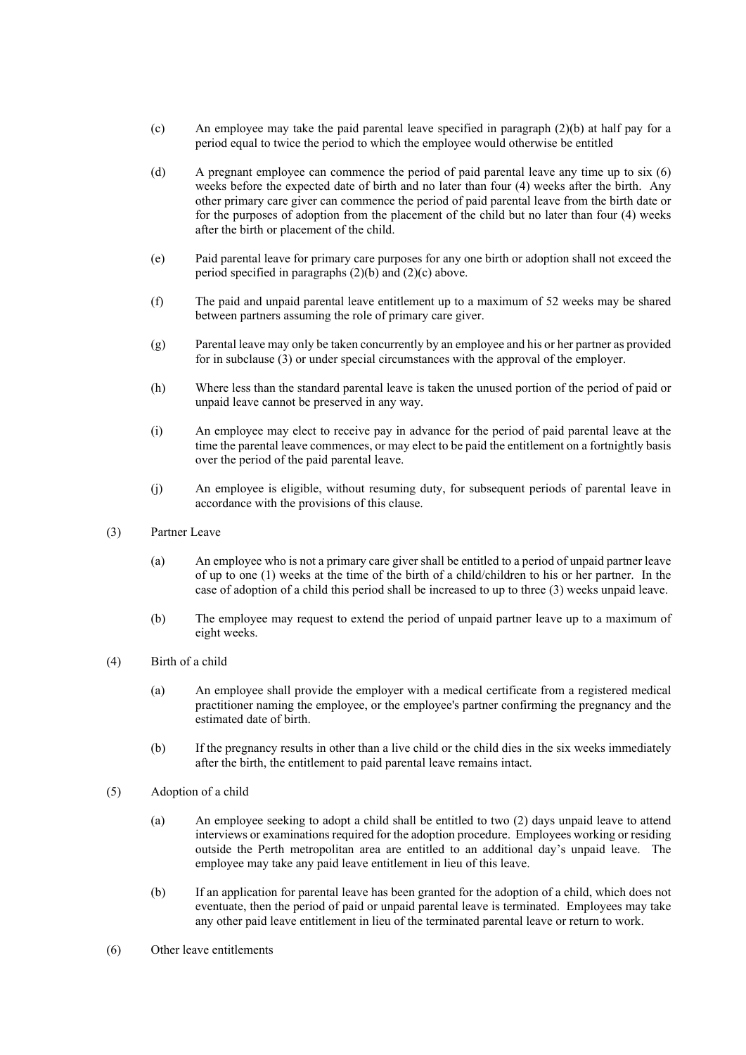(c) An employee may take the paid parental leave specified in paragraph (2)(b) at half pay for a period equal to twice the period to which the employee would otherwise be entitled

(d) A pregnant employee can commence the period of paid parental leave any time up to six (6) weeks before the expected date of birth and no later than four (4) weeks after the birth. Any other primary care giver can commence the period of paid parental leave from the birth date or for the purposes of adoption from the placement of the child but no later than four (4) weeks after the birth or placement of the child.

(e) Paid parental leave for primary care purposes for any one birth or adoption shall not exceed the period specified in paragraphs (2)(b) and (2)(c) above.

(f) The paid and unpaid parental leave entitlement up to a maximum of 52 weeks may be shared between partners assuming the role of primary care giver.

(g) Parental leave may only be taken concurrently by an employee and his or her partner as provided for in subclause (3) or under special circumstances with the approval of the employer.

(h) Where less than the standard parental leave is taken the unused portion of the period of paid or unpaid leave cannot be preserved in any way.

(i) An employee may elect to receive pay in advance for the period of paid parental leave at the time the parental leave commences, or may elect to be paid the entitlement on a fortnightly basis over the period of the paid parental leave.

(j) An employee is eligible, without resuming duty, for subsequent periods of parental leave in accordance with the provisions of this clause.

(3) Partner Leave

(a) An employee who is not a primary care giver shall be entitled to a period of unpaid partner leave of up to one (1) weeks at the time of the birth of a child/children to his or her partner. In the case of adoption of a child this period shall be increased to up to three (3) weeks unpaid leave.

(b) The employee may request to extend the period of unpaid partner leave up to a maximum of eight weeks.

(4) Birth of a child

(a) An employee shall provide the employer with a medical certificate from a registered medical practitioner naming the employee, or the employee's partner confirming the pregnancy and the estimated date of birth.

(b) If the pregnancy results in other than a live child or the child dies in the six weeks immediately after the birth, the entitlement to paid parental leave remains intact.

(5) Adoption of a child

(a) An employee seeking to adopt a child shall be entitled to two (2) days unpaid leave to attend interviews or examinations required for the adoption procedure. Employees working or residing outside the Perth metropolitan area are entitled to an additional day's unpaid leave. The employee may take any paid leave entitlement in lieu of this leave.

(b) If an application for parental leave has been granted for the adoption of a child, which does not eventuate, then the period of paid or unpaid parental leave is terminated. Employees may take any other paid leave entitlement in lieu of the terminated parental leave or return to work.

(6) Other leave entitlements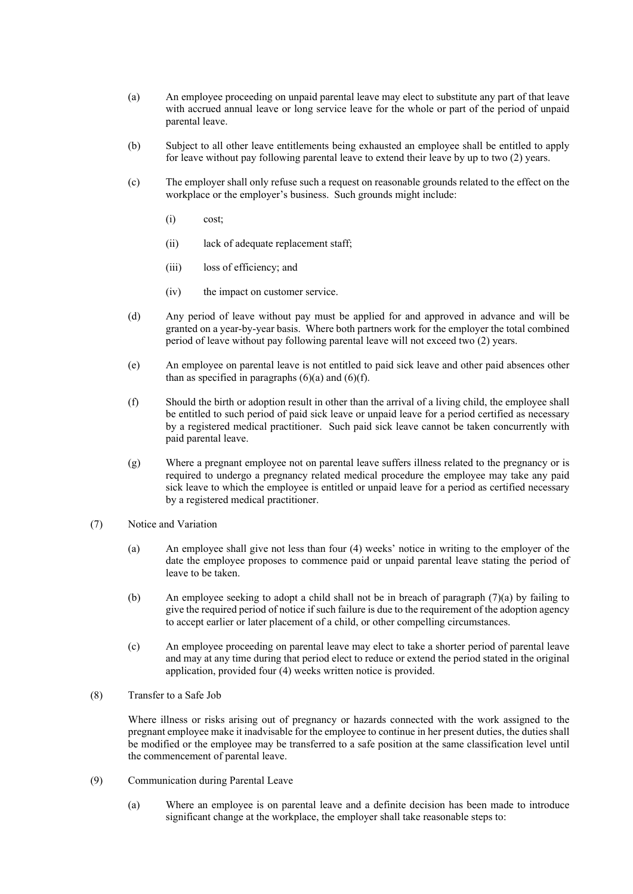(a) An employee proceeding on unpaid parental leave may elect to substitute any part of that leave with accrued annual leave or long service leave for the whole or part of the period of unpaid parental leave.

(b) Subject to all other leave entitlements being exhausted an employee shall be entitled to apply for leave without pay following parental leave to extend their leave by up to two (2) years.

(c) The employer shall only refuse such a request on reasonable grounds related to the effect on the workplace or the employer's business. Such grounds might include:

(i) cost;

(ii) lack of adequate replacement staff;

(iii) loss of efficiency; and

(iv) the impact on customer service.

(d) Any period of leave without pay must be applied for and approved in advance and will be granted on a year-by-year basis. Where both partners work for the employer the total combined period of leave without pay following parental leave will not exceed two (2) years.

(e) An employee on parental leave is not entitled to paid sick leave and other paid absences other than as specified in paragraphs (6)(a) and (6)(f).

(f) Should the birth or adoption result in other than the arrival of a living child, the employee shall be entitled to such period of paid sick leave or unpaid leave for a period certified as necessary by a registered medical practitioner. Such paid sick leave cannot be taken concurrently with paid parental leave.

(g) Where a pregnant employee not on parental leave suffers illness related to the pregnancy or is required to undergo a pregnancy related medical procedure the employee may take any paid sick leave to which the employee is entitled or unpaid leave for a period as certified necessary by a registered medical practitioner.

(7) Notice and Variation

(a) An employee shall give not less than four (4) weeks' notice in writing to the employer of the date the employee proposes to commence paid or unpaid parental leave stating the period of leave to be taken.

(b) An employee seeking to adopt a child shall not be in breach of paragraph (7)(a) by failing to give the required period of notice if such failure is due to the requirement of the adoption agency to accept earlier or later placement of a child, or other compelling circumstances.

(c) An employee proceeding on parental leave may elect to take a shorter period of parental leave and may at any time during that period elect to reduce or extend the period stated in the original application, provided four (4) weeks written notice is provided.

(8) Transfer to a Safe Job

Where illness or risks arising out of pregnancy or hazards connected with the work assigned to the pregnant employee make it inadvisable for the employee to continue in her present duties, the duties shall be modified or the employee may be transferred to a safe position at the same classification level until the commencement of parental leave.

(9) Communication during Parental Leave

(a) Where an employee is on parental leave and a definite decision has been made to introduce significant change at the workplace, the employer shall take reasonable steps to: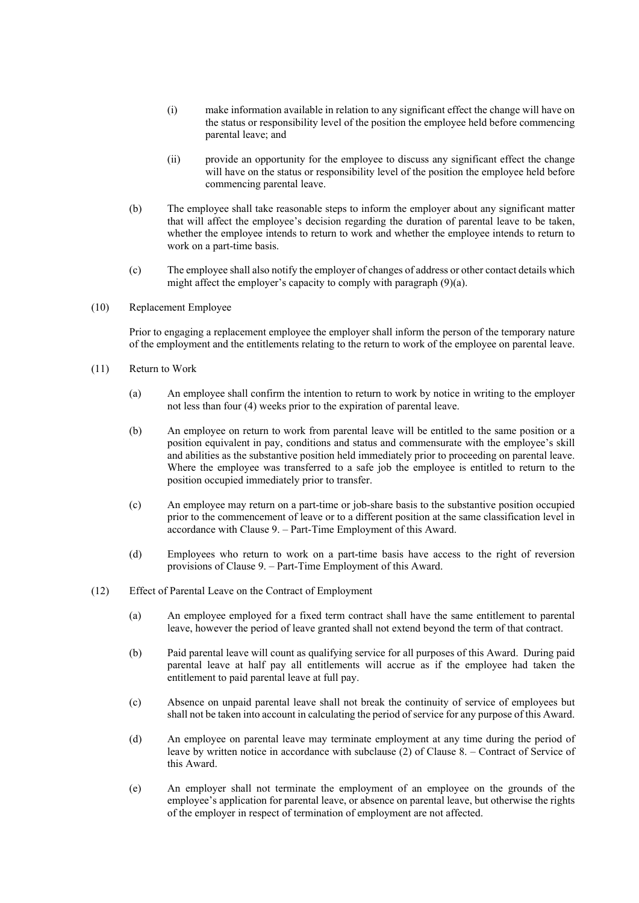(i) make information available in relation to any significant effect the change will have on the status or responsibility level of the position the employee held before commencing parental leave; and

(ii) provide an opportunity for the employee to discuss any significant effect the change will have on the status or responsibility level of the position the employee held before commencing parental leave.

(b) The employee shall take reasonable steps to inform the employer about any significant matter that will affect the employee's decision regarding the duration of parental leave to be taken, whether the employee intends to return to work and whether the employee intends to return to work on a part-time basis.

(c) The employee shall also notify the employer of changes of address or other contact details which might affect the employer's capacity to comply with paragraph (9)(a).

(10) Replacement Employee

Prior to engaging a replacement employee the employer shall inform the person of the temporary nature of the employment and the entitlements relating to the return to work of the employee on parental leave.

(11) Return to Work

(a) An employee shall confirm the intention to return to work by notice in writing to the employer not less than four (4) weeks prior to the expiration of parental leave.

(b) An employee on return to work from parental leave will be entitled to the same position or a position equivalent in pay, conditions and status and commensurate with the employee's skill and abilities as the substantive position held immediately prior to proceeding on parental leave. Where the employee was transferred to a safe job the employee is entitled to return to the position occupied immediately prior to transfer.

(c) An employee may return on a part-time or job-share basis to the substantive position occupied prior to the commencement of leave or to a different position at the same classification level in accordance with Clause 9. – Part-Time Employment of this Award.

(d) Employees who return to work on a part-time basis have access to the right of reversion provisions of Clause 9. – Part-Time Employment of this Award.

(12) Effect of Parental Leave on the Contract of Employment

(a) An employee employed for a fixed term contract shall have the same entitlement to parental leave, however the period of leave granted shall not extend beyond the term of that contract.

(b) Paid parental leave will count as qualifying service for all purposes of this Award. During paid parental leave at half pay all entitlements will accrue as if the employee had taken the entitlement to paid parental leave at full pay.

(c) Absence on unpaid parental leave shall not break the continuity of service of employees but shall not be taken into account in calculating the period of service for any purpose of this Award.

(d) An employee on parental leave may terminate employment at any time during the period of leave by written notice in accordance with subclause (2) of Clause 8. – Contract of Service of this Award.

(e) An employer shall not terminate the employment of an employee on the grounds of the employee's application for parental leave, or absence on parental leave, but otherwise the rights of the employer in respect of termination of employment are not affected.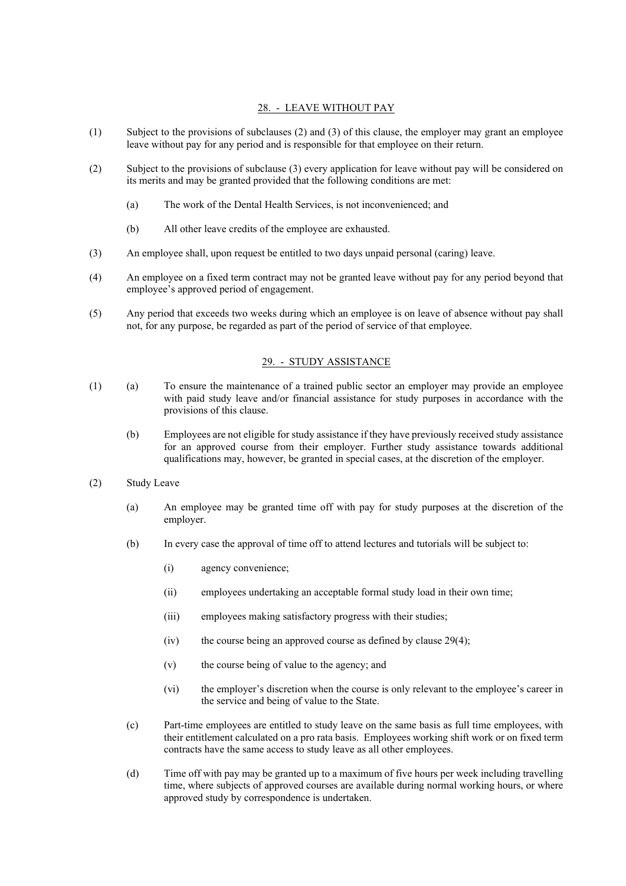## 28. - LEAVE WITHOUT PAY

(1) Subject to the provisions of subclauses (2) and (3) of this clause, the employer may grant an employee leave without pay for any period and is responsible for that employee on their return.

(2) Subject to the provisions of subclause (3) every application for leave without pay will be considered on its merits and may be granted provided that the following conditions are met:

- (a) The work of the Dental Health Services, is not inconvenienced; and
- (b) All other leave credits of the employee are exhausted.

(3) An employee shall, upon request be entitled to two days unpaid personal (caring) leave.

(4) An employee on a fixed term contract may not be granted leave without pay for any period beyond that employee's approved period of engagement.

(5) Any period that exceeds two weeks during which an employee is on leave of absence without pay shall not, for any purpose, be regarded as part of the period of service of that employee.

## 29. - STUDY ASSISTANCE

(1) (a) To ensure the maintenance of a trained public sector an employer may provide an employee with paid study leave and/or financial assistance for study purposes in accordance with the provisions of this clause.

(b) Employees are not eligible for study assistance if they have previously received study assistance for an approved course from their employer. Further study assistance towards additional qualifications may, however, be granted in special cases, at the discretion of the employer.

(2) Study Leave

- (a) An employee may be granted time off with pay for study purposes at the discretion of the employer.
- (b) In every case the approval of time off to attend lectures and tutorials will be subject to:
  - (i) agency convenience;
  - (ii) employees undertaking an acceptable formal study load in their own time;
  - (iii) employees making satisfactory progress with their studies;
  - (iv) the course being an approved course as defined by clause 29(4);
  - (v) the course being of value to the agency; and
  - (vi) the employer's discretion when the course is only relevant to the employee's career in the service and being of value to the State.
- (c) Part-time employees are entitled to study leave on the same basis as full time employees, with their entitlement calculated on a pro rata basis. Employees working shift work or on fixed term contracts have the same access to study leave as all other employees.
- (d) Time off with pay may be granted up to a maximum of five hours per week including travelling time, where subjects of approved courses are available during normal working hours, or where approved study by correspondence is undertaken.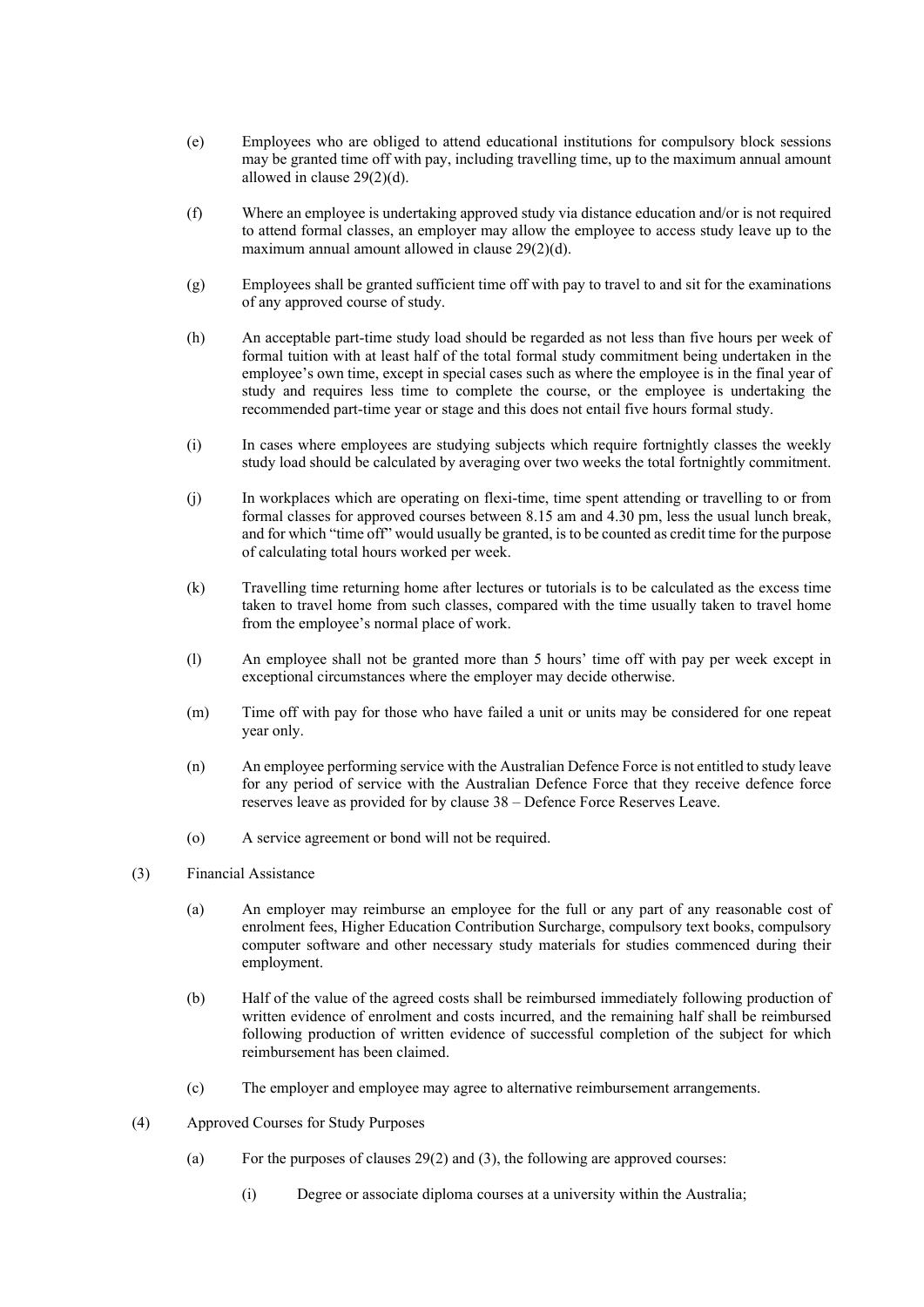(e) Employees who are obliged to attend educational institutions for compulsory block sessions may be granted time off with pay, including travelling time, up to the maximum annual amount allowed in clause 29(2)(d).

(f) Where an employee is undertaking approved study via distance education and/or is not required to attend formal classes, an employer may allow the employee to access study leave up to the maximum annual amount allowed in clause 29(2)(d).

(g) Employees shall be granted sufficient time off with pay to travel to and sit for the examinations of any approved course of study.

(h) An acceptable part-time study load should be regarded as not less than five hours per week of formal tuition with at least half of the total formal study commitment being undertaken in the employee's own time, except in special cases such as where the employee is in the final year of study and requires less time to complete the course, or the employee is undertaking the recommended part-time year or stage and this does not entail five hours formal study.

(i) In cases where employees are studying subjects which require fortnightly classes the weekly study load should be calculated by averaging over two weeks the total fortnightly commitment.

(j) In workplaces which are operating on flexi-time, time spent attending or travelling to or from formal classes for approved courses between 8.15 am and 4.30 pm, less the usual lunch break, and for which "time off" would usually be granted, is to be counted as credit time for the purpose of calculating total hours worked per week.

(k) Travelling time returning home after lectures or tutorials is to be calculated as the excess time taken to travel home from such classes, compared with the time usually taken to travel home from the employee's normal place of work.

(l) An employee shall not be granted more than 5 hours' time off with pay per week except in exceptional circumstances where the employer may decide otherwise.

(m) Time off with pay for those who have failed a unit or units may be considered for one repeat year only.

(n) An employee performing service with the Australian Defence Force is not entitled to study leave for any period of service with the Australian Defence Force that they receive defence force reserves leave as provided for by clause 38 – Defence Force Reserves Leave.

(o) A service agreement or bond will not be required.

(3) Financial Assistance

(a) An employer may reimburse an employee for the full or any part of any reasonable cost of enrolment fees, Higher Education Contribution Surcharge, compulsory text books, compulsory computer software and other necessary study materials for studies commenced during their employment.

(b) Half of the value of the agreed costs shall be reimbursed immediately following production of written evidence of enrolment and costs incurred, and the remaining half shall be reimbursed following production of written evidence of successful completion of the subject for which reimbursement has been claimed.

(c) The employer and employee may agree to alternative reimbursement arrangements.

(4) Approved Courses for Study Purposes

(a) For the purposes of clauses 29(2) and (3), the following are approved courses:

(i) Degree or associate diploma courses at a university within the Australia;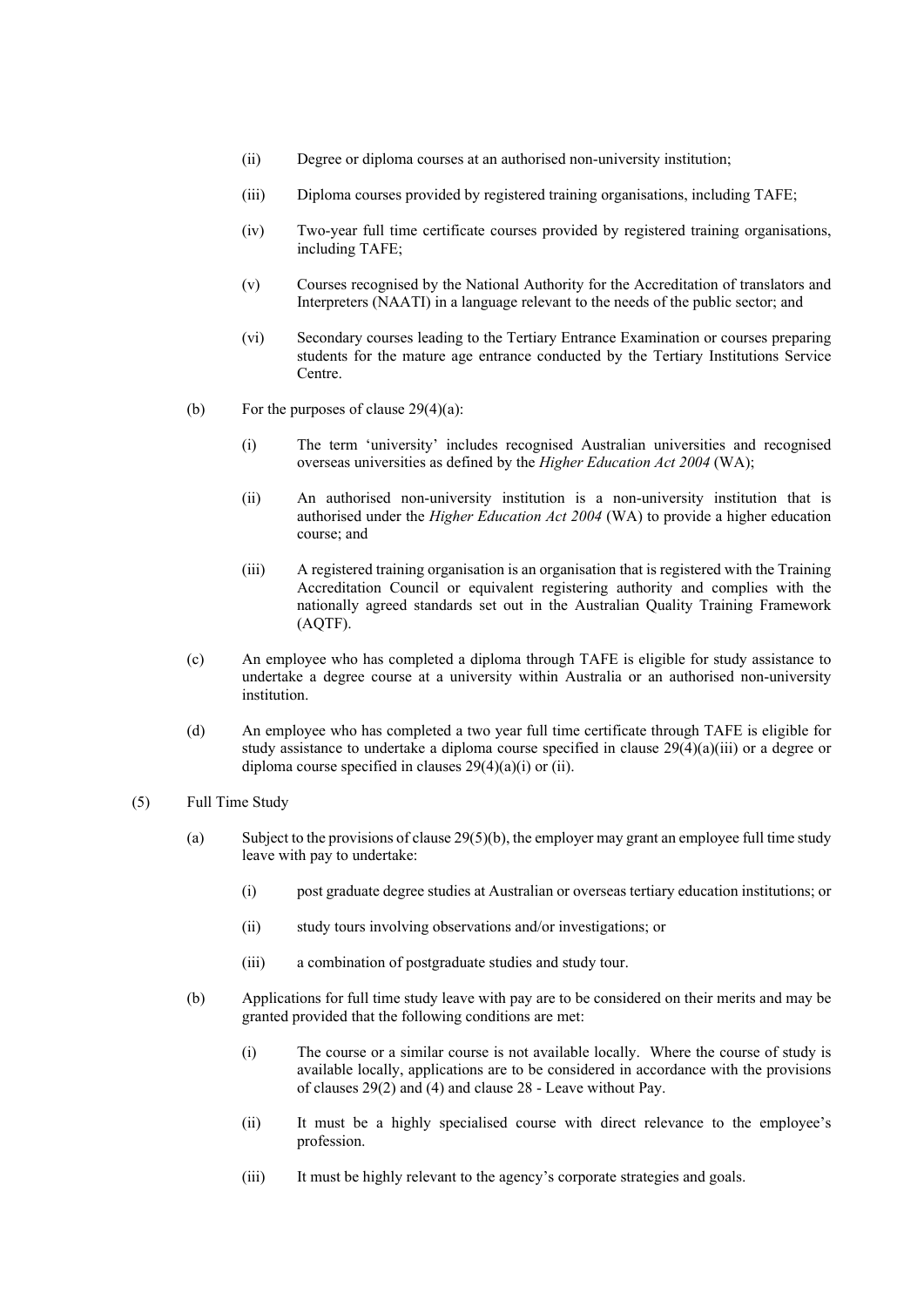(ii) Degree or diploma courses at an authorised non-university institution;

(iii) Diploma courses provided by registered training organisations, including TAFE;

(iv) Two-year full time certificate courses provided by registered training organisations, including TAFE;

(v) Courses recognised by the National Authority for the Accreditation of translators and Interpreters (NAATI) in a language relevant to the needs of the public sector; and

(vi) Secondary courses leading to the Tertiary Entrance Examination or courses preparing students for the mature age entrance conducted by the Tertiary Institutions Service Centre.

(b) For the purposes of clause 29(4)(a):

(i) The term 'university' includes recognised Australian universities and recognised overseas universities as defined by the *Higher Education Act 2004* (WA);

(ii) An authorised non-university institution is a non-university institution that is authorised under the *Higher Education Act 2004* (WA) to provide a higher education course; and

(iii) A registered training organisation is an organisation that is registered with the Training Accreditation Council or equivalent registering authority and complies with the nationally agreed standards set out in the Australian Quality Training Framework (AQTF).

(c) An employee who has completed a diploma through TAFE is eligible for study assistance to undertake a degree course at a university within Australia or an authorised non-university institution.

(d) An employee who has completed a two year full time certificate through TAFE is eligible for study assistance to undertake a diploma course specified in clause 29(4)(a)(iii) or a degree or diploma course specified in clauses 29(4)(a)(i) or (ii).

(5) Full Time Study

(a) Subject to the provisions of clause 29(5)(b), the employer may grant an employee full time study leave with pay to undertake:

(i) post graduate degree studies at Australian or overseas tertiary education institutions; or

(ii) study tours involving observations and/or investigations; or

(iii) a combination of postgraduate studies and study tour.

(b) Applications for full time study leave with pay are to be considered on their merits and may be granted provided that the following conditions are met:

(i) The course or a similar course is not available locally. Where the course of study is available locally, applications are to be considered in accordance with the provisions of clauses 29(2) and (4) and clause 28 - Leave without Pay.

(ii) It must be a highly specialised course with direct relevance to the employee's profession.

(iii) It must be highly relevant to the agency's corporate strategies and goals.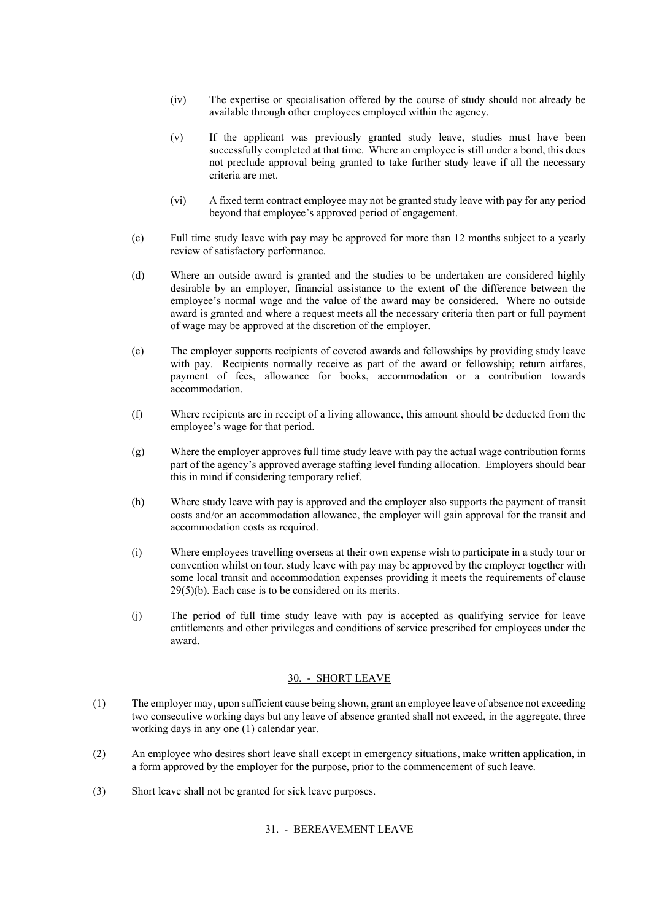(iv) The expertise or specialisation offered by the course of study should not already be available through other employees employed within the agency.

(v) If the applicant was previously granted study leave, studies must have been successfully completed at that time. Where an employee is still under a bond, this does not preclude approval being granted to take further study leave if all the necessary criteria are met.

(vi) A fixed term contract employee may not be granted study leave with pay for any period beyond that employee's approved period of engagement.

(c) Full time study leave with pay may be approved for more than 12 months subject to a yearly review of satisfactory performance.

(d) Where an outside award is granted and the studies to be undertaken are considered highly desirable by an employer, financial assistance to the extent of the difference between the employee's normal wage and the value of the award may be considered. Where no outside award is granted and where a request meets all the necessary criteria then part or full payment of wage may be approved at the discretion of the employer.

(e) The employer supports recipients of coveted awards and fellowships by providing study leave with pay. Recipients normally receive as part of the award or fellowship; return airfares, payment of fees, allowance for books, accommodation or a contribution towards accommodation.

(f) Where recipients are in receipt of a living allowance, this amount should be deducted from the employee's wage for that period.

(g) Where the employer approves full time study leave with pay the actual wage contribution forms part of the agency's approved average staffing level funding allocation. Employers should bear this in mind if considering temporary relief.

(h) Where study leave with pay is approved and the employer also supports the payment of transit costs and/or an accommodation allowance, the employer will gain approval for the transit and accommodation costs as required.

(i) Where employees travelling overseas at their own expense wish to participate in a study tour or convention whilst on tour, study leave with pay may be approved by the employer together with some local transit and accommodation expenses providing it meets the requirements of clause 29(5)(b). Each case is to be considered on its merits.

(j) The period of full time study leave with pay is accepted as qualifying service for leave entitlements and other privileges and conditions of service prescribed for employees under the award.

## 30. - SHORT LEAVE

(1) The employer may, upon sufficient cause being shown, grant an employee leave of absence not exceeding two consecutive working days but any leave of absence granted shall not exceed, in the aggregate, three working days in any one (1) calendar year.

(2) An employee who desires short leave shall except in emergency situations, make written application, in a form approved by the employer for the purpose, prior to the commencement of such leave.

(3) Short leave shall not be granted for sick leave purposes.

## 31. - BEREAVEMENT LEAVE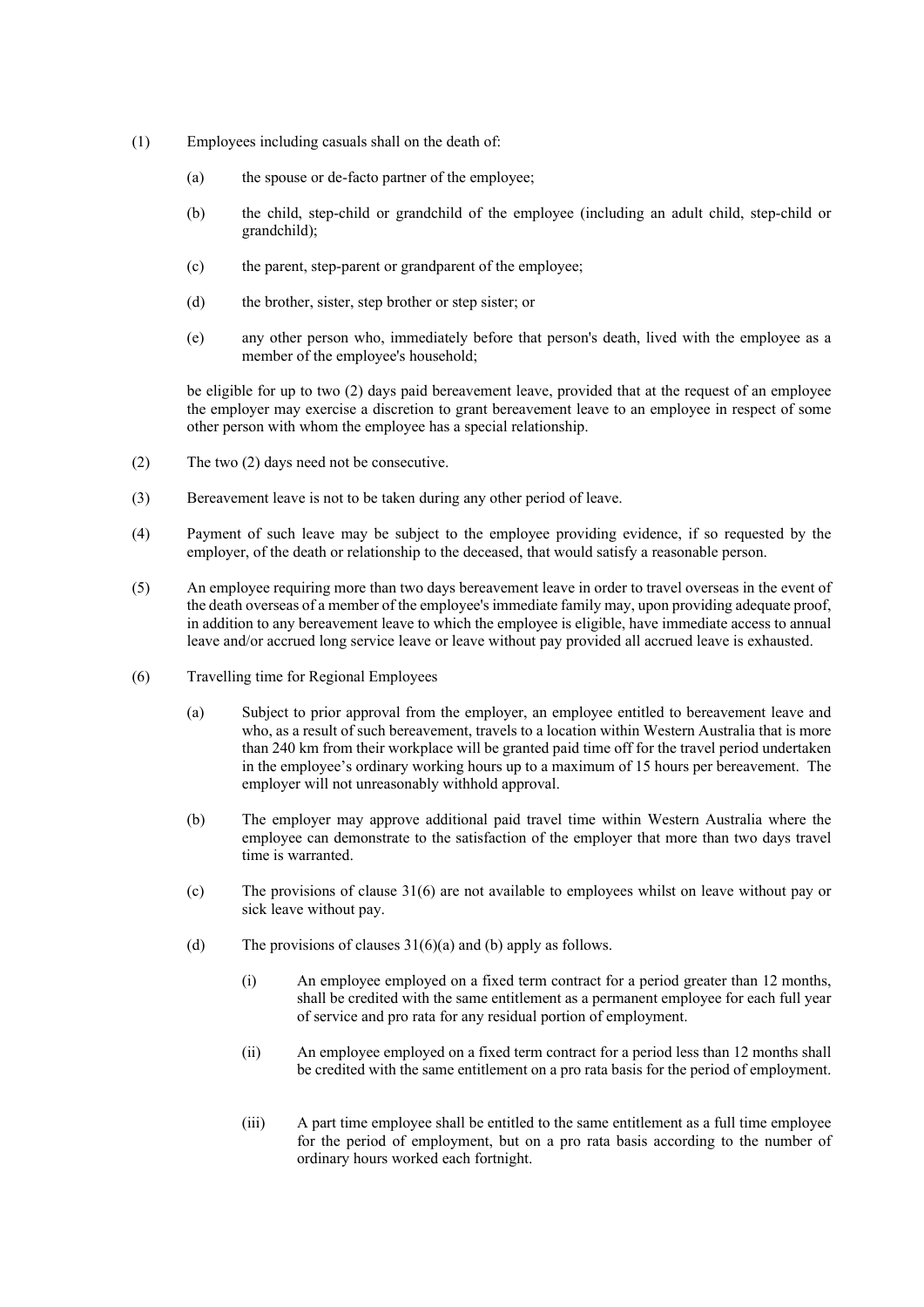(1) Employees including casuals shall on the death of:

  (a) the spouse or de-facto partner of the employee;

  (b) the child, step-child or grandchild of the employee (including an adult child, step-child or grandchild);

  (c) the parent, step-parent or grandparent of the employee;

  (d) the brother, sister, step brother or step sister; or

  (e) any other person who, immediately before that person's death, lived with the employee as a member of the employee's household;

  be eligible for up to two (2) days paid bereavement leave, provided that at the request of an employee the employer may exercise a discretion to grant bereavement leave to an employee in respect of some other person with whom the employee has a special relationship.

(2) The two (2) days need not be consecutive.

(3) Bereavement leave is not to be taken during any other period of leave.

(4) Payment of such leave may be subject to the employee providing evidence, if so requested by the employer, of the death or relationship to the deceased, that would satisfy a reasonable person.

(5) An employee requiring more than two days bereavement leave in order to travel overseas in the event of the death overseas of a member of the employee's immediate family may, upon providing adequate proof, in addition to any bereavement leave to which the employee is eligible, have immediate access to annual leave and/or accrued long service leave or leave without pay provided all accrued leave is exhausted.

(6) Travelling time for Regional Employees

  (a) Subject to prior approval from the employer, an employee entitled to bereavement leave and who, as a result of such bereavement, travels to a location within Western Australia that is more than 240 km from their workplace will be granted paid time off for the travel period undertaken in the employee's ordinary working hours up to a maximum of 15 hours per bereavement. The employer will not unreasonably withhold approval.

  (b) The employer may approve additional paid travel time within Western Australia where the employee can demonstrate to the satisfaction of the employer that more than two days travel time is warranted.

  (c) The provisions of clause 31(6) are not available to employees whilst on leave without pay or sick leave without pay.

  (d) The provisions of clauses 31(6)(a) and (b) apply as follows.

    (i) An employee employed on a fixed term contract for a period greater than 12 months, shall be credited with the same entitlement as a permanent employee for each full year of service and pro rata for any residual portion of employment.

    (ii) An employee employed on a fixed term contract for a period less than 12 months shall be credited with the same entitlement on a pro rata basis for the period of employment.

    (iii) A part time employee shall be entitled to the same entitlement as a full time employee for the period of employment, but on a pro rata basis according to the number of ordinary hours worked each fortnight.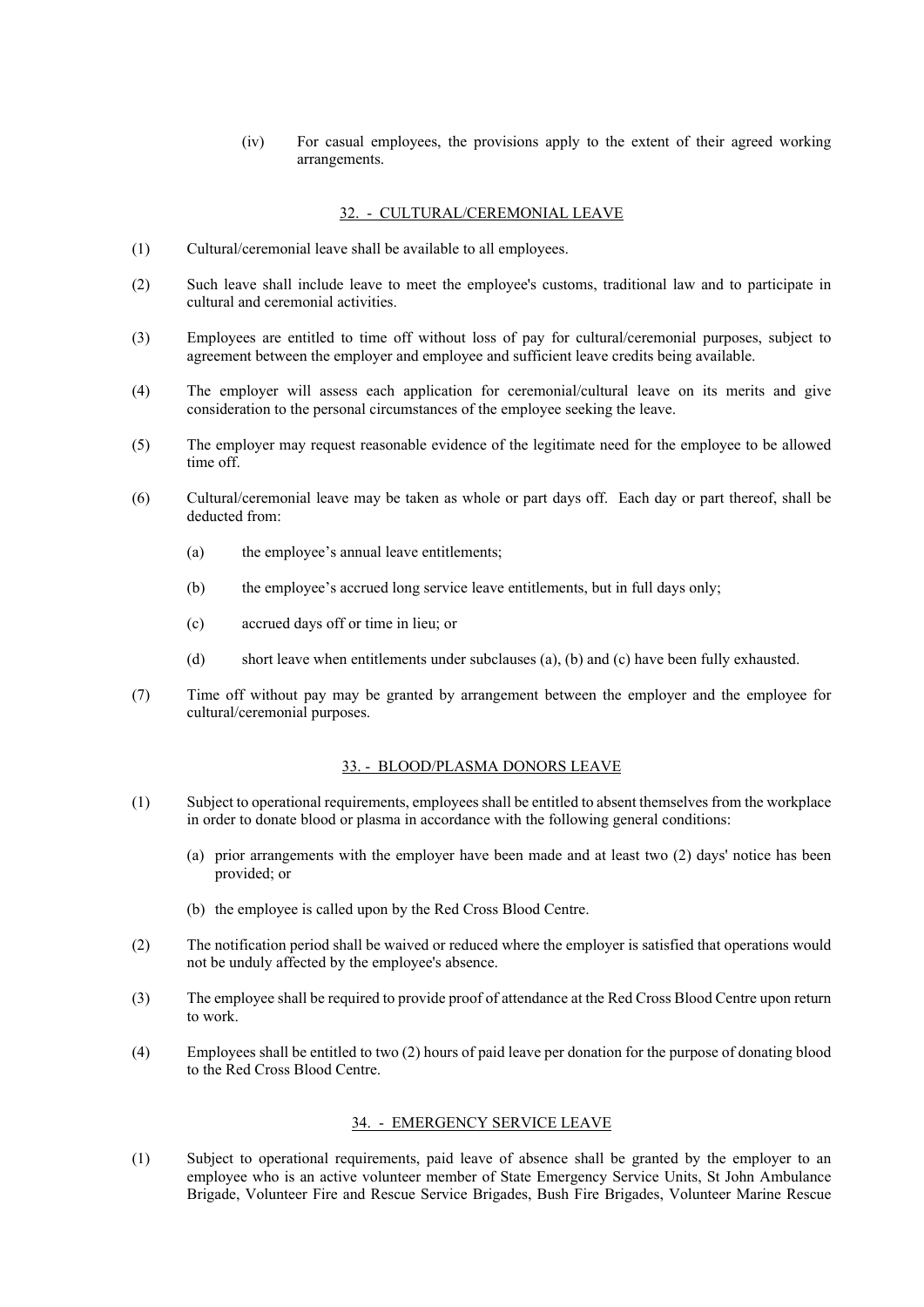(iv) For casual employees, the provisions apply to the extent of their agreed working arrangements.

## 32. - CULTURAL/CEREMONIAL LEAVE

(1) Cultural/ceremonial leave shall be available to all employees.

(2) Such leave shall include leave to meet the employee's customs, traditional law and to participate in cultural and ceremonial activities.

(3) Employees are entitled to time off without loss of pay for cultural/ceremonial purposes, subject to agreement between the employer and employee and sufficient leave credits being available.

(4) The employer will assess each application for ceremonial/cultural leave on its merits and give consideration to the personal circumstances of the employee seeking the leave.

(5) The employer may request reasonable evidence of the legitimate need for the employee to be allowed time off.

(6) Cultural/ceremonial leave may be taken as whole or part days off. Each day or part thereof, shall be deducted from:

(a) the employee's annual leave entitlements;

(b) the employee's accrued long service leave entitlements, but in full days only;

(c) accrued days off or time in lieu; or

(d) short leave when entitlements under subclauses (a), (b) and (c) have been fully exhausted.

(7) Time off without pay may be granted by arrangement between the employer and the employee for cultural/ceremonial purposes.

## 33. - BLOOD/PLASMA DONORS LEAVE

(1) Subject to operational requirements, employees shall be entitled to absent themselves from the workplace in order to donate blood or plasma in accordance with the following general conditions:

(a) prior arrangements with the employer have been made and at least two (2) days' notice has been provided; or

(b) the employee is called upon by the Red Cross Blood Centre.

(2) The notification period shall be waived or reduced where the employer is satisfied that operations would not be unduly affected by the employee's absence.

(3) The employee shall be required to provide proof of attendance at the Red Cross Blood Centre upon return to work.

(4) Employees shall be entitled to two (2) hours of paid leave per donation for the purpose of donating blood to the Red Cross Blood Centre.

## 34. - EMERGENCY SERVICE LEAVE

(1) Subject to operational requirements, paid leave of absence shall be granted by the employer to an employee who is an active volunteer member of State Emergency Service Units, St John Ambulance Brigade, Volunteer Fire and Rescue Service Brigades, Bush Fire Brigades, Volunteer Marine Rescue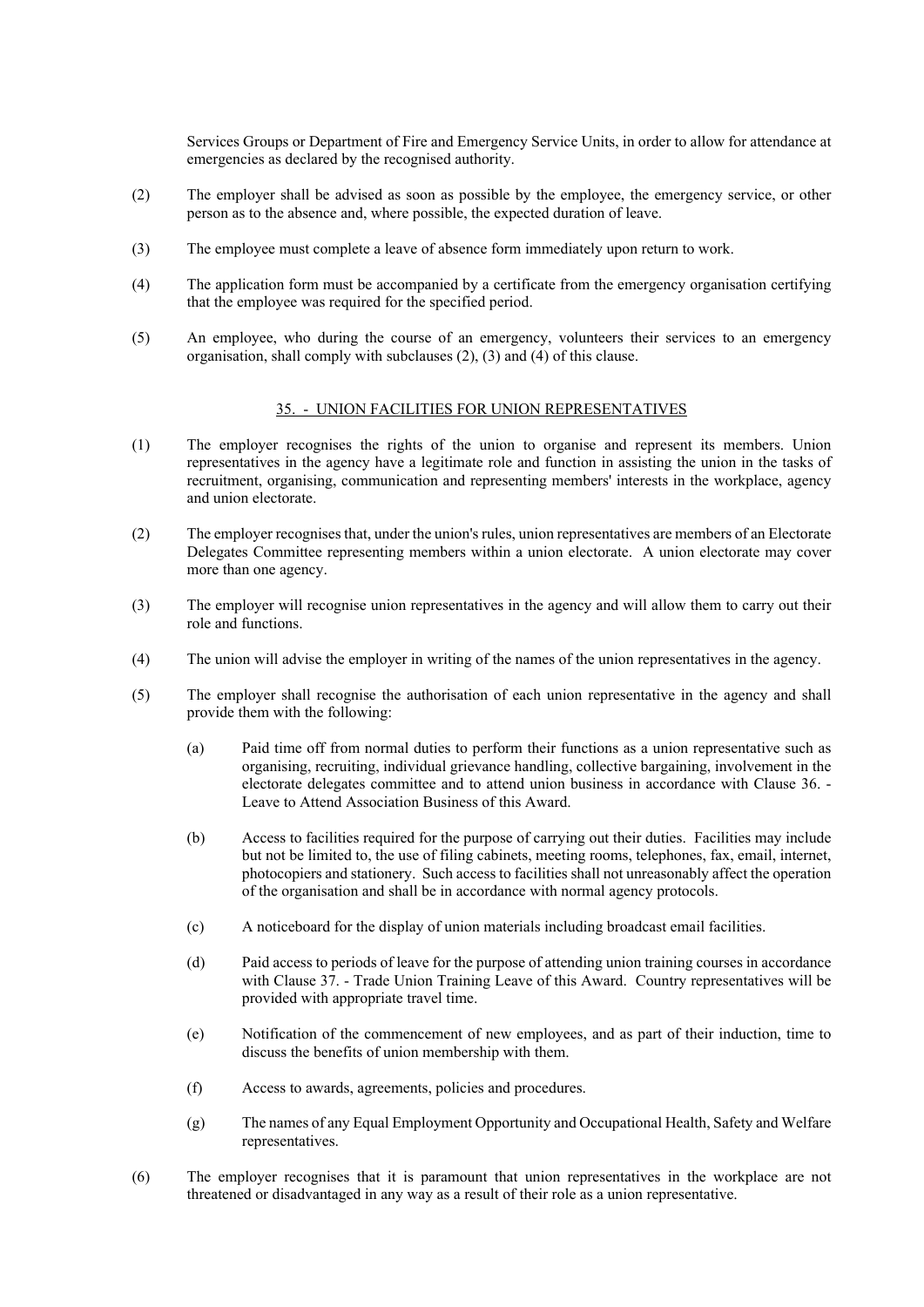Services Groups or Department of Fire and Emergency Service Units, in order to allow for attendance at emergencies as declared by the recognised authority.

(2) The employer shall be advised as soon as possible by the employee, the emergency service, or other person as to the absence and, where possible, the expected duration of leave.

(3) The employee must complete a leave of absence form immediately upon return to work.

(4) The application form must be accompanied by a certificate from the emergency organisation certifying that the employee was required for the specified period.

(5) An employee, who during the course of an emergency, volunteers their services to an emergency organisation, shall comply with subclauses (2), (3) and (4) of this clause.

## 35. - UNION FACILITIES FOR UNION REPRESENTATIVES

(1) The employer recognises the rights of the union to organise and represent its members. Union representatives in the agency have a legitimate role and function in assisting the union in the tasks of recruitment, organising, communication and representing members' interests in the workplace, agency and union electorate.

(2) The employer recognises that, under the union's rules, union representatives are members of an Electorate Delegates Committee representing members within a union electorate. A union electorate may cover more than one agency.

(3) The employer will recognise union representatives in the agency and will allow them to carry out their role and functions.

(4) The union will advise the employer in writing of the names of the union representatives in the agency.

(5) The employer shall recognise the authorisation of each union representative in the agency and shall provide them with the following:

(a) Paid time off from normal duties to perform their functions as a union representative such as organising, recruiting, individual grievance handling, collective bargaining, involvement in the electorate delegates committee and to attend union business in accordance with Clause 36. - Leave to Attend Association Business of this Award.

(b) Access to facilities required for the purpose of carrying out their duties. Facilities may include but not be limited to, the use of filing cabinets, meeting rooms, telephones, fax, email, internet, photocopiers and stationery. Such access to facilities shall not unreasonably affect the operation of the organisation and shall be in accordance with normal agency protocols.

(c) A noticeboard for the display of union materials including broadcast email facilities.

(d) Paid access to periods of leave for the purpose of attending union training courses in accordance with Clause 37. - Trade Union Training Leave of this Award. Country representatives will be provided with appropriate travel time.

(e) Notification of the commencement of new employees, and as part of their induction, time to discuss the benefits of union membership with them.

(f) Access to awards, agreements, policies and procedures.

(g) The names of any Equal Employment Opportunity and Occupational Health, Safety and Welfare representatives.

(6) The employer recognises that it is paramount that union representatives in the workplace are not threatened or disadvantaged in any way as a result of their role as a union representative.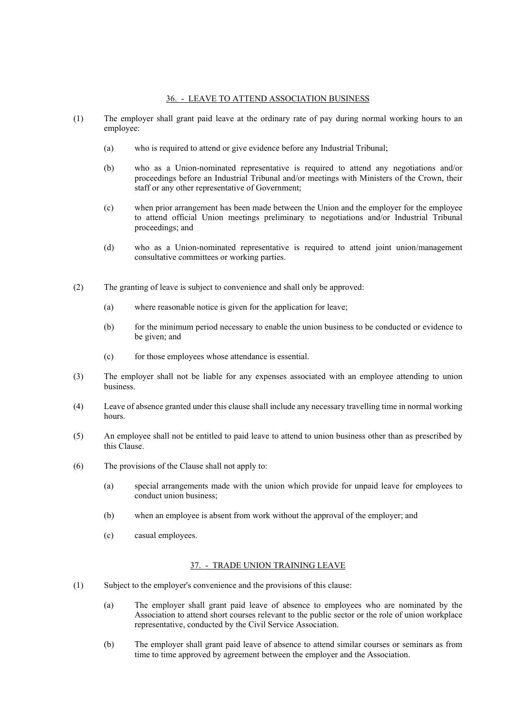## 36. - LEAVE TO ATTEND ASSOCIATION BUSINESS

(1) The employer shall grant paid leave at the ordinary rate of pay during normal working hours to an employee:

(a) who is required to attend or give evidence before any Industrial Tribunal;

(b) who as a Union-nominated representative is required to attend any negotiations and/or proceedings before an Industrial Tribunal and/or meetings with Ministers of the Crown, their staff or any other representative of Government;

(c) when prior arrangement has been made between the Union and the employer for the employee to attend official Union meetings preliminary to negotiations and/or Industrial Tribunal proceedings; and

(d) who as a Union-nominated representative is required to attend joint union/management consultative committees or working parties.

(2) The granting of leave is subject to convenience and shall only be approved:

(a) where reasonable notice is given for the application for leave;

(b) for the minimum period necessary to enable the union business to be conducted or evidence to be given; and

(c) for those employees whose attendance is essential.

(3) The employer shall not be liable for any expenses associated with an employee attending to union business.

(4) Leave of absence granted under this clause shall include any necessary travelling time in normal working hours.

(5) An employee shall not be entitled to paid leave to attend to union business other than as prescribed by this Clause.

(6) The provisions of the Clause shall not apply to:

(a) special arrangements made with the union which provide for unpaid leave for employees to conduct union business;

(b) when an employee is absent from work without the approval of the employer; and

(c) casual employees.

## 37. - TRADE UNION TRAINING LEAVE

(1) Subject to the employer's convenience and the provisions of this clause:

(a) The employer shall grant paid leave of absence to employees who are nominated by the Association to attend short courses relevant to the public sector or the role of union workplace representative, conducted by the Civil Service Association.

(b) The employer shall grant paid leave of absence to attend similar courses or seminars as from time to time approved by agreement between the employer and the Association.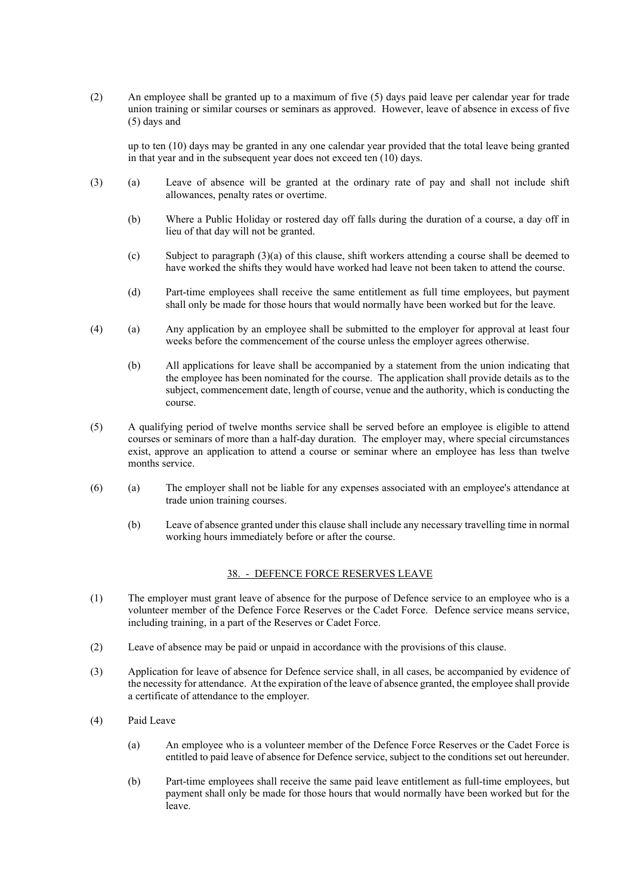(2) An employee shall be granted up to a maximum of five (5) days paid leave per calendar year for trade union training or similar courses or seminars as approved. However, leave of absence in excess of five (5) days and

up to ten (10) days may be granted in any one calendar year provided that the total leave being granted in that year and in the subsequent year does not exceed ten (10) days.

(3) (a) Leave of absence will be granted at the ordinary rate of pay and shall not include shift allowances, penalty rates or overtime.

(b) Where a Public Holiday or rostered day off falls during the duration of a course, a day off in lieu of that day will not be granted.

(c) Subject to paragraph (3)(a) of this clause, shift workers attending a course shall be deemed to have worked the shifts they would have worked had leave not been taken to attend the course.

(d) Part-time employees shall receive the same entitlement as full time employees, but payment shall only be made for those hours that would normally have been worked but for the leave.

(4) (a) Any application by an employee shall be submitted to the employer for approval at least four weeks before the commencement of the course unless the employer agrees otherwise.

(b) All applications for leave shall be accompanied by a statement from the union indicating that the employee has been nominated for the course. The application shall provide details as to the subject, commencement date, length of course, venue and the authority, which is conducting the course.

(5) A qualifying period of twelve months service shall be served before an employee is eligible to attend courses or seminars of more than a half-day duration. The employer may, where special circumstances exist, approve an application to attend a course or seminar where an employee has less than twelve months service.

(6) (a) The employer shall not be liable for any expenses associated with an employee's attendance at trade union training courses.

(b) Leave of absence granted under this clause shall include any necessary travelling time in normal working hours immediately before or after the course.

## 38. - DEFENCE FORCE RESERVES LEAVE

(1) The employer must grant leave of absence for the purpose of Defence service to an employee who is a volunteer member of the Defence Force Reserves or the Cadet Force. Defence service means service, including training, in a part of the Reserves or Cadet Force.

(2) Leave of absence may be paid or unpaid in accordance with the provisions of this clause.

(3) Application for leave of absence for Defence service shall, in all cases, be accompanied by evidence of the necessity for attendance. At the expiration of the leave of absence granted, the employee shall provide a certificate of attendance to the employer.

(4) Paid Leave

(a) An employee who is a volunteer member of the Defence Force Reserves or the Cadet Force is entitled to paid leave of absence for Defence service, subject to the conditions set out hereunder.

(b) Part-time employees shall receive the same paid leave entitlement as full-time employees, but payment shall only be made for those hours that would normally have been worked but for the leave.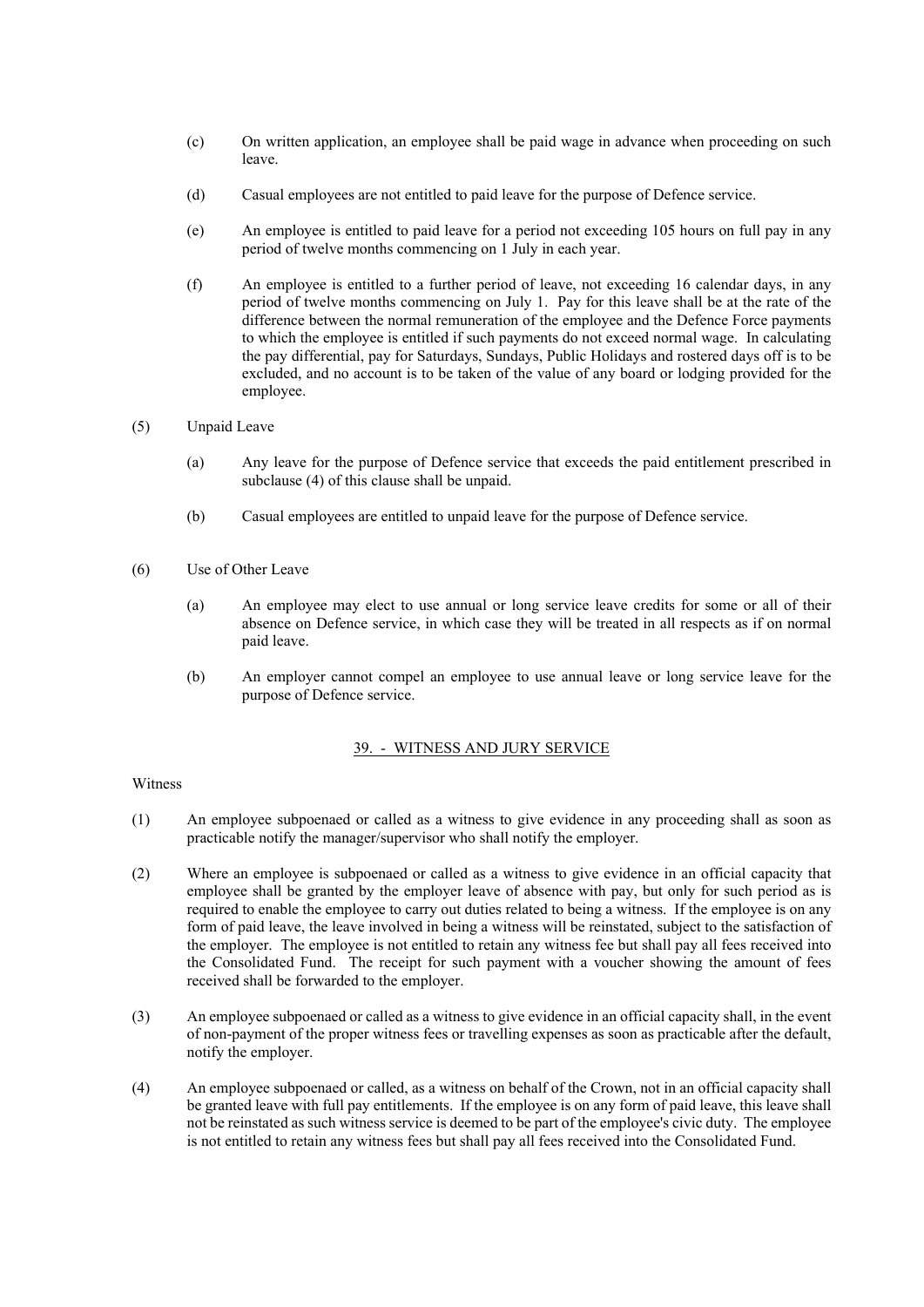(c) On written application, an employee shall be paid wage in advance when proceeding on such leave.

(d) Casual employees are not entitled to paid leave for the purpose of Defence service.

(e) An employee is entitled to paid leave for a period not exceeding 105 hours on full pay in any period of twelve months commencing on 1 July in each year.

(f) An employee is entitled to a further period of leave, not exceeding 16 calendar days, in any period of twelve months commencing on July 1. Pay for this leave shall be at the rate of the difference between the normal remuneration of the employee and the Defence Force payments to which the employee is entitled if such payments do not exceed normal wage. In calculating the pay differential, pay for Saturdays, Sundays, Public Holidays and rostered days off is to be excluded, and no account is to be taken of the value of any board or lodging provided for the employee.

(5) Unpaid Leave

(a) Any leave for the purpose of Defence service that exceeds the paid entitlement prescribed in subclause (4) of this clause shall be unpaid.

(b) Casual employees are entitled to unpaid leave for the purpose of Defence service.

(6) Use of Other Leave

(a) An employee may elect to use annual or long service leave credits for some or all of their absence on Defence service, in which case they will be treated in all respects as if on normal paid leave.

(b) An employer cannot compel an employee to use annual leave or long service leave for the purpose of Defence service.

## 39. - WITNESS AND JURY SERVICE

Witness

(1) An employee subpoenaed or called as a witness to give evidence in any proceeding shall as soon as practicable notify the manager/supervisor who shall notify the employer.

(2) Where an employee is subpoenaed or called as a witness to give evidence in an official capacity that employee shall be granted by the employer leave of absence with pay, but only for such period as is required to enable the employee to carry out duties related to being a witness. If the employee is on any form of paid leave, the leave involved in being a witness will be reinstated, subject to the satisfaction of the employer. The employee is not entitled to retain any witness fee but shall pay all fees received into the Consolidated Fund. The receipt for such payment with a voucher showing the amount of fees received shall be forwarded to the employer.

(3) An employee subpoenaed or called as a witness to give evidence in an official capacity shall, in the event of non-payment of the proper witness fees or travelling expenses as soon as practicable after the default, notify the employer.

(4) An employee subpoenaed or called, as a witness on behalf of the Crown, not in an official capacity shall be granted leave with full pay entitlements. If the employee is on any form of paid leave, this leave shall not be reinstated as such witness service is deemed to be part of the employee's civic duty. The employee is not entitled to retain any witness fees but shall pay all fees received into the Consolidated Fund.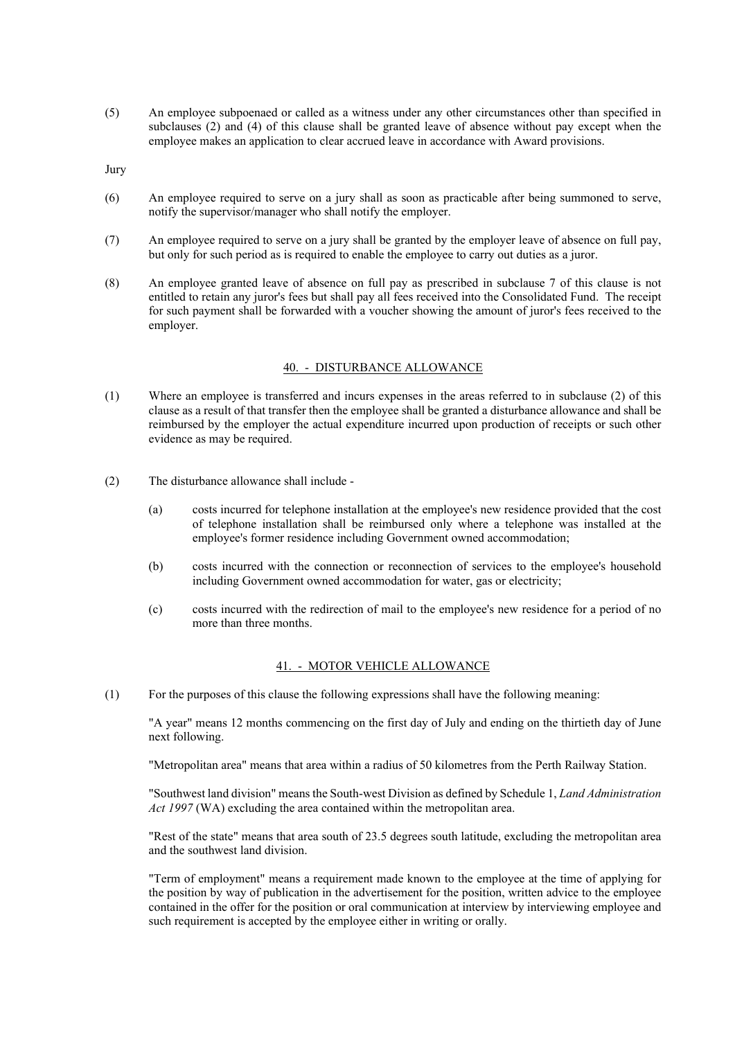(5) An employee subpoenaed or called as a witness under any other circumstances other than specified in subclauses (2) and (4) of this clause shall be granted leave of absence without pay except when the employee makes an application to clear accrued leave in accordance with Award provisions.

Jury

(6) An employee required to serve on a jury shall as soon as practicable after being summoned to serve, notify the supervisor/manager who shall notify the employer.

(7) An employee required to serve on a jury shall be granted by the employer leave of absence on full pay, but only for such period as is required to enable the employee to carry out duties as a juror.

(8) An employee granted leave of absence on full pay as prescribed in subclause 7 of this clause is not entitled to retain any juror's fees but shall pay all fees received into the Consolidated Fund. The receipt for such payment shall be forwarded with a voucher showing the amount of juror's fees received to the employer.

## 40. - DISTURBANCE ALLOWANCE

(1) Where an employee is transferred and incurs expenses in the areas referred to in subclause (2) of this clause as a result of that transfer then the employee shall be granted a disturbance allowance and shall be reimbursed by the employer the actual expenditure incurred upon production of receipts or such other evidence as may be required.

(2) The disturbance allowance shall include -

(a) costs incurred for telephone installation at the employee's new residence provided that the cost of telephone installation shall be reimbursed only where a telephone was installed at the employee's former residence including Government owned accommodation;

(b) costs incurred with the connection or reconnection of services to the employee's household including Government owned accommodation for water, gas or electricity;

(c) costs incurred with the redirection of mail to the employee's new residence for a period of no more than three months.

## 41. - MOTOR VEHICLE ALLOWANCE

(1) For the purposes of this clause the following expressions shall have the following meaning:

"A year" means 12 months commencing on the first day of July and ending on the thirtieth day of June next following.

"Metropolitan area" means that area within a radius of 50 kilometres from the Perth Railway Station.

"Southwest land division" means the South-west Division as defined by Schedule 1, *Land Administration Act 1997* (WA) excluding the area contained within the metropolitan area.

"Rest of the state" means that area south of 23.5 degrees south latitude, excluding the metropolitan area and the southwest land division.

"Term of employment" means a requirement made known to the employee at the time of applying for the position by way of publication in the advertisement for the position, written advice to the employee contained in the offer for the position or oral communication at interview by interviewing employee and such requirement is accepted by the employee either in writing or orally.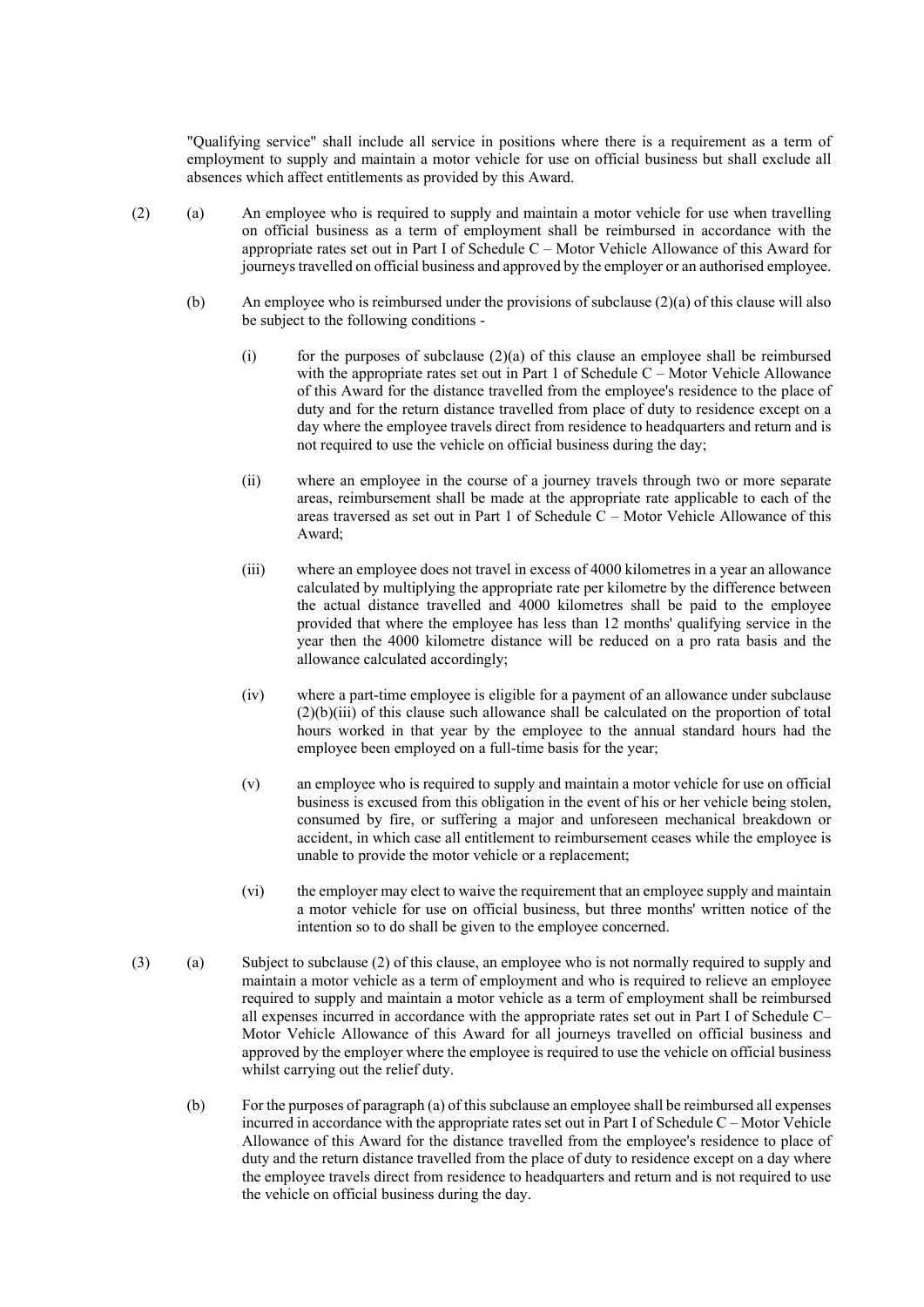"Qualifying service" shall include all service in positions where there is a requirement as a term of employment to supply and maintain a motor vehicle for use on official business but shall exclude all absences which affect entitlements as provided by this Award.

(2) (a) An employee who is required to supply and maintain a motor vehicle for use when travelling on official business as a term of employment shall be reimbursed in accordance with the appropriate rates set out in Part I of Schedule C – Motor Vehicle Allowance of this Award for journeys travelled on official business and approved by the employer or an authorised employee.

(b) An employee who is reimbursed under the provisions of subclause (2)(a) of this clause will also be subject to the following conditions -

(i) for the purposes of subclause (2)(a) of this clause an employee shall be reimbursed with the appropriate rates set out in Part 1 of Schedule C – Motor Vehicle Allowance of this Award for the distance travelled from the employee's residence to the place of duty and for the return distance travelled from place of duty to residence except on a day where the employee travels direct from residence to headquarters and return and is not required to use the vehicle on official business during the day;

(ii) where an employee in the course of a journey travels through two or more separate areas, reimbursement shall be made at the appropriate rate applicable to each of the areas traversed as set out in Part 1 of Schedule C – Motor Vehicle Allowance of this Award;

(iii) where an employee does not travel in excess of 4000 kilometres in a year an allowance calculated by multiplying the appropriate rate per kilometre by the difference between the actual distance travelled and 4000 kilometres shall be paid to the employee provided that where the employee has less than 12 months' qualifying service in the year then the 4000 kilometre distance will be reduced on a pro rata basis and the allowance calculated accordingly;

(iv) where a part-time employee is eligible for a payment of an allowance under subclause (2)(b)(iii) of this clause such allowance shall be calculated on the proportion of total hours worked in that year by the employee to the annual standard hours had the employee been employed on a full-time basis for the year;

(v) an employee who is required to supply and maintain a motor vehicle for use on official business is excused from this obligation in the event of his or her vehicle being stolen, consumed by fire, or suffering a major and unforeseen mechanical breakdown or accident, in which case all entitlement to reimbursement ceases while the employee is unable to provide the motor vehicle or a replacement;

(vi) the employer may elect to waive the requirement that an employee supply and maintain a motor vehicle for use on official business, but three months' written notice of the intention so to do shall be given to the employee concerned.

(3) (a) Subject to subclause (2) of this clause, an employee who is not normally required to supply and maintain a motor vehicle as a term of employment and who is required to relieve an employee required to supply and maintain a motor vehicle as a term of employment shall be reimbursed all expenses incurred in accordance with the appropriate rates set out in Part I of Schedule C– Motor Vehicle Allowance of this Award for all journeys travelled on official business and approved by the employer where the employee is required to use the vehicle on official business whilst carrying out the relief duty.

(b) For the purposes of paragraph (a) of this subclause an employee shall be reimbursed all expenses incurred in accordance with the appropriate rates set out in Part I of Schedule C – Motor Vehicle Allowance of this Award for the distance travelled from the employee's residence to place of duty and the return distance travelled from the place of duty to residence except on a day where the employee travels direct from residence to headquarters and return and is not required to use the vehicle on official business during the day.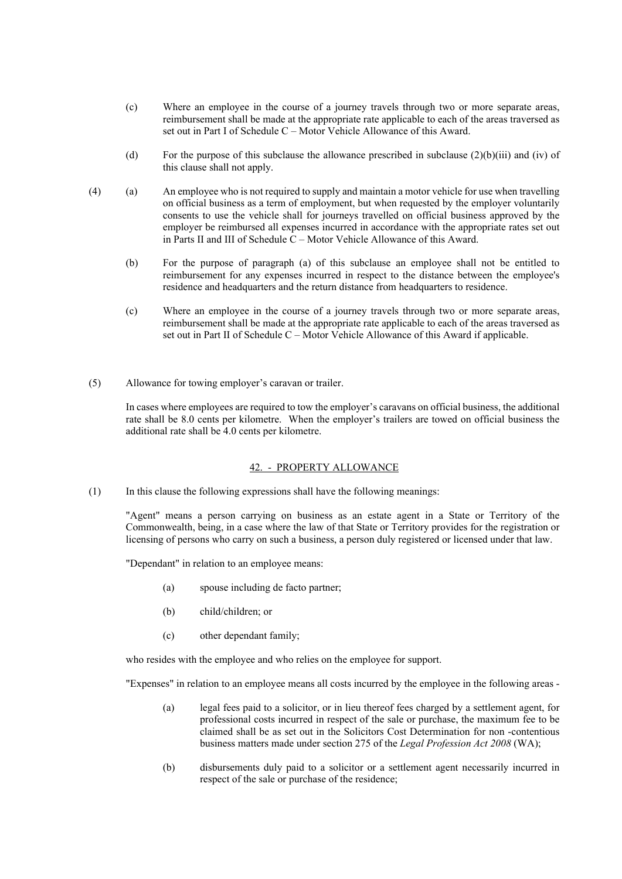(c) Where an employee in the course of a journey travels through two or more separate areas, reimbursement shall be made at the appropriate rate applicable to each of the areas traversed as set out in Part I of Schedule C – Motor Vehicle Allowance of this Award.

(d) For the purpose of this subclause the allowance prescribed in subclause (2)(b)(iii) and (iv) of this clause shall not apply.

(4) (a) An employee who is not required to supply and maintain a motor vehicle for use when travelling on official business as a term of employment, but when requested by the employer voluntarily consents to use the vehicle shall for journeys travelled on official business approved by the employer be reimbursed all expenses incurred in accordance with the appropriate rates set out in Parts II and III of Schedule C – Motor Vehicle Allowance of this Award.

(b) For the purpose of paragraph (a) of this subclause an employee shall not be entitled to reimbursement for any expenses incurred in respect to the distance between the employee's residence and headquarters and the return distance from headquarters to residence.

(c) Where an employee in the course of a journey travels through two or more separate areas, reimbursement shall be made at the appropriate rate applicable to each of the areas traversed as set out in Part II of Schedule C – Motor Vehicle Allowance of this Award if applicable.

(5) Allowance for towing employer's caravan or trailer.

In cases where employees are required to tow the employer's caravans on official business, the additional rate shall be 8.0 cents per kilometre. When the employer's trailers are towed on official business the additional rate shall be 4.0 cents per kilometre.

## 42. - PROPERTY ALLOWANCE

(1) In this clause the following expressions shall have the following meanings:

"Agent" means a person carrying on business as an estate agent in a State or Territory of the Commonwealth, being, in a case where the law of that State or Territory provides for the registration or licensing of persons who carry on such a business, a person duly registered or licensed under that law.

"Dependant" in relation to an employee means:

(a) spouse including de facto partner;

(b) child/children; or

(c) other dependant family;

who resides with the employee and who relies on the employee for support.

"Expenses" in relation to an employee means all costs incurred by the employee in the following areas -

(a) legal fees paid to a solicitor, or in lieu thereof fees charged by a settlement agent, for professional costs incurred in respect of the sale or purchase, the maximum fee to be claimed shall be as set out in the Solicitors Cost Determination for non -contentious business matters made under section 275 of the *Legal Profession Act 2008* (WA);

(b) disbursements duly paid to a solicitor or a settlement agent necessarily incurred in respect of the sale or purchase of the residence;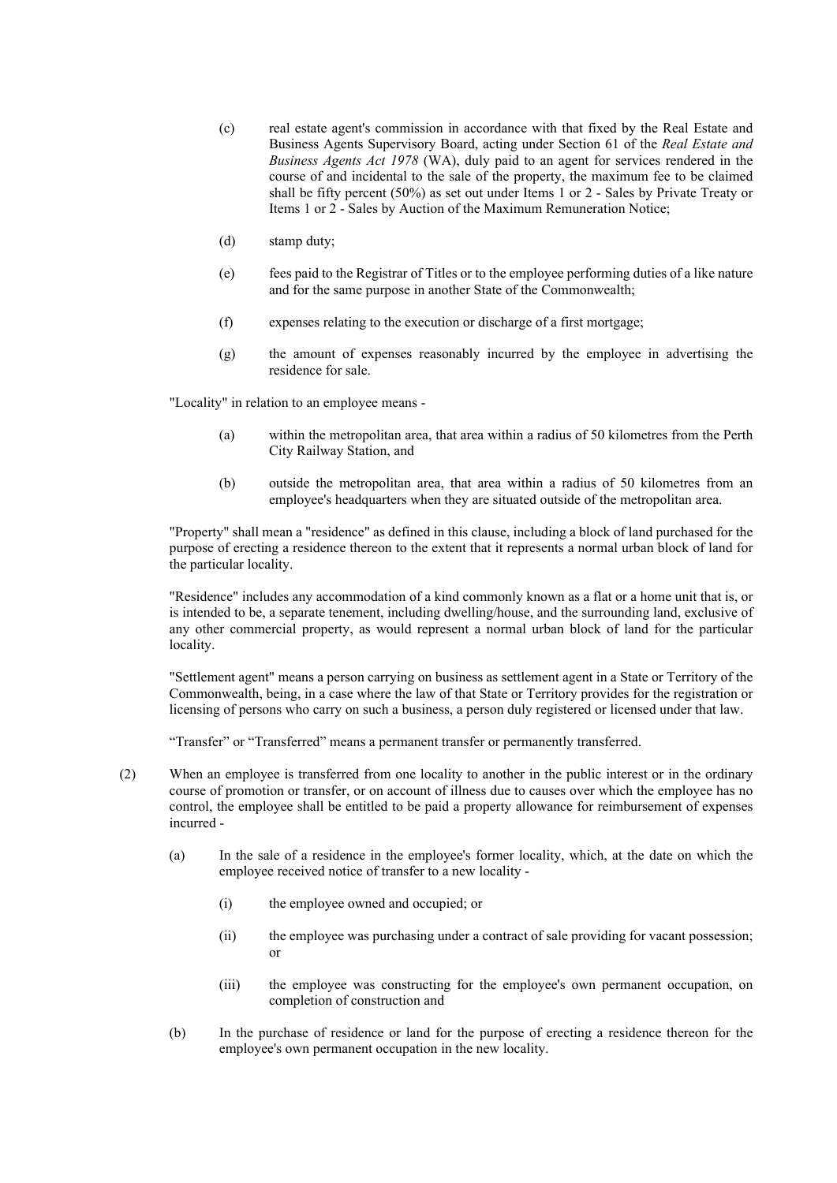(c) real estate agent's commission in accordance with that fixed by the Real Estate and Business Agents Supervisory Board, acting under Section 61 of the *Real Estate and Business Agents Act 1978* (WA), duly paid to an agent for services rendered in the course of and incidental to the sale of the property, the maximum fee to be claimed shall be fifty percent (50%) as set out under Items 1 or 2 - Sales by Private Treaty or Items 1 or 2 - Sales by Auction of the Maximum Remuneration Notice;

(d) stamp duty;

(e) fees paid to the Registrar of Titles or to the employee performing duties of a like nature and for the same purpose in another State of the Commonwealth;

(f) expenses relating to the execution or discharge of a first mortgage;

(g) the amount of expenses reasonably incurred by the employee in advertising the residence for sale.

"Locality" in relation to an employee means -

(a) within the metropolitan area, that area within a radius of 50 kilometres from the Perth City Railway Station, and

(b) outside the metropolitan area, that area within a radius of 50 kilometres from an employee's headquarters when they are situated outside of the metropolitan area.

"Property" shall mean a "residence" as defined in this clause, including a block of land purchased for the purpose of erecting a residence thereon to the extent that it represents a normal urban block of land for the particular locality.

"Residence" includes any accommodation of a kind commonly known as a flat or a home unit that is, or is intended to be, a separate tenement, including dwelling/house, and the surrounding land, exclusive of any other commercial property, as would represent a normal urban block of land for the particular locality.

"Settlement agent" means a person carrying on business as settlement agent in a State or Territory of the Commonwealth, being, in a case where the law of that State or Territory provides for the registration or licensing of persons who carry on such a business, a person duly registered or licensed under that law.

"Transfer" or "Transferred" means a permanent transfer or permanently transferred.

(2) When an employee is transferred from one locality to another in the public interest or in the ordinary course of promotion or transfer, or on account of illness due to causes over which the employee has no control, the employee shall be entitled to be paid a property allowance for reimbursement of expenses incurred -

(a) In the sale of a residence in the employee's former locality, which, at the date on which the employee received notice of transfer to a new locality -

(i) the employee owned and occupied; or

(ii) the employee was purchasing under a contract of sale providing for vacant possession; or

(iii) the employee was constructing for the employee's own permanent occupation, on completion of construction and

(b) In the purchase of residence or land for the purpose of erecting a residence thereon for the employee's own permanent occupation in the new locality.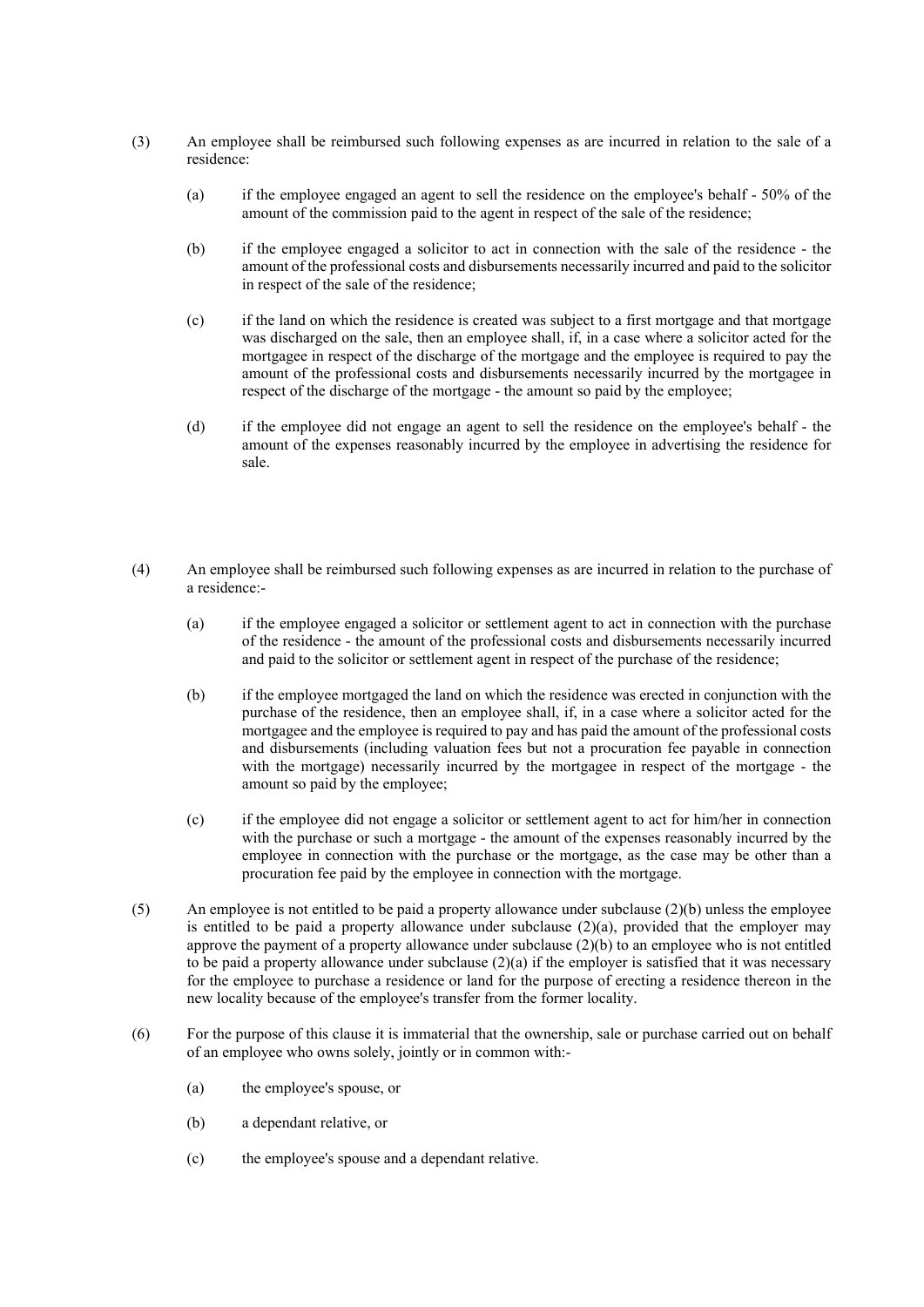(3) An employee shall be reimbursed such following expenses as are incurred in relation to the sale of a residence:

(a) if the employee engaged an agent to sell the residence on the employee's behalf - 50% of the amount of the commission paid to the agent in respect of the sale of the residence;

(b) if the employee engaged a solicitor to act in connection with the sale of the residence - the amount of the professional costs and disbursements necessarily incurred and paid to the solicitor in respect of the sale of the residence;

(c) if the land on which the residence is created was subject to a first mortgage and that mortgage was discharged on the sale, then an employee shall, if, in a case where a solicitor acted for the mortgagee in respect of the discharge of the mortgage and the employee is required to pay the amount of the professional costs and disbursements necessarily incurred by the mortgagee in respect of the discharge of the mortgage - the amount so paid by the employee;

(d) if the employee did not engage an agent to sell the residence on the employee's behalf - the amount of the expenses reasonably incurred by the employee in advertising the residence for sale.

(4) An employee shall be reimbursed such following expenses as are incurred in relation to the purchase of a residence:-

(a) if the employee engaged a solicitor or settlement agent to act in connection with the purchase of the residence - the amount of the professional costs and disbursements necessarily incurred and paid to the solicitor or settlement agent in respect of the purchase of the residence;

(b) if the employee mortgaged the land on which the residence was erected in conjunction with the purchase of the residence, then an employee shall, if, in a case where a solicitor acted for the mortgagee and the employee is required to pay and has paid the amount of the professional costs and disbursements (including valuation fees but not a procuration fee payable in connection with the mortgage) necessarily incurred by the mortgagee in respect of the mortgage - the amount so paid by the employee;

(c) if the employee did not engage a solicitor or settlement agent to act for him/her in connection with the purchase or such a mortgage - the amount of the expenses reasonably incurred by the employee in connection with the purchase or the mortgage, as the case may be other than a procuration fee paid by the employee in connection with the mortgage.

(5) An employee is not entitled to be paid a property allowance under subclause (2)(b) unless the employee is entitled to be paid a property allowance under subclause (2)(a), provided that the employer may approve the payment of a property allowance under subclause (2)(b) to an employee who is not entitled to be paid a property allowance under subclause (2)(a) if the employer is satisfied that it was necessary for the employee to purchase a residence or land for the purpose of erecting a residence thereon in the new locality because of the employee's transfer from the former locality.

(6) For the purpose of this clause it is immaterial that the ownership, sale or purchase carried out on behalf of an employee who owns solely, jointly or in common with:-

(a) the employee's spouse, or

(b) a dependant relative, or

(c) the employee's spouse and a dependant relative.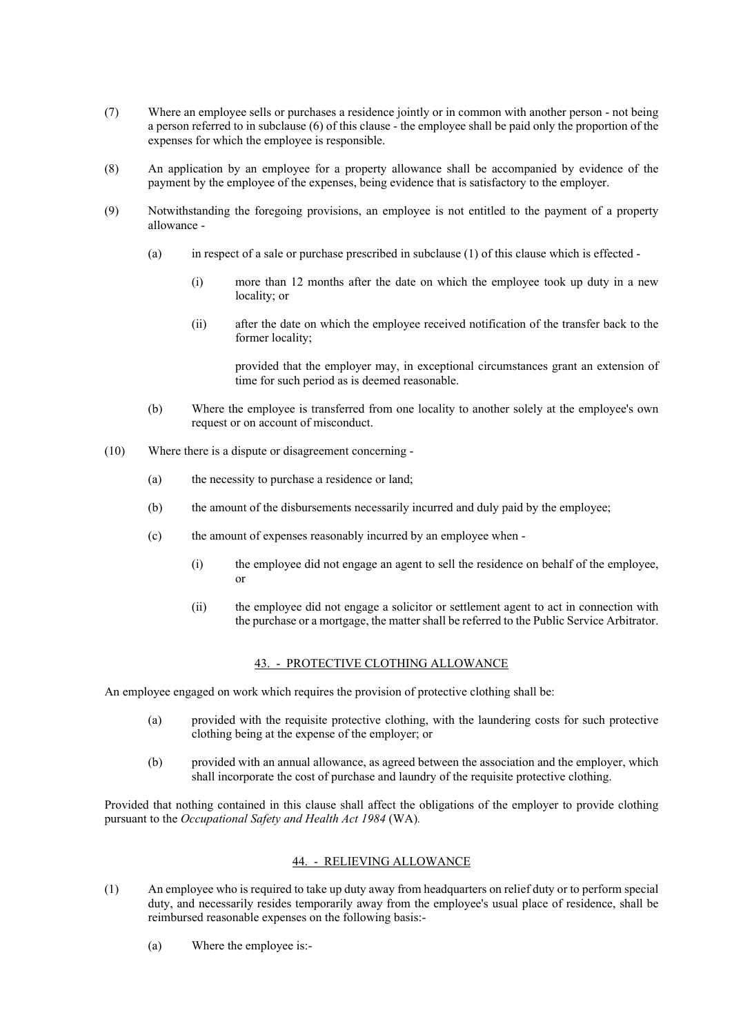(7) Where an employee sells or purchases a residence jointly or in common with another person - not being a person referred to in subclause (6) of this clause - the employee shall be paid only the proportion of the expenses for which the employee is responsible.

(8) An application by an employee for a property allowance shall be accompanied by evidence of the payment by the employee of the expenses, being evidence that is satisfactory to the employer.

(9) Notwithstanding the foregoing provisions, an employee is not entitled to the payment of a property allowance -

- (a) in respect of a sale or purchase prescribed in subclause (1) of this clause which is effected -

  - (i) more than 12 months after the date on which the employee took up duty in a new locality; or

  - (ii) after the date on which the employee received notification of the transfer back to the former locality;

    provided that the employer may, in exceptional circumstances grant an extension of time for such period as is deemed reasonable.

- (b) Where the employee is transferred from one locality to another solely at the employee's own request or on account of misconduct.

(10) Where there is a dispute or disagreement concerning -

- (a) the necessity to purchase a residence or land;

- (b) the amount of the disbursements necessarily incurred and duly paid by the employee;

- (c) the amount of expenses reasonably incurred by an employee when -

  - (i) the employee did not engage an agent to sell the residence on behalf of the employee, or

  - (ii) the employee did not engage a solicitor or settlement agent to act in connection with the purchase or a mortgage, the matter shall be referred to the Public Service Arbitrator.

## 43. - PROTECTIVE CLOTHING ALLOWANCE

An employee engaged on work which requires the provision of protective clothing shall be:

- (a) provided with the requisite protective clothing, with the laundering costs for such protective clothing being at the expense of the employer; or

- (b) provided with an annual allowance, as agreed between the association and the employer, which shall incorporate the cost of purchase and laundry of the requisite protective clothing.

Provided that nothing contained in this clause shall affect the obligations of the employer to provide clothing pursuant to the *Occupational Safety and Health Act 1984* (WA).

## 44. - RELIEVING ALLOWANCE

(1) An employee who is required to take up duty away from headquarters on relief duty or to perform special duty, and necessarily resides temporarily away from the employee's usual place of residence, shall be reimbursed reasonable expenses on the following basis:-

- (a) Where the employee is:-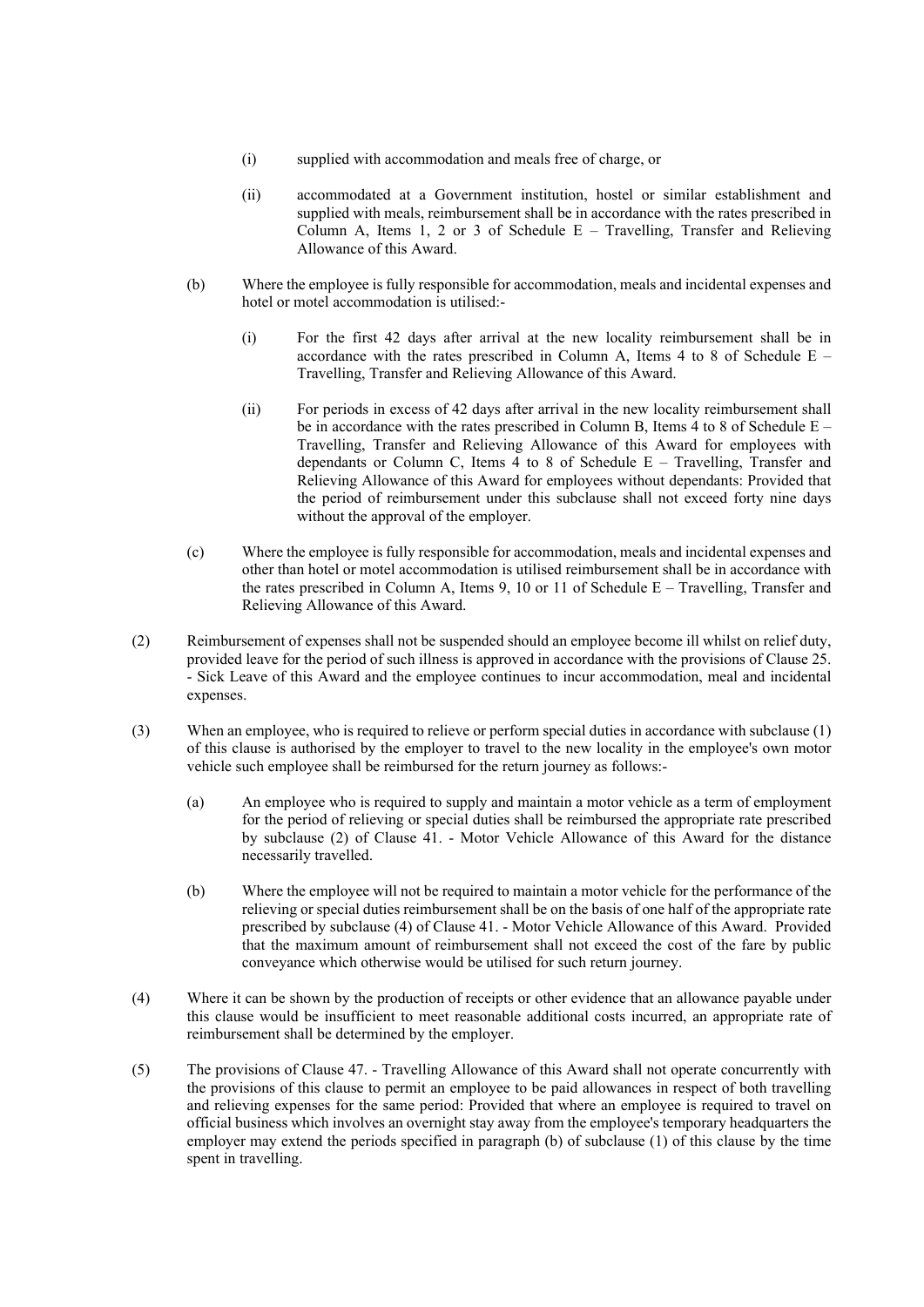(i) supplied with accommodation and meals free of charge, or

(ii) accommodated at a Government institution, hostel or similar establishment and supplied with meals, reimbursement shall be in accordance with the rates prescribed in Column A, Items 1, 2 or 3 of Schedule E – Travelling, Transfer and Relieving Allowance of this Award.

(b) Where the employee is fully responsible for accommodation, meals and incidental expenses and hotel or motel accommodation is utilised:-

(i) For the first 42 days after arrival at the new locality reimbursement shall be in accordance with the rates prescribed in Column A, Items 4 to 8 of Schedule E – Travelling, Transfer and Relieving Allowance of this Award.

(ii) For periods in excess of 42 days after arrival in the new locality reimbursement shall be in accordance with the rates prescribed in Column B, Items 4 to 8 of Schedule E – Travelling, Transfer and Relieving Allowance of this Award for employees with dependants or Column C, Items 4 to 8 of Schedule E – Travelling, Transfer and Relieving Allowance of this Award for employees without dependants: Provided that the period of reimbursement under this subclause shall not exceed forty nine days without the approval of the employer.

(c) Where the employee is fully responsible for accommodation, meals and incidental expenses and other than hotel or motel accommodation is utilised reimbursement shall be in accordance with the rates prescribed in Column A, Items 9, 10 or 11 of Schedule E – Travelling, Transfer and Relieving Allowance of this Award.

(2) Reimbursement of expenses shall not be suspended should an employee become ill whilst on relief duty, provided leave for the period of such illness is approved in accordance with the provisions of Clause 25. - Sick Leave of this Award and the employee continues to incur accommodation, meal and incidental expenses.

(3) When an employee, who is required to relieve or perform special duties in accordance with subclause (1) of this clause is authorised by the employer to travel to the new locality in the employee's own motor vehicle such employee shall be reimbursed for the return journey as follows:-

(a) An employee who is required to supply and maintain a motor vehicle as a term of employment for the period of relieving or special duties shall be reimbursed the appropriate rate prescribed by subclause (2) of Clause 41. - Motor Vehicle Allowance of this Award for the distance necessarily travelled.

(b) Where the employee will not be required to maintain a motor vehicle for the performance of the relieving or special duties reimbursement shall be on the basis of one half of the appropriate rate prescribed by subclause (4) of Clause 41. - Motor Vehicle Allowance of this Award. Provided that the maximum amount of reimbursement shall not exceed the cost of the fare by public conveyance which otherwise would be utilised for such return journey.

(4) Where it can be shown by the production of receipts or other evidence that an allowance payable under this clause would be insufficient to meet reasonable additional costs incurred, an appropriate rate of reimbursement shall be determined by the employer.

(5) The provisions of Clause 47. - Travelling Allowance of this Award shall not operate concurrently with the provisions of this clause to permit an employee to be paid allowances in respect of both travelling and relieving expenses for the same period: Provided that where an employee is required to travel on official business which involves an overnight stay away from the employee's temporary headquarters the employer may extend the periods specified in paragraph (b) of subclause (1) of this clause by the time spent in travelling.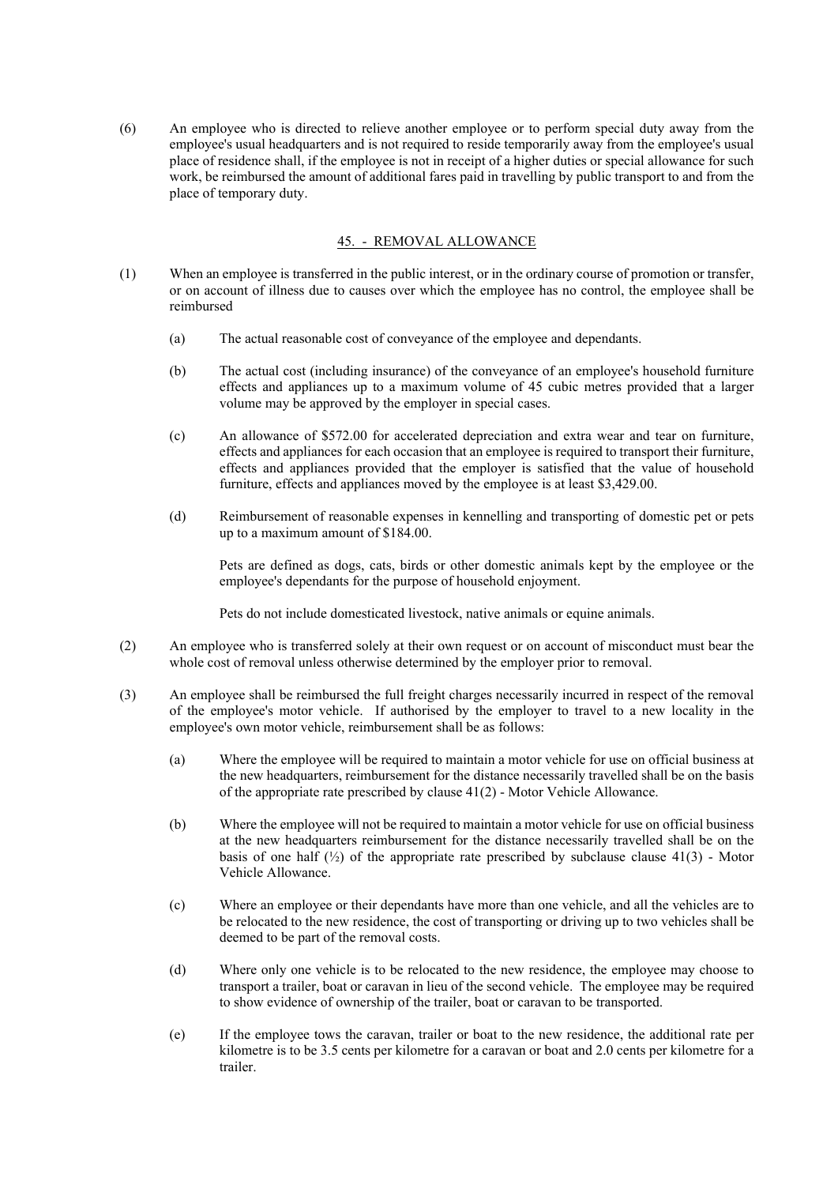(6) An employee who is directed to relieve another employee or to perform special duty away from the employee's usual headquarters and is not required to reside temporarily away from the employee's usual place of residence shall, if the employee is not in receipt of a higher duties or special allowance for such work, be reimbursed the amount of additional fares paid in travelling by public transport to and from the place of temporary duty.

## 45. - REMOVAL ALLOWANCE

(1) When an employee is transferred in the public interest, or in the ordinary course of promotion or transfer, or on account of illness due to causes over which the employee has no control, the employee shall be reimbursed

   (a) The actual reasonable cost of conveyance of the employee and dependants.

   (b) The actual cost (including insurance) of the conveyance of an employee's household furniture effects and appliances up to a maximum volume of 45 cubic metres provided that a larger volume may be approved by the employer in special cases.

   (c) An allowance of $572.00 for accelerated depreciation and extra wear and tear on furniture, effects and appliances for each occasion that an employee is required to transport their furniture, effects and appliances provided that the employer is satisfied that the value of household furniture, effects and appliances moved by the employee is at least $3,429.00.

   (d) Reimbursement of reasonable expenses in kennelling and transporting of domestic pet or pets up to a maximum amount of $184.00.

   Pets are defined as dogs, cats, birds or other domestic animals kept by the employee or the employee's dependants for the purpose of household enjoyment.

   Pets do not include domesticated livestock, native animals or equine animals.

(2) An employee who is transferred solely at their own request or on account of misconduct must bear the whole cost of removal unless otherwise determined by the employer prior to removal.

(3) An employee shall be reimbursed the full freight charges necessarily incurred in respect of the removal of the employee's motor vehicle. If authorised by the employer to travel to a new locality in the employee's own motor vehicle, reimbursement shall be as follows:

   (a) Where the employee will be required to maintain a motor vehicle for use on official business at the new headquarters, reimbursement for the distance necessarily travelled shall be on the basis of the appropriate rate prescribed by clause 41(2) - Motor Vehicle Allowance.

   (b) Where the employee will not be required to maintain a motor vehicle for use on official business at the new headquarters reimbursement for the distance necessarily travelled shall be on the basis of one half (½) of the appropriate rate prescribed by subclause clause 41(3) - Motor Vehicle Allowance.

   (c) Where an employee or their dependants have more than one vehicle, and all the vehicles are to be relocated to the new residence, the cost of transporting or driving up to two vehicles shall be deemed to be part of the removal costs.

   (d) Where only one vehicle is to be relocated to the new residence, the employee may choose to transport a trailer, boat or caravan in lieu of the second vehicle. The employee may be required to show evidence of ownership of the trailer, boat or caravan to be transported.

   (e) If the employee tows the caravan, trailer or boat to the new residence, the additional rate per kilometre is to be 3.5 cents per kilometre for a caravan or boat and 2.0 cents per kilometre for a trailer.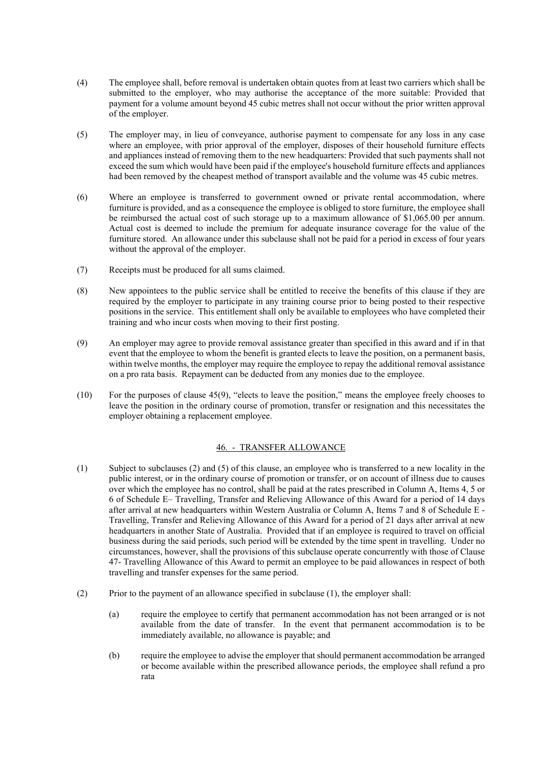(4) The employee shall, before removal is undertaken obtain quotes from at least two carriers which shall be submitted to the employer, who may authorise the acceptance of the more suitable: Provided that payment for a volume amount beyond 45 cubic metres shall not occur without the prior written approval of the employer.

(5) The employer may, in lieu of conveyance, authorise payment to compensate for any loss in any case where an employee, with prior approval of the employer, disposes of their household furniture effects and appliances instead of removing them to the new headquarters: Provided that such payments shall not exceed the sum which would have been paid if the employee's household furniture effects and appliances had been removed by the cheapest method of transport available and the volume was 45 cubic metres.

(6) Where an employee is transferred to government owned or private rental accommodation, where furniture is provided, and as a consequence the employee is obliged to store furniture, the employee shall be reimbursed the actual cost of such storage up to a maximum allowance of $1,065.00 per annum. Actual cost is deemed to include the premium for adequate insurance coverage for the value of the furniture stored. An allowance under this subclause shall not be paid for a period in excess of four years without the approval of the employer.

(7) Receipts must be produced for all sums claimed.

(8) New appointees to the public service shall be entitled to receive the benefits of this clause if they are required by the employer to participate in any training course prior to being posted to their respective positions in the service. This entitlement shall only be available to employees who have completed their training and who incur costs when moving to their first posting.

(9) An employer may agree to provide removal assistance greater than specified in this award and if in that event that the employee to whom the benefit is granted elects to leave the position, on a permanent basis, within twelve months, the employer may require the employee to repay the additional removal assistance on a pro rata basis. Repayment can be deducted from any monies due to the employee.

(10) For the purposes of clause 45(9), "elects to leave the position," means the employee freely chooses to leave the position in the ordinary course of promotion, transfer or resignation and this necessitates the employer obtaining a replacement employee.

## 46. - TRANSFER ALLOWANCE

(1) Subject to subclauses (2) and (5) of this clause, an employee who is transferred to a new locality in the public interest, or in the ordinary course of promotion or transfer, or on account of illness due to causes over which the employee has no control, shall be paid at the rates prescribed in Column A, Items 4, 5 or 6 of Schedule E– Travelling, Transfer and Relieving Allowance of this Award for a period of 14 days after arrival at new headquarters within Western Australia or Column A, Items 7 and 8 of Schedule E - Travelling, Transfer and Relieving Allowance of this Award for a period of 21 days after arrival at new headquarters in another State of Australia. Provided that if an employee is required to travel on official business during the said periods, such period will be extended by the time spent in travelling. Under no circumstances, however, shall the provisions of this subclause operate concurrently with those of Clause 47- Travelling Allowance of this Award to permit an employee to be paid allowances in respect of both travelling and transfer expenses for the same period.

(2) Prior to the payment of an allowance specified in subclause (1), the employer shall:

   (a) require the employee to certify that permanent accommodation has not been arranged or is not available from the date of transfer. In the event that permanent accommodation is to be immediately available, no allowance is payable; and

   (b) require the employee to advise the employer that should permanent accommodation be arranged or become available within the prescribed allowance periods, the employee shall refund a pro rata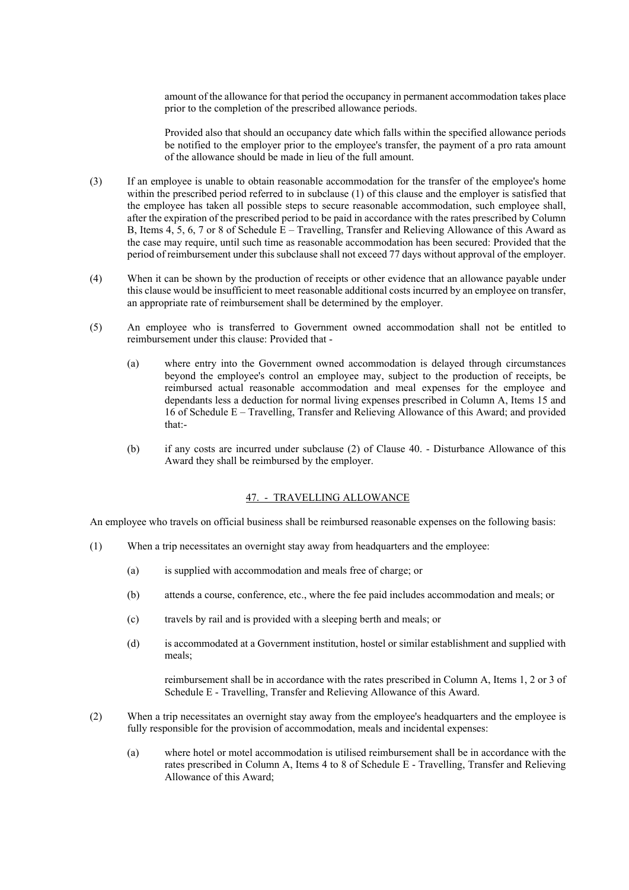amount of the allowance for that period the occupancy in permanent accommodation takes place prior to the completion of the prescribed allowance periods.

Provided also that should an occupancy date which falls within the specified allowance periods be notified to the employer prior to the employee's transfer, the payment of a pro rata amount of the allowance should be made in lieu of the full amount.

(3) If an employee is unable to obtain reasonable accommodation for the transfer of the employee's home within the prescribed period referred to in subclause (1) of this clause and the employer is satisfied that the employee has taken all possible steps to secure reasonable accommodation, such employee shall, after the expiration of the prescribed period to be paid in accordance with the rates prescribed by Column B, Items 4, 5, 6, 7 or 8 of Schedule E – Travelling, Transfer and Relieving Allowance of this Award as the case may require, until such time as reasonable accommodation has been secured: Provided that the period of reimbursement under this subclause shall not exceed 77 days without approval of the employer.

(4) When it can be shown by the production of receipts or other evidence that an allowance payable under this clause would be insufficient to meet reasonable additional costs incurred by an employee on transfer, an appropriate rate of reimbursement shall be determined by the employer.

(5) An employee who is transferred to Government owned accommodation shall not be entitled to reimbursement under this clause: Provided that -

   (a) where entry into the Government owned accommodation is delayed through circumstances beyond the employee's control an employee may, subject to the production of receipts, be reimbursed actual reasonable accommodation and meal expenses for the employee and dependants less a deduction for normal living expenses prescribed in Column A, Items 15 and 16 of Schedule E – Travelling, Transfer and Relieving Allowance of this Award; and provided that:-

   (b) if any costs are incurred under subclause (2) of Clause 40. - Disturbance Allowance of this Award they shall be reimbursed by the employer.

## 47. - TRAVELLING ALLOWANCE

An employee who travels on official business shall be reimbursed reasonable expenses on the following basis:

(1) When a trip necessitates an overnight stay away from headquarters and the employee:

   (a) is supplied with accommodation and meals free of charge; or

   (b) attends a course, conference, etc., where the fee paid includes accommodation and meals; or

   (c) travels by rail and is provided with a sleeping berth and meals; or

   (d) is accommodated at a Government institution, hostel or similar establishment and supplied with meals;

   reimbursement shall be in accordance with the rates prescribed in Column A, Items 1, 2 or 3 of Schedule E - Travelling, Transfer and Relieving Allowance of this Award.

(2) When a trip necessitates an overnight stay away from the employee's headquarters and the employee is fully responsible for the provision of accommodation, meals and incidental expenses:

   (a) where hotel or motel accommodation is utilised reimbursement shall be in accordance with the rates prescribed in Column A, Items 4 to 8 of Schedule E - Travelling, Transfer and Relieving Allowance of this Award;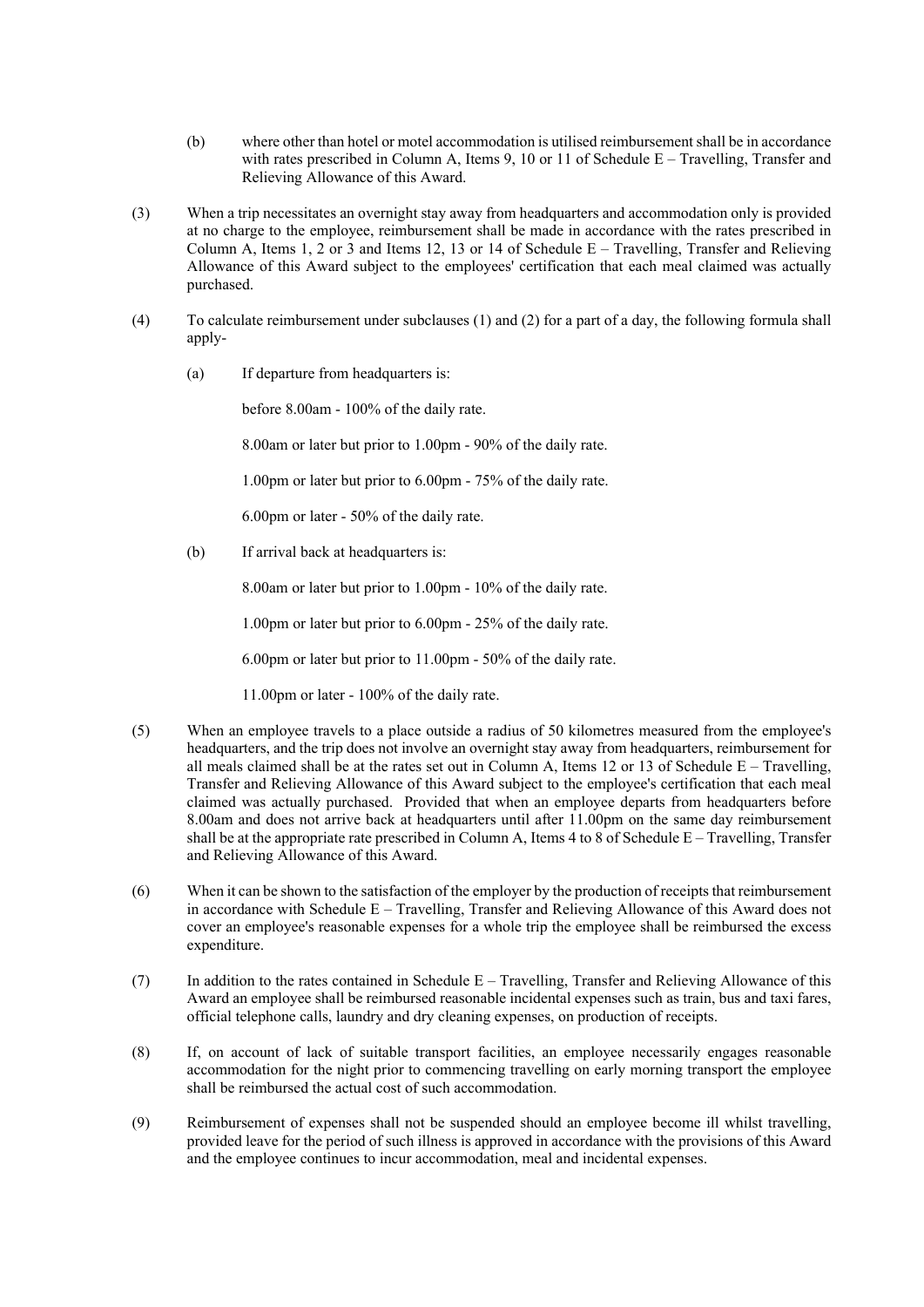(b) where other than hotel or motel accommodation is utilised reimbursement shall be in accordance with rates prescribed in Column A, Items 9, 10 or 11 of Schedule E – Travelling, Transfer and Relieving Allowance of this Award.

(3) When a trip necessitates an overnight stay away from headquarters and accommodation only is provided at no charge to the employee, reimbursement shall be made in accordance with the rates prescribed in Column A, Items 1, 2 or 3 and Items 12, 13 or 14 of Schedule E – Travelling, Transfer and Relieving Allowance of this Award subject to the employees' certification that each meal claimed was actually purchased.

(4) To calculate reimbursement under subclauses (1) and (2) for a part of a day, the following formula shall apply-

(a) If departure from headquarters is:

before 8.00am - 100% of the daily rate.

8.00am or later but prior to 1.00pm - 90% of the daily rate.

1.00pm or later but prior to 6.00pm - 75% of the daily rate.

6.00pm or later - 50% of the daily rate.

(b) If arrival back at headquarters is:

8.00am or later but prior to 1.00pm - 10% of the daily rate.

1.00pm or later but prior to 6.00pm - 25% of the daily rate.

6.00pm or later but prior to 11.00pm - 50% of the daily rate.

11.00pm or later - 100% of the daily rate.

(5) When an employee travels to a place outside a radius of 50 kilometres measured from the employee's headquarters, and the trip does not involve an overnight stay away from headquarters, reimbursement for all meals claimed shall be at the rates set out in Column A, Items 12 or 13 of Schedule E – Travelling, Transfer and Relieving Allowance of this Award subject to the employee's certification that each meal claimed was actually purchased. Provided that when an employee departs from headquarters before 8.00am and does not arrive back at headquarters until after 11.00pm on the same day reimbursement shall be at the appropriate rate prescribed in Column A, Items 4 to 8 of Schedule E – Travelling, Transfer and Relieving Allowance of this Award.

(6) When it can be shown to the satisfaction of the employer by the production of receipts that reimbursement in accordance with Schedule E – Travelling, Transfer and Relieving Allowance of this Award does not cover an employee's reasonable expenses for a whole trip the employee shall be reimbursed the excess expenditure.

(7) In addition to the rates contained in Schedule E – Travelling, Transfer and Relieving Allowance of this Award an employee shall be reimbursed reasonable incidental expenses such as train, bus and taxi fares, official telephone calls, laundry and dry cleaning expenses, on production of receipts.

(8) If, on account of lack of suitable transport facilities, an employee necessarily engages reasonable accommodation for the night prior to commencing travelling on early morning transport the employee shall be reimbursed the actual cost of such accommodation.

(9) Reimbursement of expenses shall not be suspended should an employee become ill whilst travelling, provided leave for the period of such illness is approved in accordance with the provisions of this Award and the employee continues to incur accommodation, meal and incidental expenses.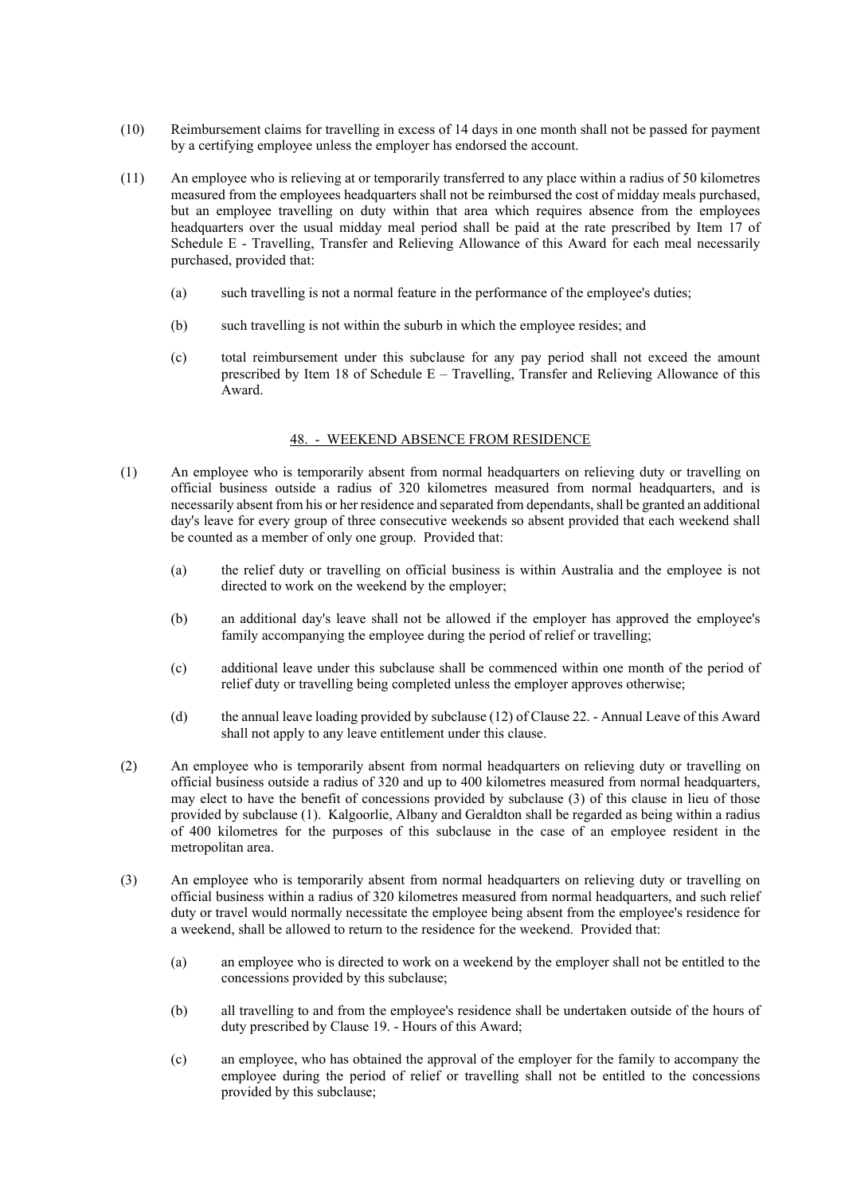(10) Reimbursement claims for travelling in excess of 14 days in one month shall not be passed for payment by a certifying employee unless the employer has endorsed the account.

(11) An employee who is relieving at or temporarily transferred to any place within a radius of 50 kilometres measured from the employees headquarters shall not be reimbursed the cost of midday meals purchased, but an employee travelling on duty within that area which requires absence from the employees headquarters over the usual midday meal period shall be paid at the rate prescribed by Item 17 of Schedule E - Travelling, Transfer and Relieving Allowance of this Award for each meal necessarily purchased, provided that:

- (a) such travelling is not a normal feature in the performance of the employee's duties;
- (b) such travelling is not within the suburb in which the employee resides; and
- (c) total reimbursement under this subclause for any pay period shall not exceed the amount prescribed by Item 18 of Schedule E – Travelling, Transfer and Relieving Allowance of this Award.

## 48. - WEEKEND ABSENCE FROM RESIDENCE

(1) An employee who is temporarily absent from normal headquarters on relieving duty or travelling on official business outside a radius of 320 kilometres measured from normal headquarters, and is necessarily absent from his or her residence and separated from dependants, shall be granted an additional day's leave for every group of three consecutive weekends so absent provided that each weekend shall be counted as a member of only one group. Provided that:

- (a) the relief duty or travelling on official business is within Australia and the employee is not directed to work on the weekend by the employer;
- (b) an additional day's leave shall not be allowed if the employer has approved the employee's family accompanying the employee during the period of relief or travelling;
- (c) additional leave under this subclause shall be commenced within one month of the period of relief duty or travelling being completed unless the employer approves otherwise;
- (d) the annual leave loading provided by subclause (12) of Clause 22. - Annual Leave of this Award shall not apply to any leave entitlement under this clause.

(2) An employee who is temporarily absent from normal headquarters on relieving duty or travelling on official business outside a radius of 320 and up to 400 kilometres measured from normal headquarters, may elect to have the benefit of concessions provided by subclause (3) of this clause in lieu of those provided by subclause (1). Kalgoorlie, Albany and Geraldton shall be regarded as being within a radius of 400 kilometres for the purposes of this subclause in the case of an employee resident in the metropolitan area.

(3) An employee who is temporarily absent from normal headquarters on relieving duty or travelling on official business within a radius of 320 kilometres measured from normal headquarters, and such relief duty or travel would normally necessitate the employee being absent from the employee's residence for a weekend, shall be allowed to return to the residence for the weekend. Provided that:

- (a) an employee who is directed to work on a weekend by the employer shall not be entitled to the concessions provided by this subclause;
- (b) all travelling to and from the employee's residence shall be undertaken outside of the hours of duty prescribed by Clause 19. - Hours of this Award;
- (c) an employee, who has obtained the approval of the employer for the family to accompany the employee during the period of relief or travelling shall not be entitled to the concessions provided by this subclause;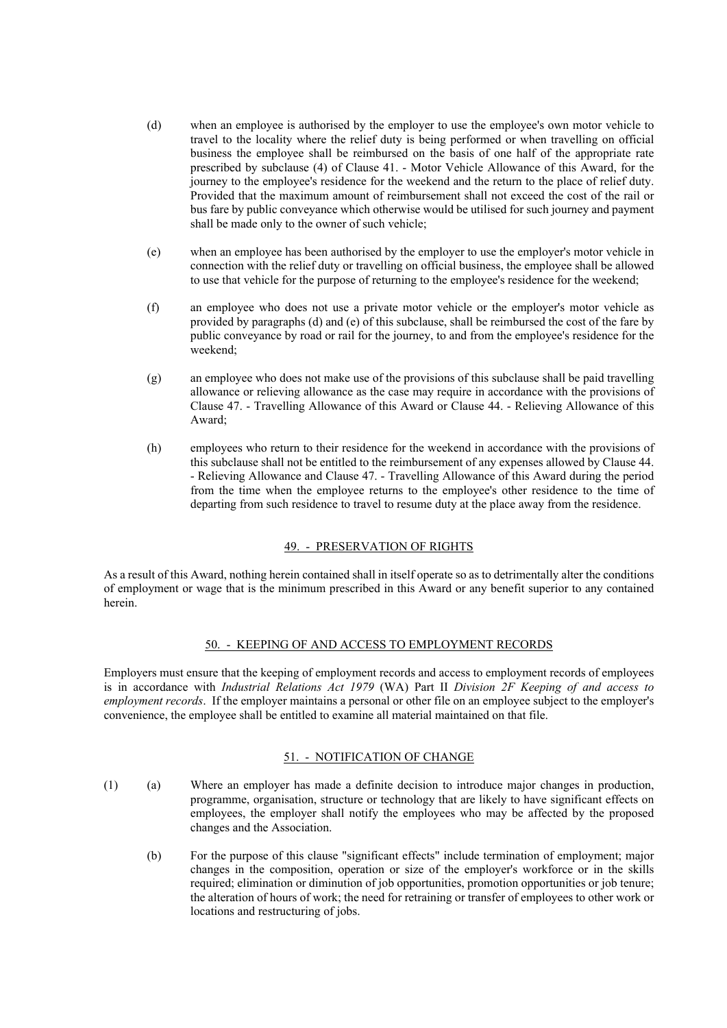(d) when an employee is authorised by the employer to use the employee's own motor vehicle to travel to the locality where the relief duty is being performed or when travelling on official business the employee shall be reimbursed on the basis of one half of the appropriate rate prescribed by subclause (4) of Clause 41. - Motor Vehicle Allowance of this Award, for the journey to the employee's residence for the weekend and the return to the place of relief duty. Provided that the maximum amount of reimbursement shall not exceed the cost of the rail or bus fare by public conveyance which otherwise would be utilised for such journey and payment shall be made only to the owner of such vehicle;

(e) when an employee has been authorised by the employer to use the employer's motor vehicle in connection with the relief duty or travelling on official business, the employee shall be allowed to use that vehicle for the purpose of returning to the employee's residence for the weekend;

(f) an employee who does not use a private motor vehicle or the employer's motor vehicle as provided by paragraphs (d) and (e) of this subclause, shall be reimbursed the cost of the fare by public conveyance by road or rail for the journey, to and from the employee's residence for the weekend;

(g) an employee who does not make use of the provisions of this subclause shall be paid travelling allowance or relieving allowance as the case may require in accordance with the provisions of Clause 47. - Travelling Allowance of this Award or Clause 44. - Relieving Allowance of this Award;

(h) employees who return to their residence for the weekend in accordance with the provisions of this subclause shall not be entitled to the reimbursement of any expenses allowed by Clause 44. - Relieving Allowance and Clause 47. - Travelling Allowance of this Award during the period from the time when the employee returns to the employee's other residence to the time of departing from such residence to travel to resume duty at the place away from the residence.

## 49. - PRESERVATION OF RIGHTS

As a result of this Award, nothing herein contained shall in itself operate so as to detrimentally alter the conditions of employment or wage that is the minimum prescribed in this Award or any benefit superior to any contained herein.

## 50. - KEEPING OF AND ACCESS TO EMPLOYMENT RECORDS

Employers must ensure that the keeping of employment records and access to employment records of employees is in accordance with *Industrial Relations Act 1979* (WA) Part II *Division 2F Keeping of and access to employment records*. If the employer maintains a personal or other file on an employee subject to the employer's convenience, the employee shall be entitled to examine all material maintained on that file.

## 51. - NOTIFICATION OF CHANGE

(1) (a) Where an employer has made a definite decision to introduce major changes in production, programme, organisation, structure or technology that are likely to have significant effects on employees, the employer shall notify the employees who may be affected by the proposed changes and the Association.

(b) For the purpose of this clause "significant effects" include termination of employment; major changes in the composition, operation or size of the employer's workforce or in the skills required; elimination or diminution of job opportunities, promotion opportunities or job tenure; the alteration of hours of work; the need for retraining or transfer of employees to other work or locations and restructuring of jobs.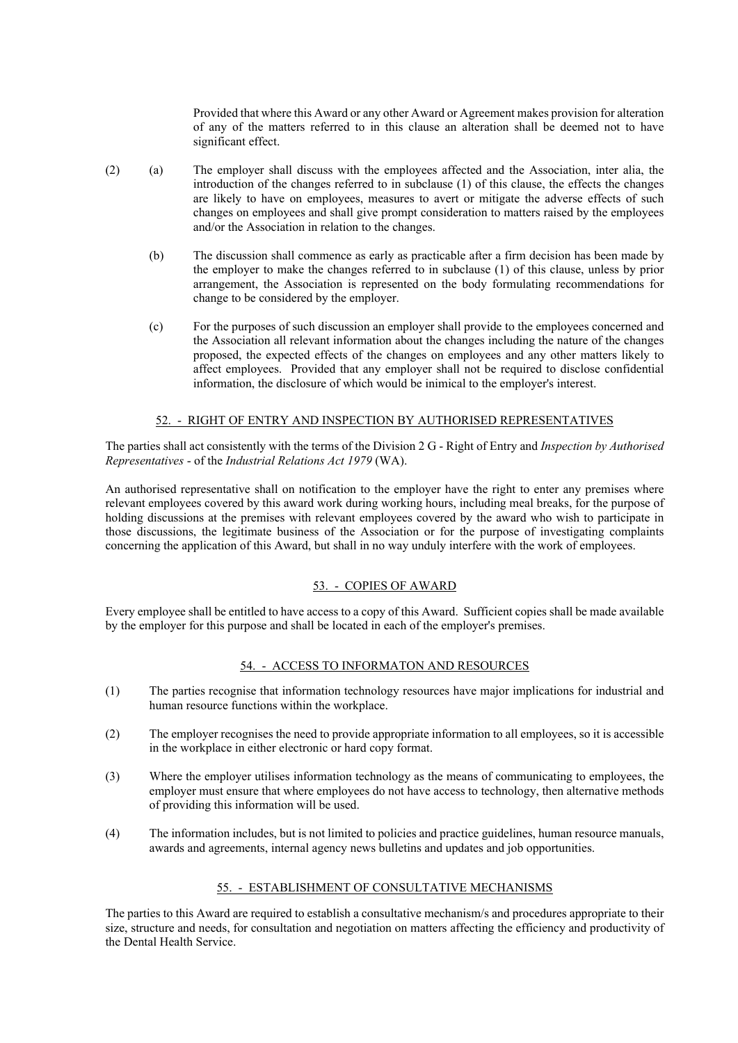Provided that where this Award or any other Award or Agreement makes provision for alteration of any of the matters referred to in this clause an alteration shall be deemed not to have significant effect.

(2) (a) The employer shall discuss with the employees affected and the Association, inter alia, the introduction of the changes referred to in subclause (1) of this clause, the effects the changes are likely to have on employees, measures to avert or mitigate the adverse effects of such changes on employees and shall give prompt consideration to matters raised by the employees and/or the Association in relation to the changes.

(b) The discussion shall commence as early as practicable after a firm decision has been made by the employer to make the changes referred to in subclause (1) of this clause, unless by prior arrangement, the Association is represented on the body formulating recommendations for change to be considered by the employer.

(c) For the purposes of such discussion an employer shall provide to the employees concerned and the Association all relevant information about the changes including the nature of the changes proposed, the expected effects of the changes on employees and any other matters likely to affect employees. Provided that any employer shall not be required to disclose confidential information, the disclosure of which would be inimical to the employer's interest.

## 52. - RIGHT OF ENTRY AND INSPECTION BY AUTHORISED REPRESENTATIVES

The parties shall act consistently with the terms of the Division 2 G - Right of Entry and *Inspection by Authorised Representatives* - of the *Industrial Relations Act 1979* (WA).

An authorised representative shall on notification to the employer have the right to enter any premises where relevant employees covered by this award work during working hours, including meal breaks, for the purpose of holding discussions at the premises with relevant employees covered by the award who wish to participate in those discussions, the legitimate business of the Association or for the purpose of investigating complaints concerning the application of this Award, but shall in no way unduly interfere with the work of employees.

## 53. - COPIES OF AWARD

Every employee shall be entitled to have access to a copy of this Award. Sufficient copies shall be made available by the employer for this purpose and shall be located in each of the employer's premises.

## 54. - ACCESS TO INFORMATON AND RESOURCES

(1) The parties recognise that information technology resources have major implications for industrial and human resource functions within the workplace.

(2) The employer recognises the need to provide appropriate information to all employees, so it is accessible in the workplace in either electronic or hard copy format.

(3) Where the employer utilises information technology as the means of communicating to employees, the employer must ensure that where employees do not have access to technology, then alternative methods of providing this information will be used.

(4) The information includes, but is not limited to policies and practice guidelines, human resource manuals, awards and agreements, internal agency news bulletins and updates and job opportunities.

## 55. - ESTABLISHMENT OF CONSULTATIVE MECHANISMS

The parties to this Award are required to establish a consultative mechanism/s and procedures appropriate to their size, structure and needs, for consultation and negotiation on matters affecting the efficiency and productivity of the Dental Health Service.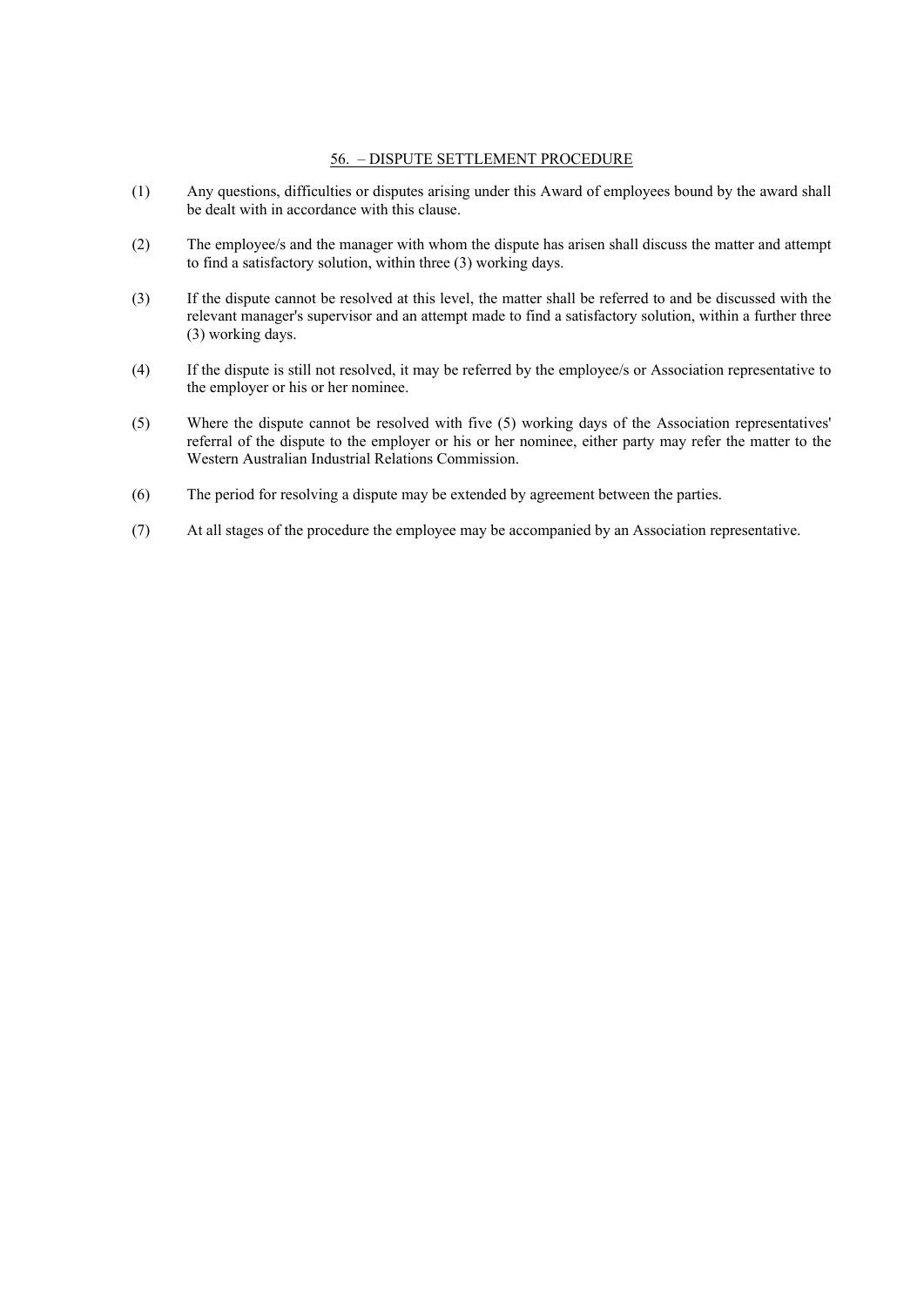## 56. – DISPUTE SETTLEMENT PROCEDURE

(1) Any questions, difficulties or disputes arising under this Award of employees bound by the award shall be dealt with in accordance with this clause.

(2) The employee/s and the manager with whom the dispute has arisen shall discuss the matter and attempt to find a satisfactory solution, within three (3) working days.

(3) If the dispute cannot be resolved at this level, the matter shall be referred to and be discussed with the relevant manager's supervisor and an attempt made to find a satisfactory solution, within a further three (3) working days.

(4) If the dispute is still not resolved, it may be referred by the employee/s or Association representative to the employer or his or her nominee.

(5) Where the dispute cannot be resolved with five (5) working days of the Association representatives' referral of the dispute to the employer or his or her nominee, either party may refer the matter to the Western Australian Industrial Relations Commission.

(6) The period for resolving a dispute may be extended by agreement between the parties.

(7) At all stages of the procedure the employee may be accompanied by an Association representative.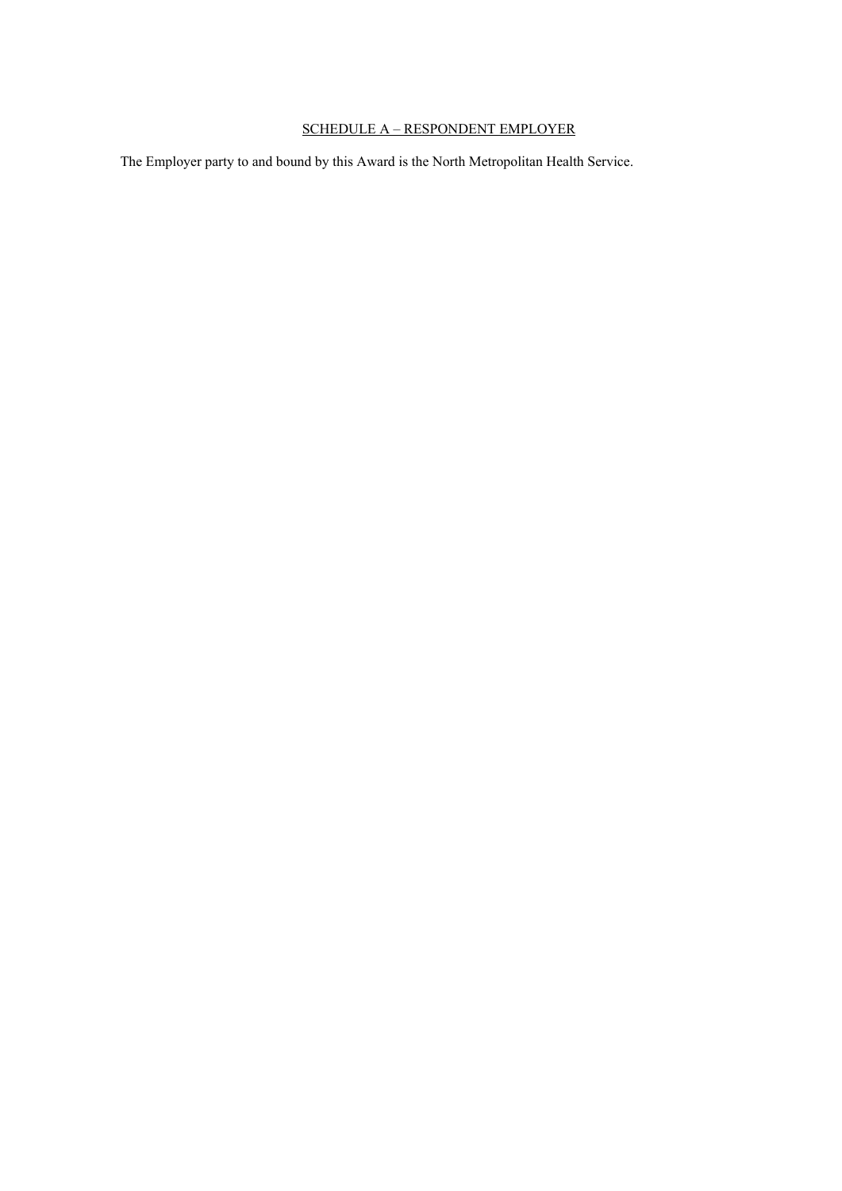## SCHEDULE A – RESPONDENT EMPLOYER

The Employer party to and bound by this Award is the North Metropolitan Health Service.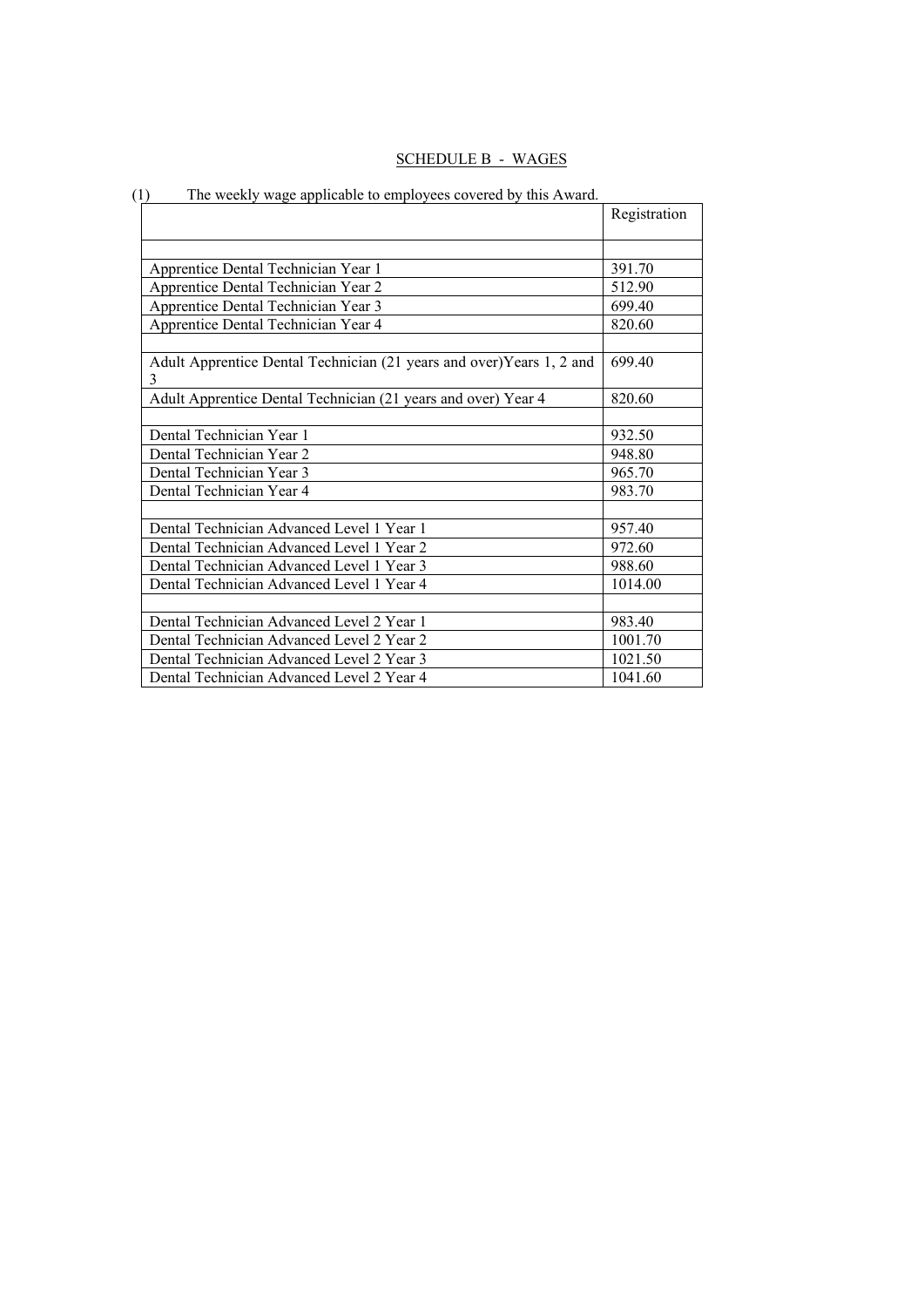## SCHEDULE B - WAGES

(1) The weekly wage applicable to employees covered by this Award.

| | Registration |
|---|---|
| | |
| Apprentice Dental Technician Year 1 | 391.70 |
| Apprentice Dental Technician Year 2 | 512.90 |
| Apprentice Dental Technician Year 3 | 699.40 |
| Apprentice Dental Technician Year 4 | 820.60 |
| | |
| Adult Apprentice Dental Technician (21 years and over)Years 1, 2 and 3 | 699.40 |
| Adult Apprentice Dental Technician (21 years and over) Year 4 | 820.60 |
| | |
| Dental Technician Year 1 | 932.50 |
| Dental Technician Year 2 | 948.80 |
| Dental Technician Year 3 | 965.70 |
| Dental Technician Year 4 | 983.70 |
| | |
| Dental Technician Advanced Level 1 Year 1 | 957.40 |
| Dental Technician Advanced Level 1 Year 2 | 972.60 |
| Dental Technician Advanced Level 1 Year 3 | 988.60 |
| Dental Technician Advanced Level 1 Year 4 | 1014.00 |
| | |
| Dental Technician Advanced Level 2 Year 1 | 983.40 |
| Dental Technician Advanced Level 2 Year 2 | 1001.70 |
| Dental Technician Advanced Level 2 Year 3 | 1021.50 |
| Dental Technician Advanced Level 2 Year 4 | 1041.60 |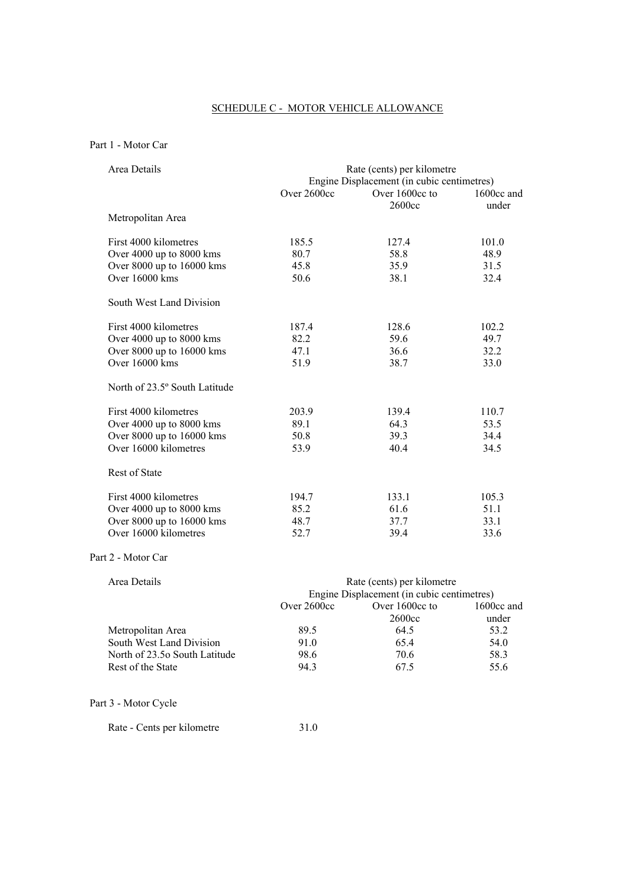## SCHEDULE C - MOTOR VEHICLE ALLOWANCE

### Part 1 - Motor Car

| Area Details | Rate (cents) per kilometre Engine Displacement (in cubic centimetres) | | |
|---|---|---|---|
| | Over 2600cc | Over 1600cc to 2600cc | 1600cc and under |
| **Metropolitan Area** | | | |
| First 4000 kilometres | 185.5 | 127.4 | 101.0 |
| Over 4000 up to 8000 kms | 80.7 | 58.8 | 48.9 |
| Over 8000 up to 16000 kms | 45.8 | 35.9 | 31.5 |
| Over 16000 kms | 50.6 | 38.1 | 32.4 |
| **South West Land Division** | | | |
| First 4000 kilometres | 187.4 | 128.6 | 102.2 |
| Over 4000 up to 8000 kms | 82.2 | 59.6 | 49.7 |
| Over 8000 up to 16000 kms | 47.1 | 36.6 | 32.2 |
| Over 16000 kms | 51.9 | 38.7 | 33.0 |
| **North of 23.5º South Latitude** | | | |
| First 4000 kilometres | 203.9 | 139.4 | 110.7 |
| Over 4000 up to 8000 kms | 89.1 | 64.3 | 53.5 |
| Over 8000 up to 16000 kms | 50.8 | 39.3 | 34.4 |
| Over 16000 kilometres | 53.9 | 40.4 | 34.5 |
| **Rest of State** | | | |
| First 4000 kilometres | 194.7 | 133.1 | 105.3 |
| Over 4000 up to 8000 kms | 85.2 | 61.6 | 51.1 |
| Over 8000 up to 16000 kms | 48.7 | 37.7 | 33.1 |
| Over 16000 kilometres | 52.7 | 39.4 | 33.6 |

### Part 2 - Motor Car

| Area Details | Rate (cents) per kilometre Engine Displacement (in cubic centimetres) | | |
|---|---|---|---|
| | Over 2600cc | Over 1600cc to 2600cc | 1600cc and under |
| Metropolitan Area | 89.5 | 64.5 | 53.2 |
| South West Land Division | 91.0 | 65.4 | 54.0 |
| North of 23.5o South Latitude | 98.6 | 70.6 | 58.3 |
| Rest of the State | 94.3 | 67.5 | 55.6 |

### Part 3 - Motor Cycle

Rate - Cents per kilometre 31.0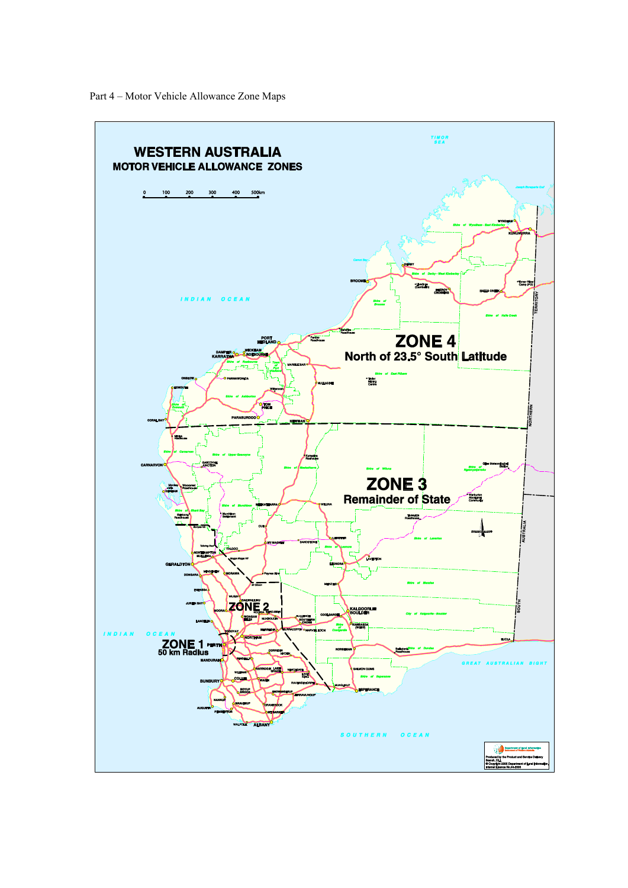Part 4 – Motor Vehicle Allowance Zone Maps

# WESTERN AUSTRALIA
## MOTOR VEHICLE ALLOWANCE ZONES

0 100 200 300 400 500km

**ZONE 4**
North of 23.5° South Latitude

**ZONE 3**
Remainder of State

**ZONE 2**

**ZONE 1**
50 km Radius

INDIAN OCEAN

SOUTHERN OCEAN

GREAT AUSTRALIAN BIGHT

TIMOR SEA

NORTHERN TERRITORY

SOUTH AUSTRALIA

WYNDHAM, KUNUNURRA, DERBY, BROOME, FITZROY CROSSING, HALLS CREEK, PORT HEDLAND, KARRATHA, DAMPIER, WICKHAM, ROEBOURNE, ONSLOW, PANNAWONICA, MARBLE BAR, NULLAGINE, EXMOUTH, TOM PRICE, PARABURDOO, NEWMAN, CORAL BAY, CARNARVON, GASCOYNE JUNCTION, MEEKATHARRA, WILUNA, CUE, MT MAGNET, SANDSTONE, LEINSTER, LEONORA, LAVERTON, YALGOO, NORTHAMPTON, GERALDTON, DONGARA, MINGENEW, MORAWA, MENZIES, KALGOORLIE BOULDER, COOLGARDIE, KAMBALDA, NORSEMAN, ESPERANCE, EUCLA, PERTH, MANDURAH, BUNBURY, AUGUSTA, ALBANY, NORTHAM, MERREDIN, SOUTHERN CROSS, NARROGIN, KATANNING, COLLIE, MANJIMUP, WALPOLE, KULIN, RAVENSTHORPE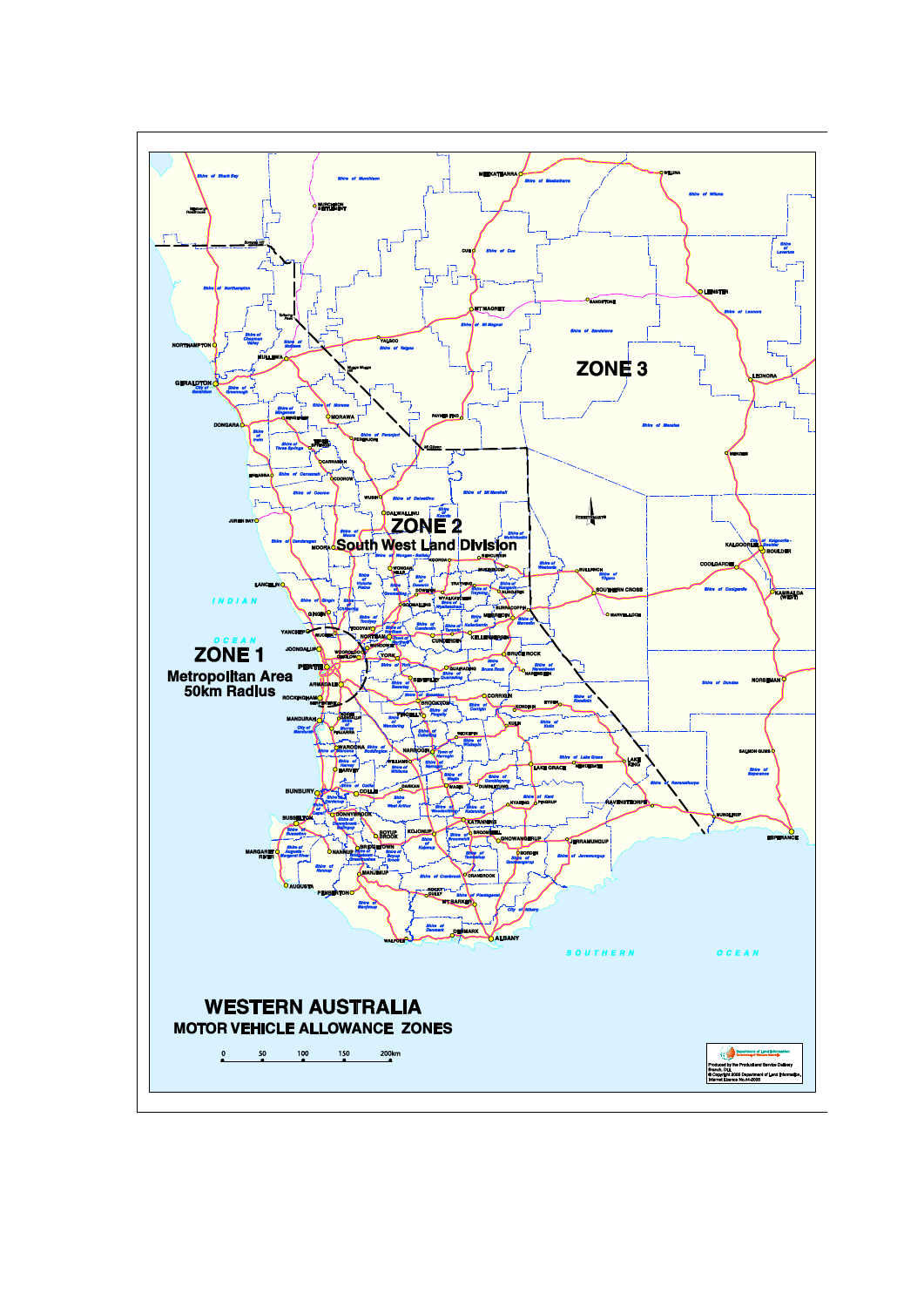# WESTERN AUSTRALIA

## MOTOR VEHICLE ALLOWANCE ZONES

**ZONE 1**
Metropolitan Area
50km Radius

**ZONE 2**
South West Land Division

**ZONE 3**

0 50 100 150 200km

Produced by the Product and Service Delivery Branch, DLI.
© Copyright 2005 Department of Land Information,
Internet Licence No.44-2005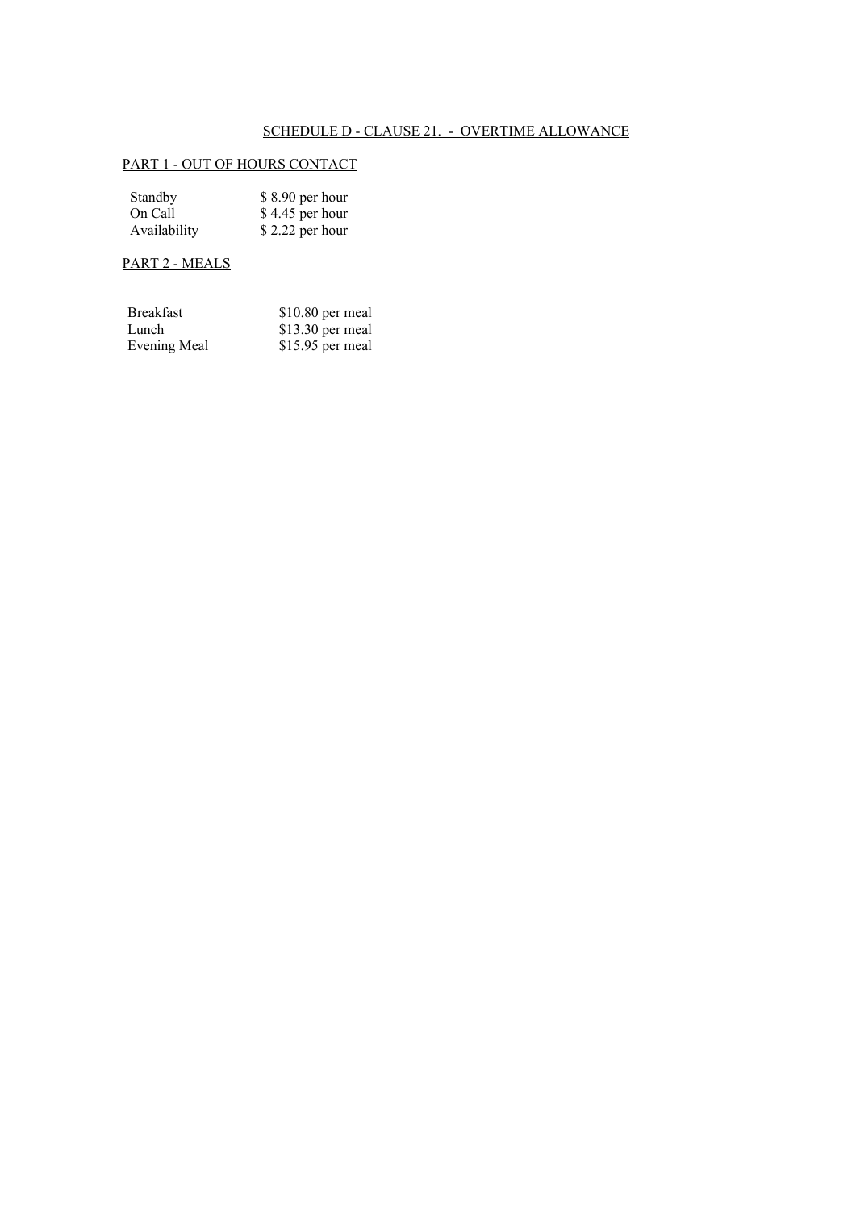## SCHEDULE D - CLAUSE 21. - OVERTIME ALLOWANCE

### PART 1 - OUT OF HOURS CONTACT

| | |
|---|---|
| Standby | $ 8.90 per hour |
| On Call | $ 4.45 per hour |
| Availability | $ 2.22 per hour |

### PART 2 - MEALS

| | |
|---|---|
| Breakfast | $10.80 per meal |
| Lunch | $13.30 per meal |
| Evening Meal | $15.95 per meal |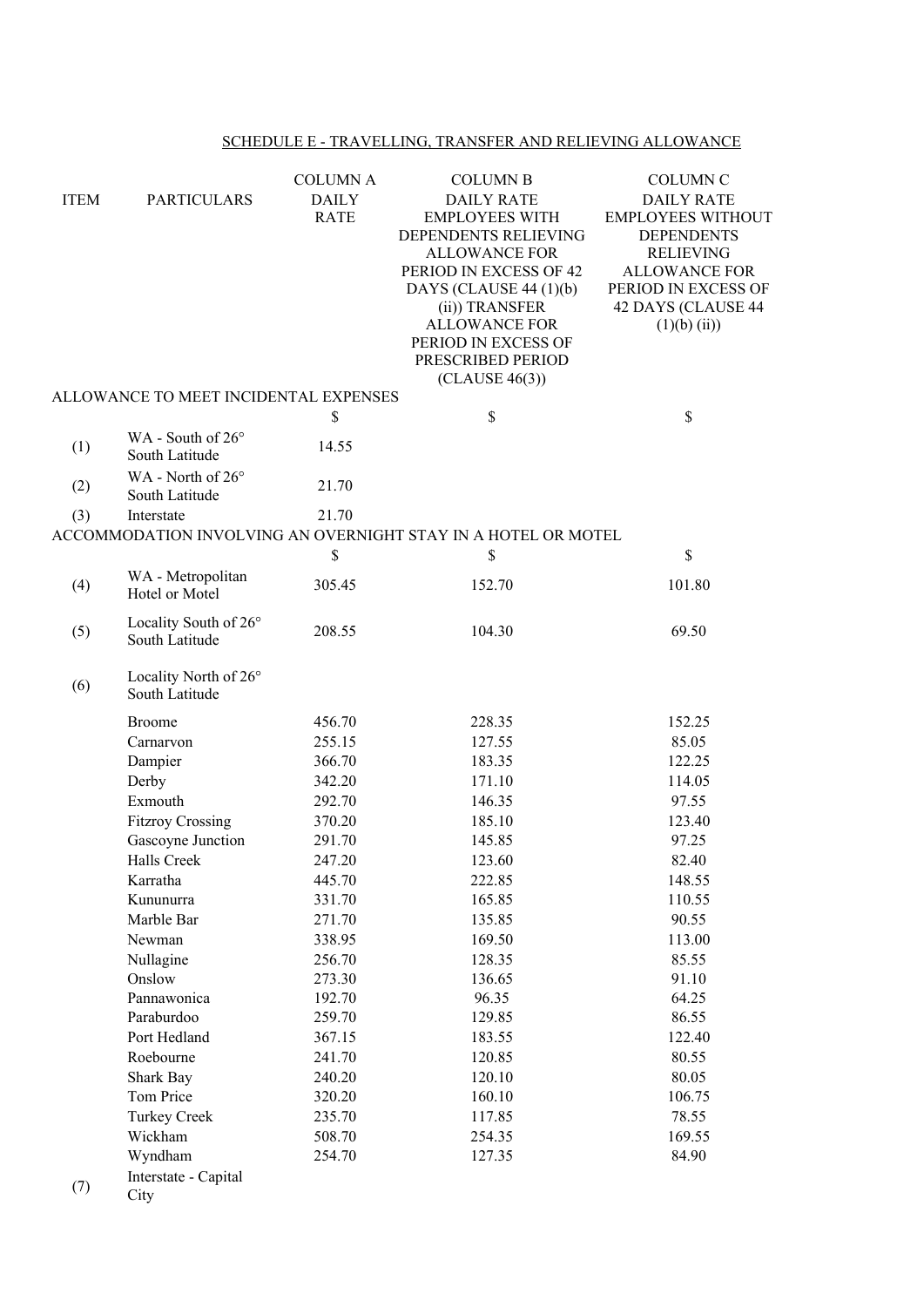SCHEDULE E - TRAVELLING, TRANSFER AND RELIEVING ALLOWANCE

| ITEM | PARTICULARS | COLUMN A DAILY RATE | COLUMN B DAILY RATE EMPLOYEES WITH DEPENDENTS RELIEVING ALLOWANCE FOR PERIOD IN EXCESS OF 42 DAYS (CLAUSE 44 (1)(b) (ii)) TRANSFER ALLOWANCE FOR PERIOD IN EXCESS OF PRESCRIBED PERIOD (CLAUSE 46(3)) | COLUMN C DAILY RATE EMPLOYEES WITHOUT DEPENDENTS RELIEVING ALLOWANCE FOR PERIOD IN EXCESS OF 42 DAYS (CLAUSE 44 (1)(b) (ii)) |
|---|---|---|---|---|
| ALLOWANCE TO MEET INCIDENTAL EXPENSES | | | | |
| | | $ | $ | $ |
| (1) | WA - South of 26° South Latitude | 14.55 | | |
| (2) | WA - North of 26° South Latitude | 21.70 | | |
| (3) | Interstate | 21.70 | | |
| ACCOMMODATION INVOLVING AN OVERNIGHT STAY IN A HOTEL OR MOTEL | | | | |
| | | $ | $ | $ |
| (4) | WA - Metropolitan Hotel or Motel | 305.45 | 152.70 | 101.80 |
| (5) | Locality South of 26° South Latitude | 208.55 | 104.30 | 69.50 |
| (6) | Locality North of 26° South Latitude | | | |
| | Broome | 456.70 | 228.35 | 152.25 |
| | Carnarvon | 255.15 | 127.55 | 85.05 |
| | Dampier | 366.70 | 183.35 | 122.25 |
| | Derby | 342.20 | 171.10 | 114.05 |
| | Exmouth | 292.70 | 146.35 | 97.55 |
| | Fitzroy Crossing | 370.20 | 185.10 | 123.40 |
| | Gascoyne Junction | 291.70 | 145.85 | 97.25 |
| | Halls Creek | 247.20 | 123.60 | 82.40 |
| | Karratha | 445.70 | 222.85 | 148.55 |
| | Kununurra | 331.70 | 165.85 | 110.55 |
| | Marble Bar | 271.70 | 135.85 | 90.55 |
| | Newman | 338.95 | 169.50 | 113.00 |
| | Nullagine | 256.70 | 128.35 | 85.55 |
| | Onslow | 273.30 | 136.65 | 91.10 |
| | Pannawonica | 192.70 | 96.35 | 64.25 |
| | Paraburdoo | 259.70 | 129.85 | 86.55 |
| | Port Hedland | 367.15 | 183.55 | 122.40 |
| | Roebourne | 241.70 | 120.85 | 80.55 |
| | Shark Bay | 240.20 | 120.10 | 80.05 |
| | Tom Price | 320.20 | 160.10 | 106.75 |
| | Turkey Creek | 235.70 | 117.85 | 78.55 |
| | Wickham | 508.70 | 254.35 | 169.55 |
| | Wyndham | 254.70 | 127.35 | 84.90 |
| (7) | Interstate - Capital City | | | |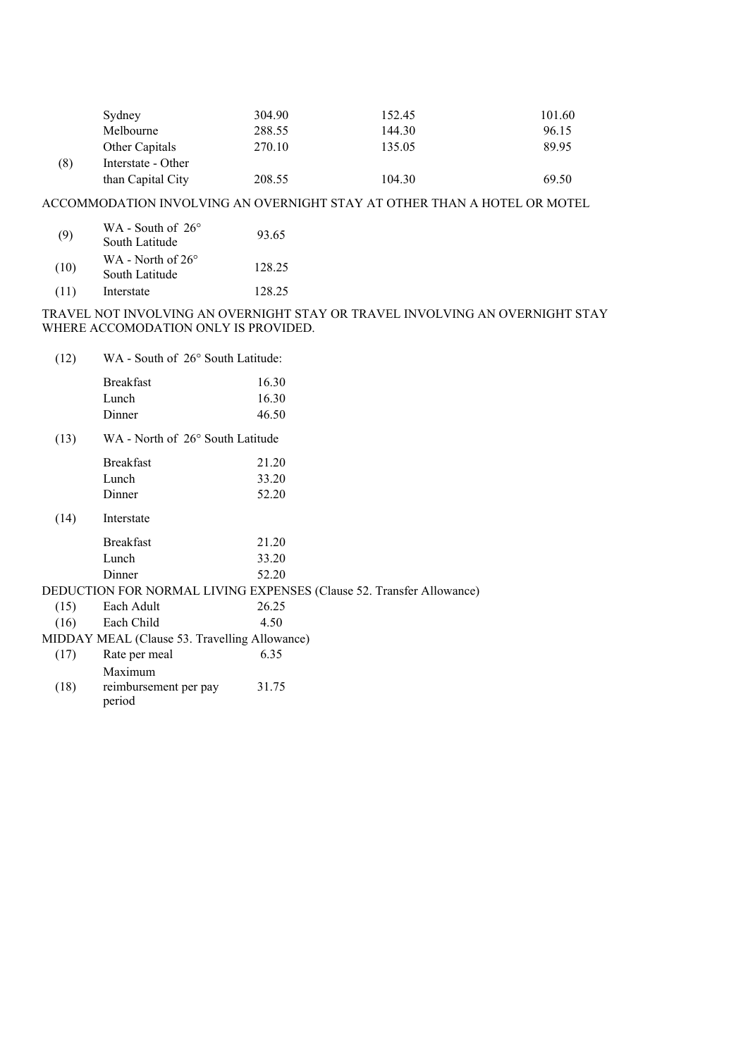| | | | | |
|---|---|---|---|---|
| | Sydney | 304.90 | 152.45 | 101.60 |
| | Melbourne | 288.55 | 144.30 | 96.15 |
| | Other Capitals | 270.10 | 135.05 | 89.95 |
| (8) | Interstate - Other than Capital City | 208.55 | 104.30 | 69.50 |

ACCOMMODATION INVOLVING AN OVERNIGHT STAY AT OTHER THAN A HOTEL OR MOTEL

| | | |
|---|---|---|
| (9) | WA - South of 26° South Latitude | 93.65 |
| (10) | WA - North of 26° South Latitude | 128.25 |
| (11) | Interstate | 128.25 |

TRAVEL NOT INVOLVING AN OVERNIGHT STAY OR TRAVEL INVOLVING AN OVERNIGHT STAY WHERE ACCOMODATION ONLY IS PROVIDED.

| | | |
|---|---|---|
| (12) | WA - South of 26° South Latitude: | |
| | Breakfast | 16.30 |
| | Lunch | 16.30 |
| | Dinner | 46.50 |
| (13) | WA - North of 26° South Latitude | |
| | Breakfast | 21.20 |
| | Lunch | 33.20 |
| | Dinner | 52.20 |
| (14) | Interstate | |
| | Breakfast | 21.20 |
| | Lunch | 33.20 |
| | Dinner | 52.20 |

DEDUCTION FOR NORMAL LIVING EXPENSES (Clause 52. Transfer Allowance)

| | | |
|---|---|---|
| (15) | Each Adult | 26.25 |
| (16) | Each Child | 4.50 |

MIDDAY MEAL (Clause 53. Travelling Allowance)

| | | |
|---|---|---|
| (17) | Rate per meal | 6.35 |
| (18) | Maximum reimbursement per pay period | 31.75 |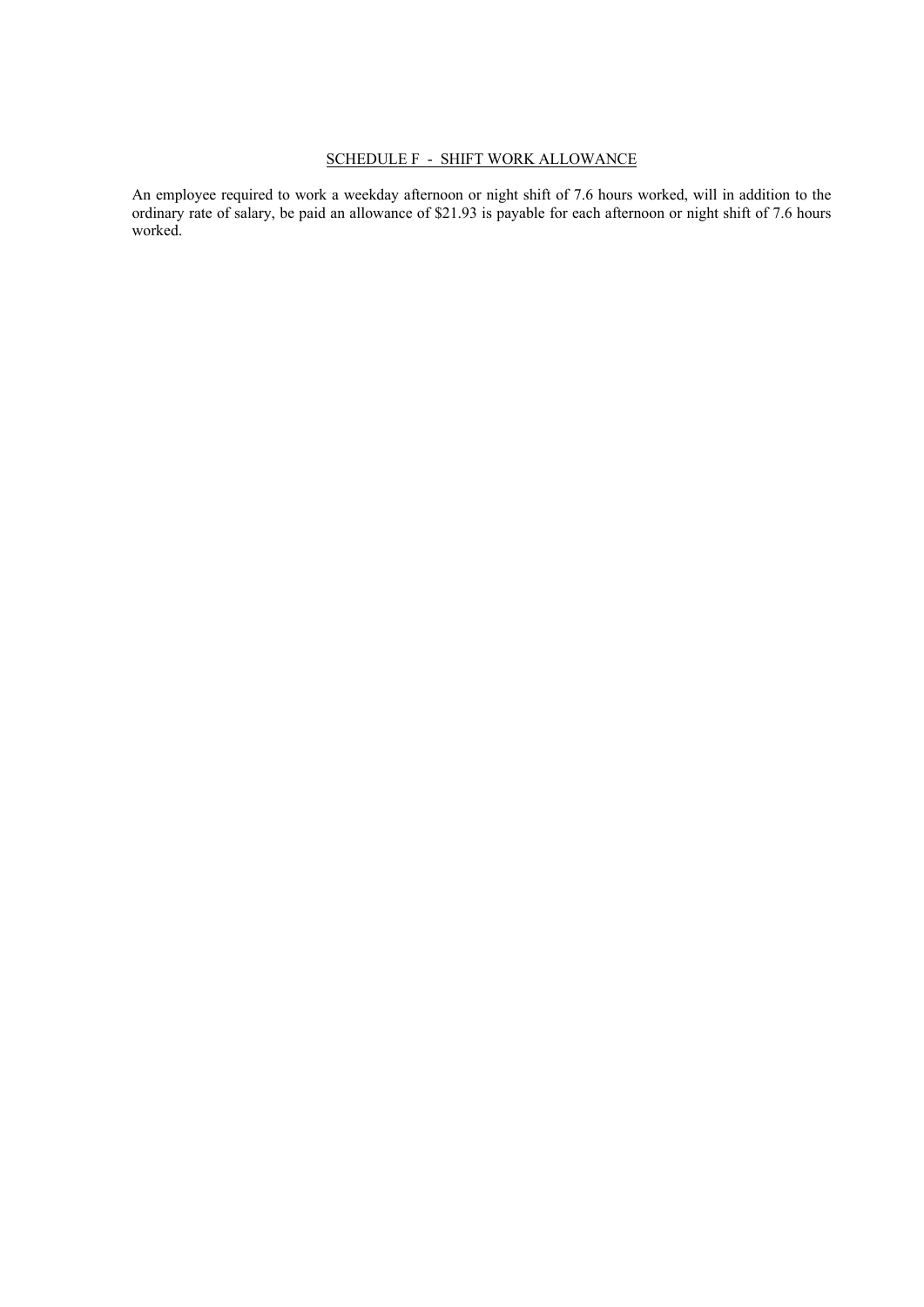## SCHEDULE F - SHIFT WORK ALLOWANCE

An employee required to work a weekday afternoon or night shift of 7.6 hours worked, will in addition to the ordinary rate of salary, be paid an allowance of $21.93 is payable for each afternoon or night shift of 7.6 hours worked.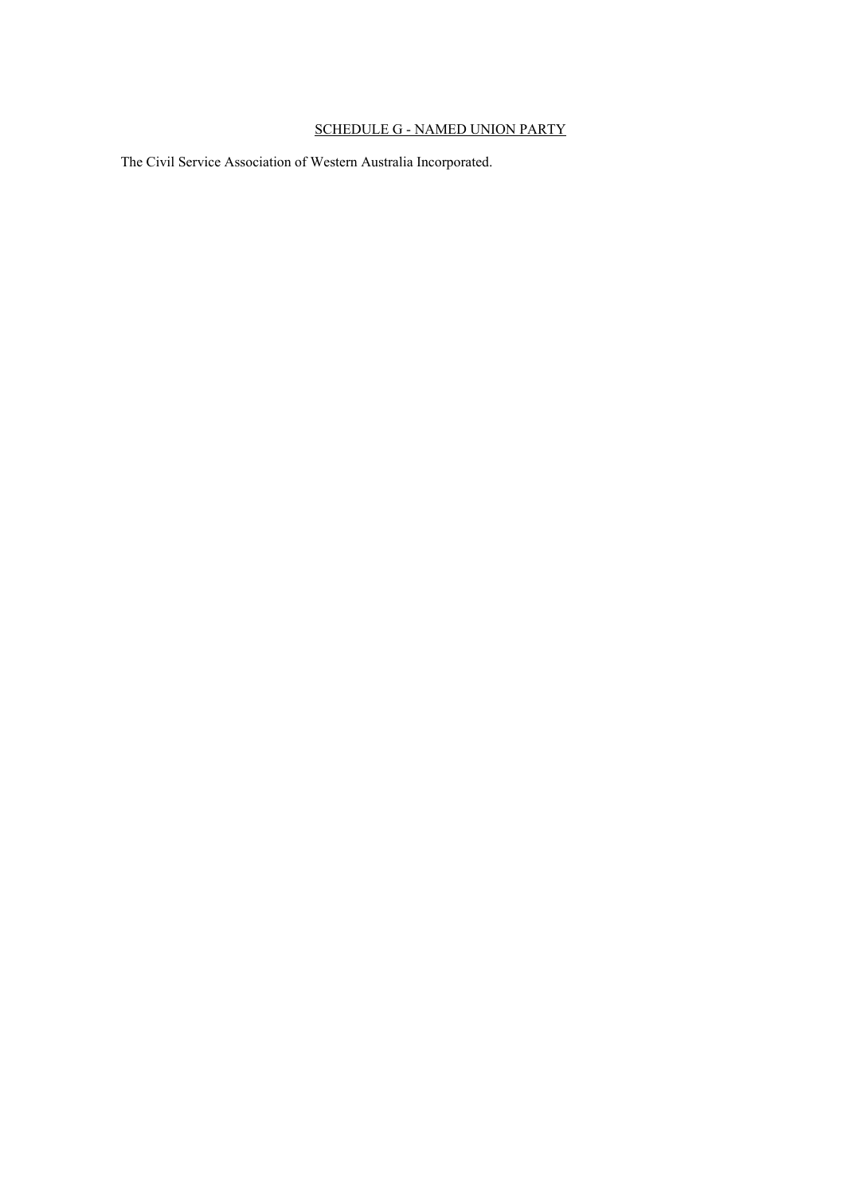## SCHEDULE G - NAMED UNION PARTY

The Civil Service Association of Western Australia Incorporated.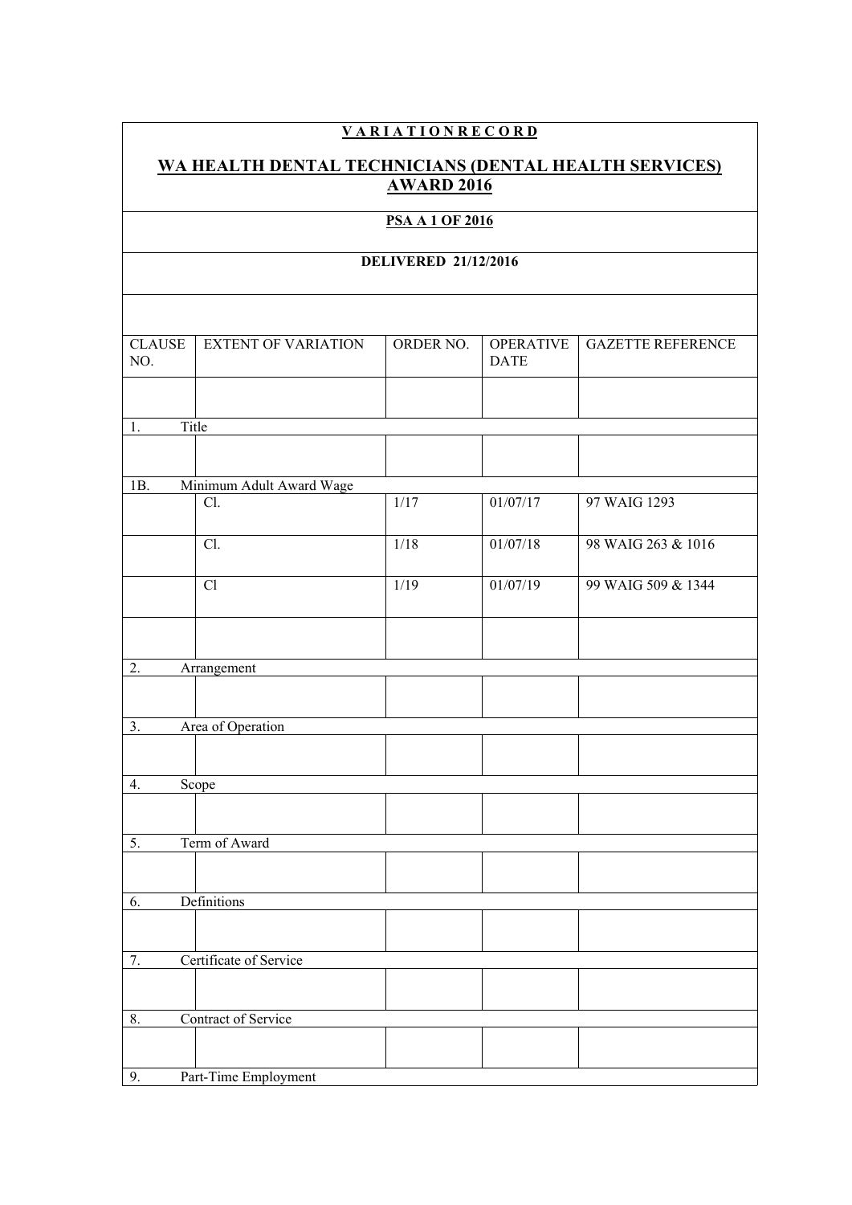**V A R I A T I O N R E C O R D**

**WA HEALTH DENTAL TECHNICIANS (DENTAL HEALTH SERVICES) AWARD 2016**

**PSA A 1 OF 2016**

**DELIVERED 21/12/2016**

| CLAUSE NO. | EXTENT OF VARIATION | ORDER NO. | OPERATIVE DATE | GAZETTE REFERENCE |
|---|---|---|---|---|
| | | | | |
| 1. | Title | | | |
| | | | | |
| 1B. | Minimum Adult Award Wage | | | |
| | Cl. | 1/17 | 01/07/17 | 97 WAIG 1293 |
| | Cl. | 1/18 | 01/07/18 | 98 WAIG 263 & 1016 |
| | Cl | 1/19 | 01/07/19 | 99 WAIG 509 & 1344 |
| | | | | |
| 2. | Arrangement | | | |
| | | | | |
| 3. | Area of Operation | | | |
| | | | | |
| 4. | Scope | | | |
| | | | | |
| 5. | Term of Award | | | |
| | | | | |
| 6. | Definitions | | | |
| | | | | |
| 7. | Certificate of Service | | | |
| | | | | |
| 8. | Contract of Service | | | |
| | | | | |
| 9. | Part-Time Employment | | | |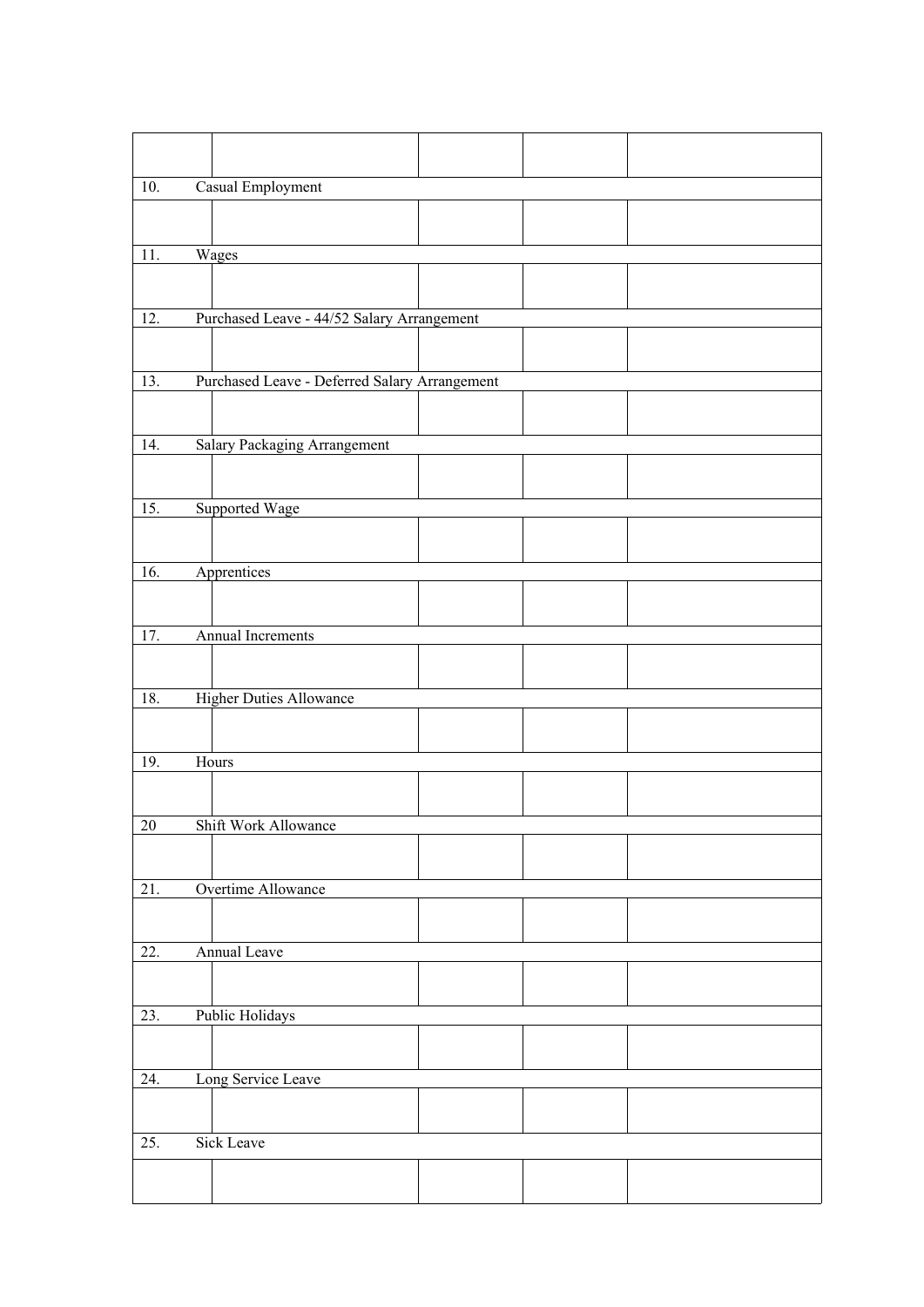| | | | | |
|---|---|---|---|---|
| | | | | |
| 10. | Casual Employment | | | |
| | | | | |
| 11. | Wages | | | |
| | | | | |
| 12. | Purchased Leave - 44/52 Salary Arrangement | | | |
| | | | | |
| 13. | Purchased Leave - Deferred Salary Arrangement | | | |
| | | | | |
| 14. | Salary Packaging Arrangement | | | |
| | | | | |
| 15. | Supported Wage | | | |
| | | | | |
| 16. | Apprentices | | | |
| | | | | |
| 17. | Annual Increments | | | |
| | | | | |
| 18. | Higher Duties Allowance | | | |
| | | | | |
| 19. | Hours | | | |
| | | | | |
| 20 | Shift Work Allowance | | | |
| | | | | |
| 21. | Overtime Allowance | | | |
| | | | | |
| 22. | Annual Leave | | | |
| | | | | |
| 23. | Public Holidays | | | |
| | | | | |
| 24. | Long Service Leave | | | |
| | | | | |
| 25. | Sick Leave | | | |
| | | | | |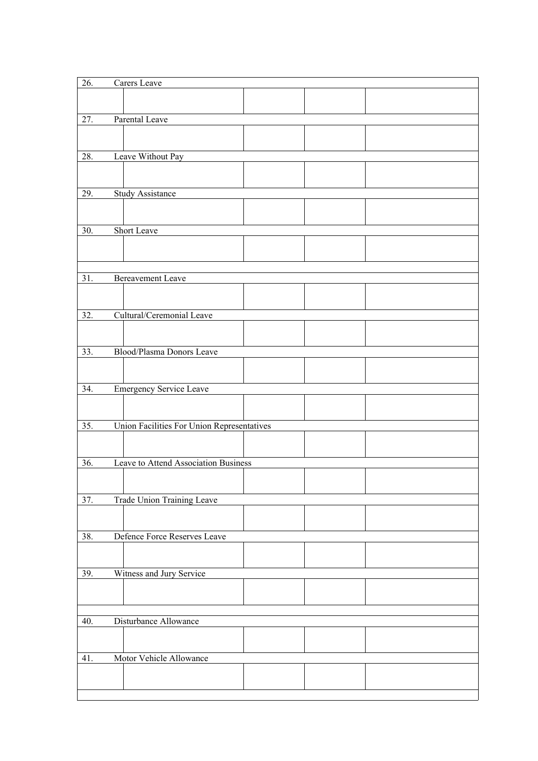| | | | | |
|---|---|---|---|---|
| 26. | Carers Leave | | | |
| | | | | |
| 27. | Parental Leave | | | |
| | | | | |
| 28. | Leave Without Pay | | | |
| | | | | |
| 29. | Study Assistance | | | |
| | | | | |
| 30. | Short Leave | | | |
| | | | | |
| | | | | |
| 31. | Bereavement Leave | | | |
| | | | | |
| 32. | Cultural/Ceremonial Leave | | | |
| | | | | |
| 33. | Blood/Plasma Donors Leave | | | |
| | | | | |
| 34. | Emergency Service Leave | | | |
| | | | | |
| 35. | Union Facilities For Union Representatives | | | |
| | | | | |
| 36. | Leave to Attend Association Business | | | |
| | | | | |
| 37. | Trade Union Training Leave | | | |
| | | | | |
| 38. | Defence Force Reserves Leave | | | |
| | | | | |
| 39. | Witness and Jury Service | | | |
| | | | | |
| | | | | |
| 40. | Disturbance Allowance | | | |
| | | | | |
| 41. | Motor Vehicle Allowance | | | |
| | | | | |
| | | | | |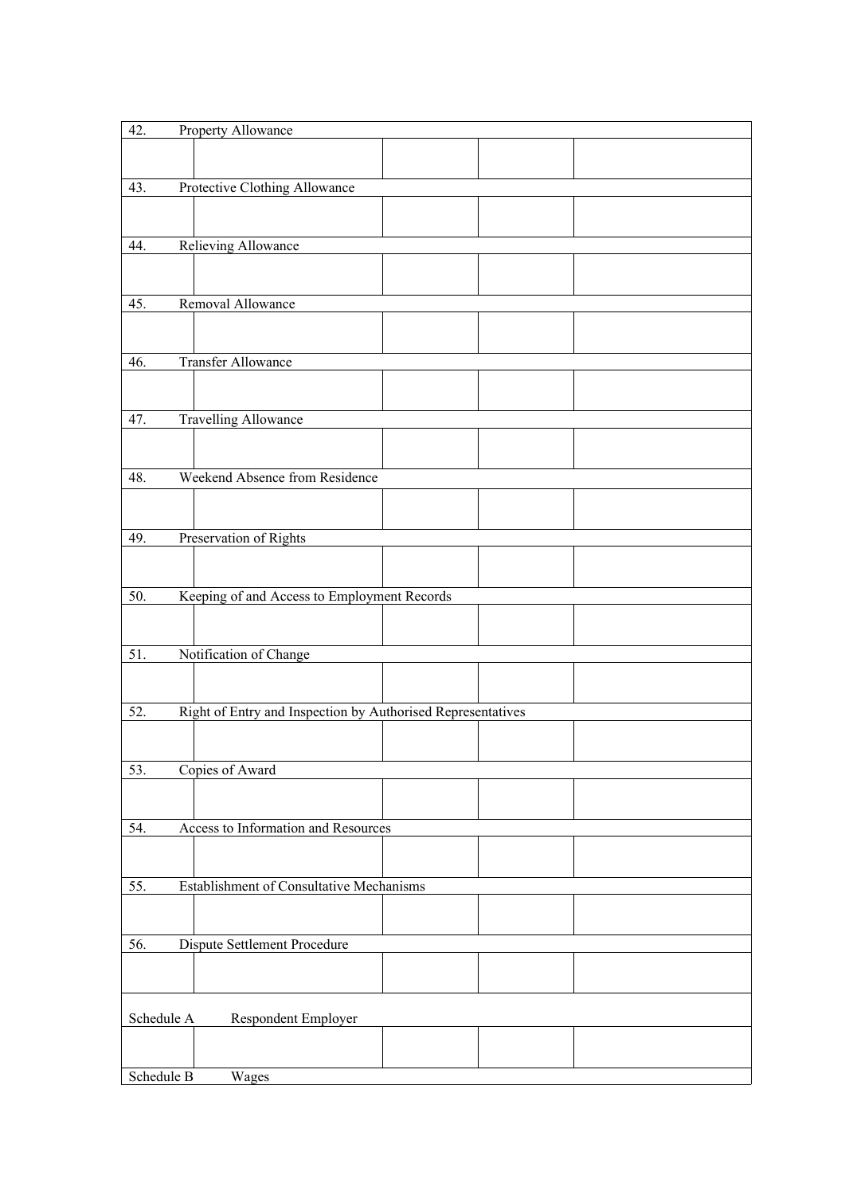| | | | | |
|---|---|---|---|---|
| 42. | Property Allowance | | | |
| | | | | |
| 43. | Protective Clothing Allowance | | | |
| | | | | |
| 44. | Relieving Allowance | | | |
| | | | | |
| 45. | Removal Allowance | | | |
| | | | | |
| 46. | Transfer Allowance | | | |
| | | | | |
| 47. | Travelling Allowance | | | |
| | | | | |
| 48. | Weekend Absence from Residence | | | |
| | | | | |
| 49. | Preservation of Rights | | | |
| | | | | |
| 50. | Keeping of and Access to Employment Records | | | |
| | | | | |
| 51. | Notification of Change | | | |
| | | | | |
| 52. | Right of Entry and Inspection by Authorised Representatives | | | |
| | | | | |
| 53. | Copies of Award | | | |
| | | | | |
| 54. | Access to Information and Resources | | | |
| | | | | |
| 55. | Establishment of Consultative Mechanisms | | | |
| | | | | |
| 56. | Dispute Settlement Procedure | | | |
| | | | | |
| Schedule A | Respondent Employer | | | |
| | | | | |
| Schedule B | Wages | | | |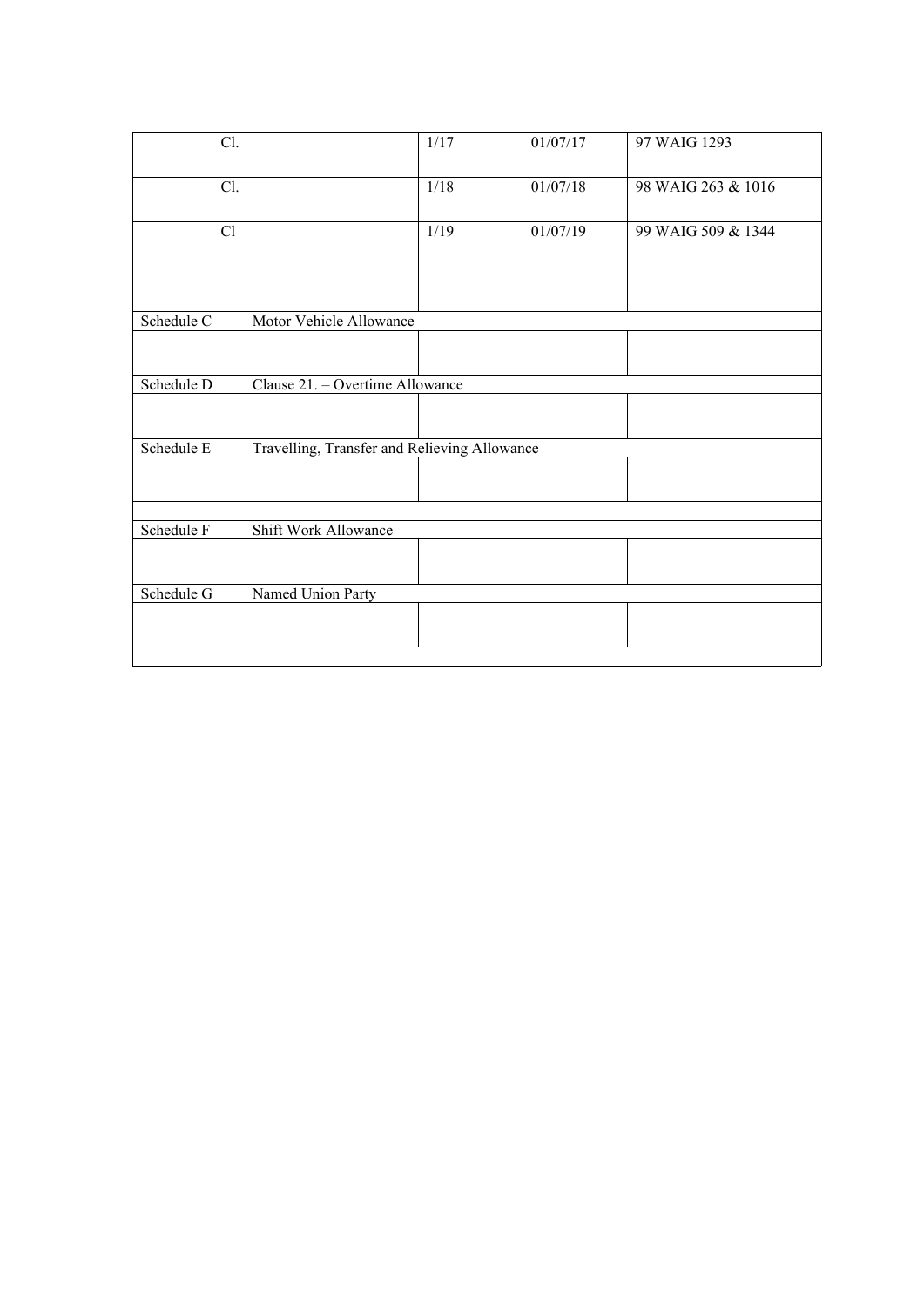| | | | | |
|---|---|---|---|---|
| | Cl. | 1/17 | 01/07/17 | 97 WAIG 1293 |
| | Cl. | 1/18 | 01/07/18 | 98 WAIG 263 & 1016 |
| | Cl | 1/19 | 01/07/19 | 99 WAIG 509 & 1344 |
| | | | | |
| Schedule C | Motor Vehicle Allowance | | | |
| | | | | |
| Schedule D | Clause 21. – Overtime Allowance | | | |
| | | | | |
| Schedule E | Travelling, Transfer and Relieving Allowance | | | |
| | | | | |
| | | | | |
| Schedule F | Shift Work Allowance | | | |
| | | | | |
| Schedule G | Named Union Party | | | |
| | | | | |
| | | | | |